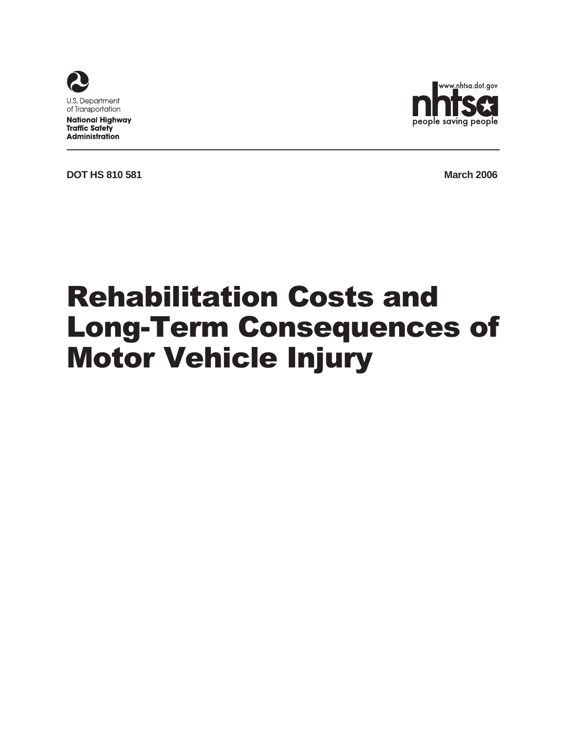U.S. Department of Transportation

**National Highway Traffic Safety Administration**

www.nhtsa.dot.gov

nhtsa

people saving people

---

**DOT HS 810 581** **March 2006**

# Rehabilitation Costs and Long-Term Consequences of Motor Vehicle Injury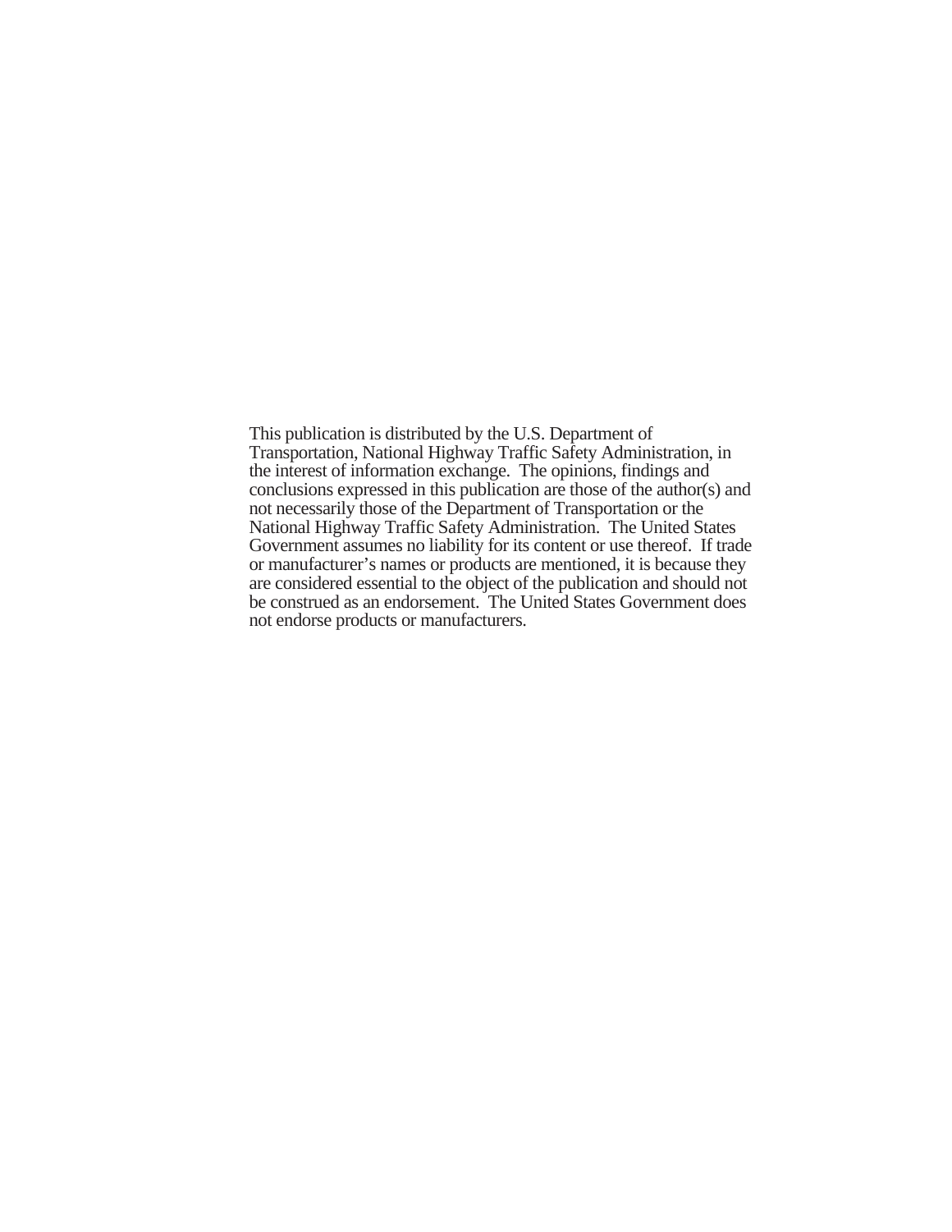This publication is distributed by the U.S. Department of Transportation, National Highway Traffic Safety Administration, in the interest of information exchange. The opinions, findings and conclusions expressed in this publication are those of the author(s) and not necessarily those of the Department of Transportation or the National Highway Traffic Safety Administration. The United States Government assumes no liability for its content or use thereof. If trade or manufacturer's names or products are mentioned, it is because they are considered essential to the object of the publication and should not be construed as an endorsement. The United States Government does not endorse products or manufacturers.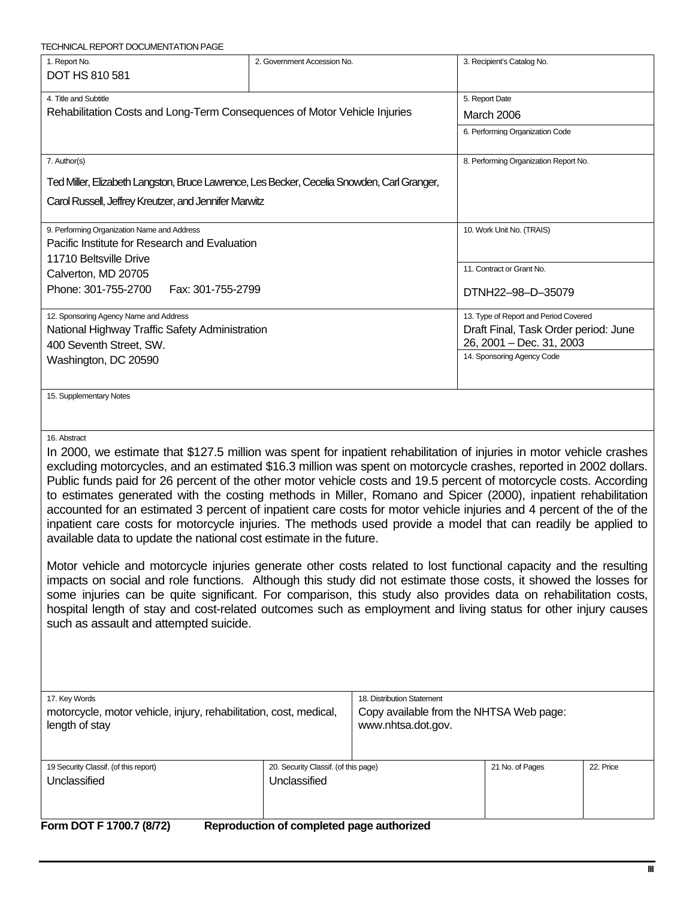TECHNICAL REPORT DOCUMENTATION PAGE

| 1. Report No. | 2. Government Accession No. | 3. Recipient's Catalog No. |
|---|---|---|
| DOT HS 810 581 | | |
| 4. Title and Subtitle | | 5. Report Date |
| Rehabilitation Costs and Long-Term Consequences of Motor Vehicle Injuries | | March 2006 |
| | | 6. Performing Organization Code |
| 7. Author(s) | | 8. Performing Organization Report No. |
| Ted Miller, Elizabeth Langston, Bruce Lawrence, Les Becker, Cecelia Snowden, Carl Granger, Carol Russell, Jeffrey Kreutzer, and Jennifer Marwitz | | |
| 9. Performing Organization Name and Address | | 10. Work Unit No. (TRAIS) |
| Pacific Institute for Research and Evaluation<br>11710 Beltsville Drive<br>Calverton, MD 20705<br>Phone: 301-755-2700 Fax: 301-755-2799 | | 11. Contract or Grant No.<br>DTNH22–98–D–35079 |
| 12. Sponsoring Agency Name and Address | | 13. Type of Report and Period Covered |
| National Highway Traffic Safety Administration<br>400 Seventh Street, SW.<br>Washington, DC 20590 | | Draft Final, Task Order period: June 26, 2001 – Dec. 31, 2003 |
| | | 14. Sponsoring Agency Code |

15. Supplementary Notes

16. Abstract

In 2000, we estimate that $127.5 million was spent for inpatient rehabilitation of injuries in motor vehicle crashes excluding motorcycles, and an estimated $16.3 million was spent on motorcycle crashes, reported in 2002 dollars. Public funds paid for 26 percent of the other motor vehicle costs and 19.5 percent of motorcycle costs. According to estimates generated with the costing methods in Miller, Romano and Spicer (2000), inpatient rehabilitation accounted for an estimated 3 percent of inpatient care costs for motor vehicle injuries and 4 percent of the of the inpatient care costs for motorcycle injuries. The methods used provide a model that can readily be applied to available data to update the national cost estimate in the future.

Motor vehicle and motorcycle injuries generate other costs related to lost functional capacity and the resulting impacts on social and role functions. Although this study did not estimate those costs, it showed the losses for some injuries can be quite significant. For comparison, this study also provides data on rehabilitation costs, hospital length of stay and cost-related outcomes such as employment and living status for other injury causes such as assault and attempted suicide.

| 17. Key Words | 18. Distribution Statement | | |
|---|---|---|---|
| motorcycle, motor vehicle, injury, rehabilitation, cost, medical, length of stay | Copy available from the NHTSA Web page: www.nhtsa.dot.gov. | | |
| 19 Security Classif. (of this report) | 20. Security Classif. (of this page) | 21 No. of Pages | 22. Price |
| Unclassified | Unclassified | | |

**Form DOT F 1700.7 (8/72) Reproduction of completed page authorized**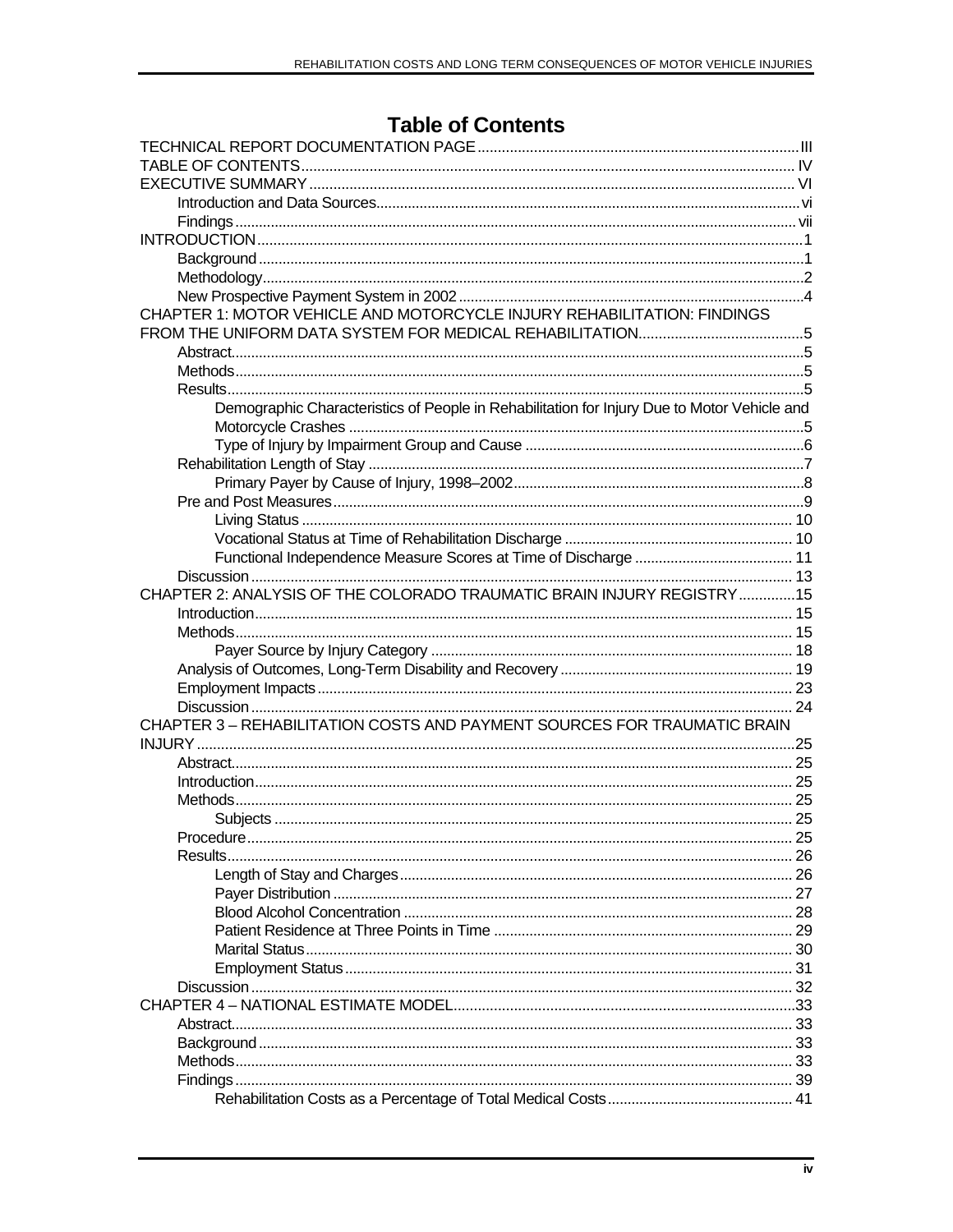# Table of Contents

TECHNICAL REPORT DOCUMENTATION PAGE .......... III
TABLE OF CONTENTS .......... IV
EXECUTIVE SUMMARY .......... VI
- Introduction and Data Sources .......... vi
- Findings .......... vii

INTRODUCTION .......... 1
- Background .......... 1
- Methodology .......... 2
- New Prospective Payment System in 2002 .......... 4

CHAPTER 1: MOTOR VEHICLE AND MOTORCYCLE INJURY REHABILITATION: FINDINGS FROM THE UNIFORM DATA SYSTEM FOR MEDICAL REHABILITATION .......... 5
- Abstract .......... 5
- Methods .......... 5
- Results .......... 5
  - Demographic Characteristics of People in Rehabilitation for Injury Due to Motor Vehicle and Motorcycle Crashes .......... 5
  - Type of Injury by Impairment Group and Cause .......... 6
- Rehabilitation Length of Stay .......... 7
  - Primary Payer by Cause of Injury, 1998–2002 .......... 8
- Pre and Post Measures .......... 9
  - Living Status .......... 10
  - Vocational Status at Time of Rehabilitation Discharge .......... 10
  - Functional Independence Measure Scores at Time of Discharge .......... 11
- Discussion .......... 13

CHAPTER 2: ANALYSIS OF THE COLORADO TRAUMATIC BRAIN INJURY REGISTRY .......... 15
- Introduction .......... 15
- Methods .......... 15
  - Payer Source by Injury Category .......... 18
- Analysis of Outcomes, Long-Term Disability and Recovery .......... 19
- Employment Impacts .......... 23
- Discussion .......... 24

CHAPTER 3 – REHABILITATION COSTS AND PAYMENT SOURCES FOR TRAUMATIC BRAIN INJURY .......... 25
- Abstract .......... 25
- Introduction .......... 25
- Methods .......... 25
  - Subjects .......... 25
- Procedure .......... 25
- Results .......... 26
  - Length of Stay and Charges .......... 26
  - Payer Distribution .......... 27
  - Blood Alcohol Concentration .......... 28
  - Patient Residence at Three Points in Time .......... 29
  - Marital Status .......... 30
  - Employment Status .......... 31
- Discussion .......... 32

CHAPTER 4 – NATIONAL ESTIMATE MODEL .......... 33
- Abstract .......... 33
- Background .......... 33
- Methods .......... 33
- Findings .......... 39
  - Rehabilitation Costs as a Percentage of Total Medical Costs .......... 41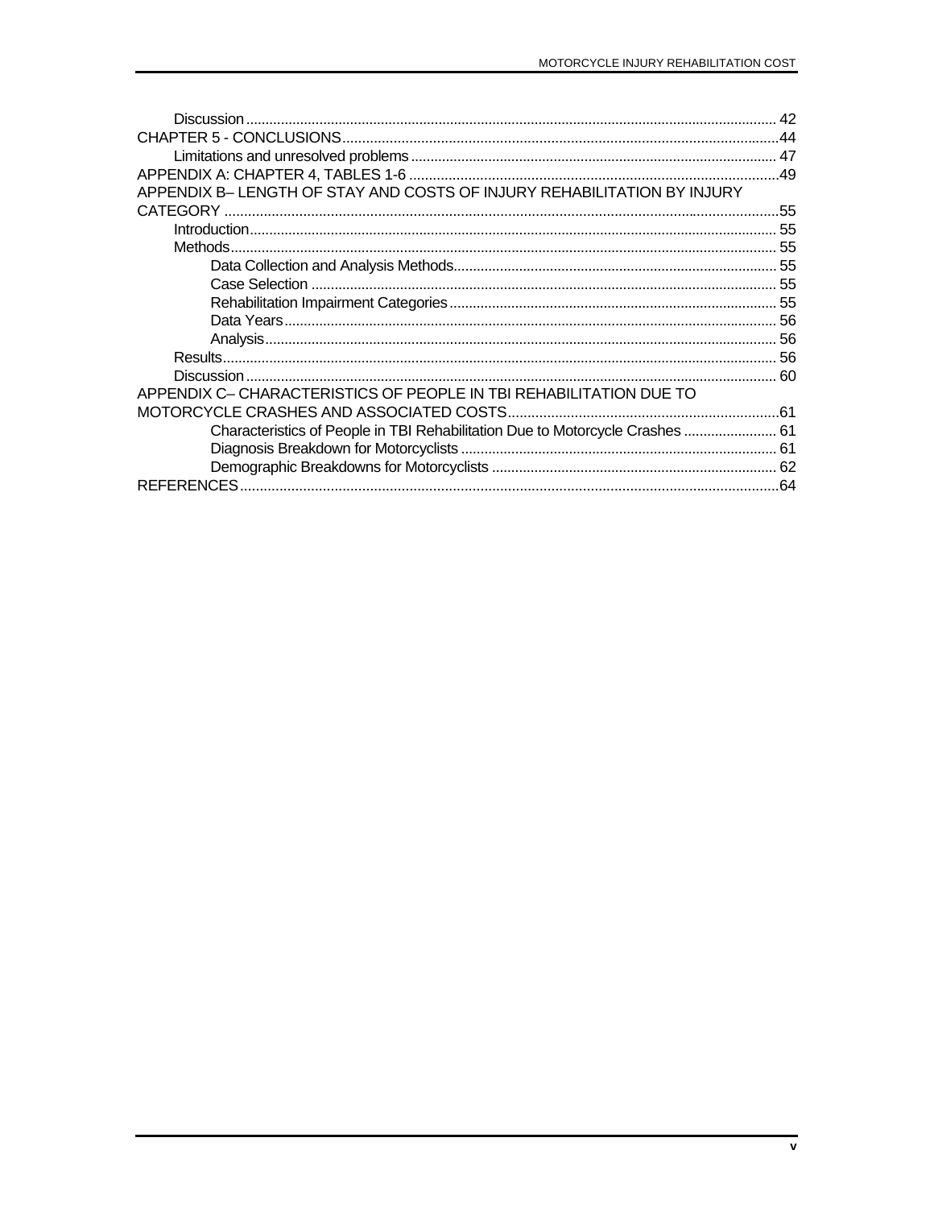Discussion ........................................................................................................................ 42

CHAPTER 5 - CONCLUSIONS...............................................................................................44

Limitations and unresolved problems ............................................................................. 47

APPENDIX A: CHAPTER 4, TABLES 1-6 ..............................................................................49

APPENDIX B– LENGTH OF STAY AND COSTS OF INJURY REHABILITATION BY INJURY CATEGORY ............................................................................................................................55

Introduction....................................................................................................................... 55

Methods............................................................................................................................ 55

Data Collection and Analysis Methods................................................................... 55

Case Selection ....................................................................................................... 55

Rehabilitation Impairment Categories .................................................................... 55

Data Years.............................................................................................................. 56

Analysis.................................................................................................................. 56

Results.............................................................................................................................. 56

Discussion ........................................................................................................................ 60

APPENDIX C– CHARACTERISTICS OF PEOPLE IN TBI REHABILITATION DUE TO MOTORCYCLE CRASHES AND ASSOCIATED COSTS.....................................................................61

Characteristics of People in TBI Rehabilitation Due to Motorcycle Crashes ........................ 61

Diagnosis Breakdown for Motorcyclists ................................................................. 61

Demographic Breakdowns for Motorcyclists ......................................................... 62

REFERENCES.........................................................................................................................64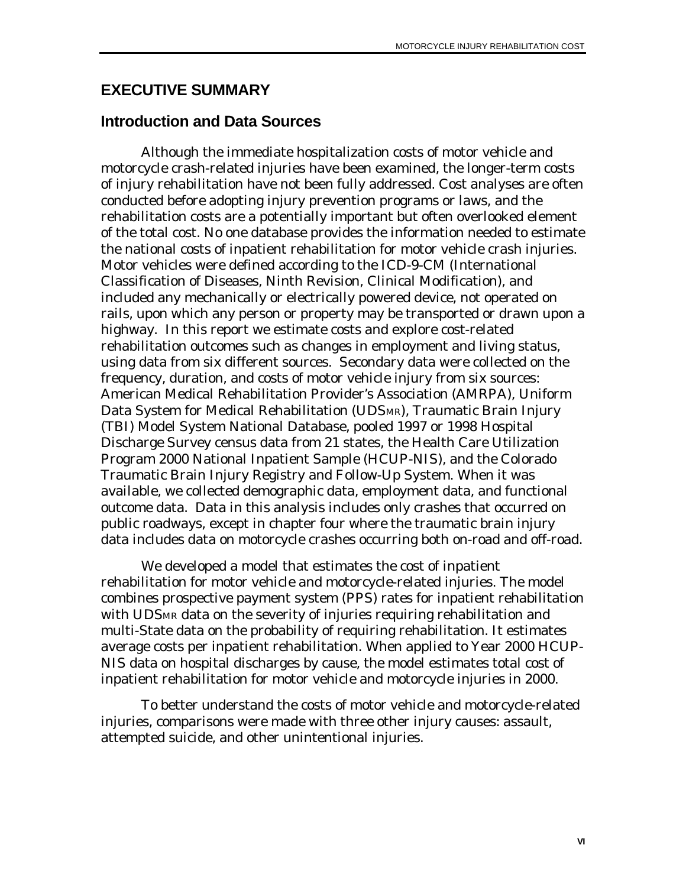# EXECUTIVE SUMMARY

## Introduction and Data Sources

Although the immediate hospitalization costs of motor vehicle and motorcycle crash-related injuries have been examined, the longer-term costs of injury rehabilitation have not been fully addressed. Cost analyses are often conducted before adopting injury prevention programs or laws, and the rehabilitation costs are a potentially important but often overlooked element of the total cost. No one database provides the information needed to estimate the national costs of inpatient rehabilitation for motor vehicle crash injuries. Motor vehicles were defined according to the ICD-9-CM (International Classification of Diseases, Ninth Revision, Clinical Modification), and included any mechanically or electrically powered device, not operated on rails, upon which any person or property may be transported or drawn upon a highway. In this report we estimate costs and explore cost-related rehabilitation outcomes such as changes in employment and living status, using data from six different sources. Secondary data were collected on the frequency, duration, and costs of motor vehicle injury from six sources: American Medical Rehabilitation Provider's Association (AMRPA), Uniform Data System for Medical Rehabilitation ($UDS_{MR}$), Traumatic Brain Injury (TBI) Model System National Database, pooled 1997 or 1998 Hospital Discharge Survey census data from 21 states, the Health Care Utilization Program 2000 National Inpatient Sample (HCUP-NIS), and the Colorado Traumatic Brain Injury Registry and Follow-Up System. When it was available, we collected demographic data, employment data, and functional outcome data. Data in this analysis includes only crashes that occurred on public roadways, except in chapter four where the traumatic brain injury data includes data on motorcycle crashes occurring both on-road and off-road.

We developed a model that estimates the cost of inpatient rehabilitation for motor vehicle and motorcycle-related injuries. The model combines prospective payment system (PPS) rates for inpatient rehabilitation with $UDS_{MR}$ data on the severity of injuries requiring rehabilitation and multi-State data on the probability of requiring rehabilitation. It estimates average costs per inpatient rehabilitation. When applied to Year 2000 HCUP-NIS data on hospital discharges by cause, the model estimates total cost of inpatient rehabilitation for motor vehicle and motorcycle injuries in 2000.

To better understand the costs of motor vehicle and motorcycle-related injuries, comparisons were made with three other injury causes: assault, attempted suicide, and other unintentional injuries.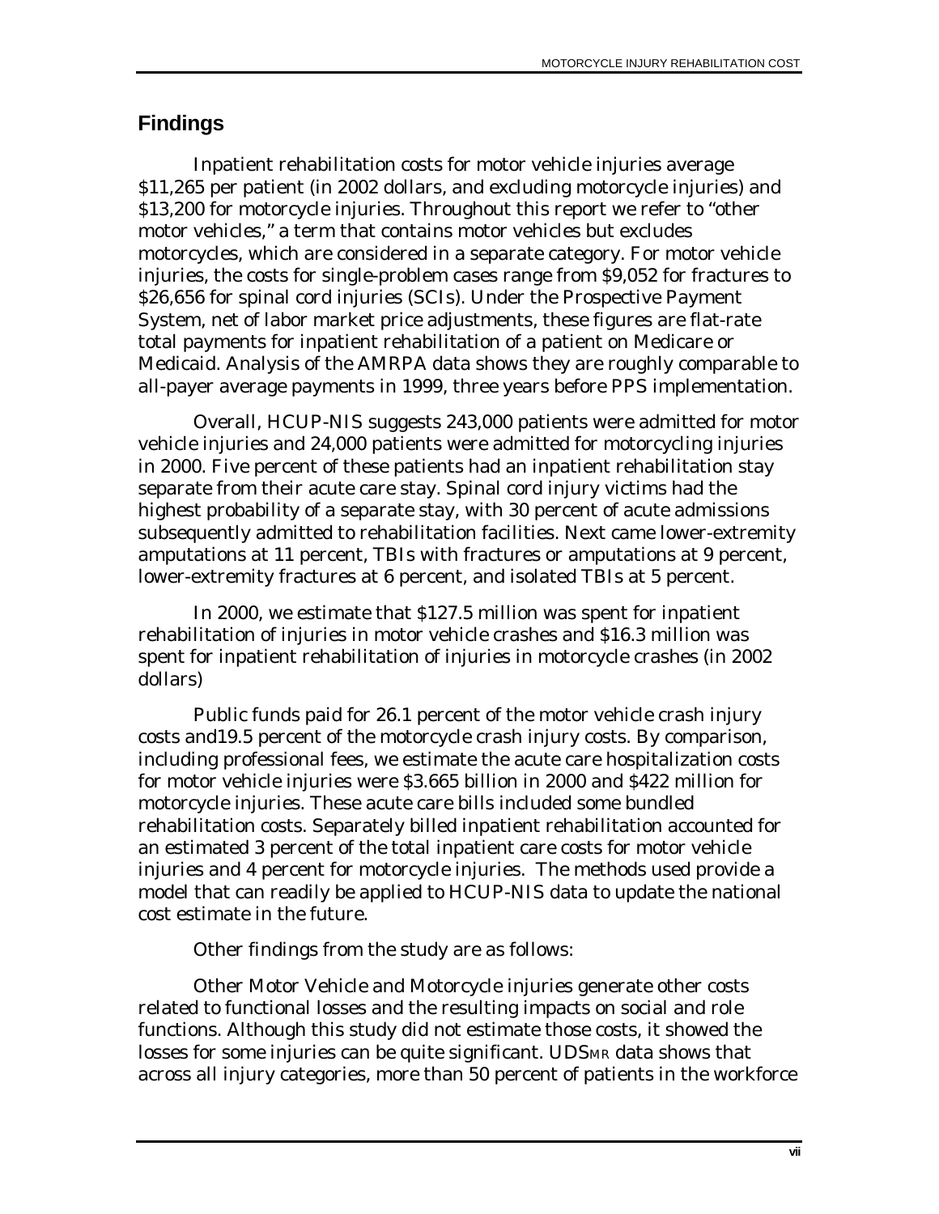## Findings

Inpatient rehabilitation costs for motor vehicle injuries average \$11,265 per patient (in 2002 dollars, and excluding motorcycle injuries) and \$13,200 for motorcycle injuries. Throughout this report we refer to "other motor vehicles," a term that contains motor vehicles but excludes motorcycles, which are considered in a separate category. For motor vehicle injuries, the costs for single-problem cases range from \$9,052 for fractures to \$26,656 for spinal cord injuries (SCIs). Under the Prospective Payment System, net of labor market price adjustments, these figures are flat-rate total payments for inpatient rehabilitation of a patient on Medicare or Medicaid. Analysis of the AMRPA data shows they are roughly comparable to all-payer average payments in 1999, three years before PPS implementation.

Overall, HCUP-NIS suggests 243,000 patients were admitted for motor vehicle injuries and 24,000 patients were admitted for motorcycling injuries in 2000. Five percent of these patients had an inpatient rehabilitation stay separate from their acute care stay. Spinal cord injury victims had the highest probability of a separate stay, with 30 percent of acute admissions subsequently admitted to rehabilitation facilities. Next came lower-extremity amputations at 11 percent, TBIs with fractures or amputations at 9 percent, lower-extremity fractures at 6 percent, and isolated TBIs at 5 percent.

In 2000, we estimate that \$127.5 million was spent for inpatient rehabilitation of injuries in motor vehicle crashes and \$16.3 million was spent for inpatient rehabilitation of injuries in motorcycle crashes (in 2002 dollars)

Public funds paid for 26.1 percent of the motor vehicle crash injury costs and19.5 percent of the motorcycle crash injury costs. By comparison, including professional fees, we estimate the acute care hospitalization costs for motor vehicle injuries were \$3.665 billion in 2000 and \$422 million for motorcycle injuries. These acute care bills included some bundled rehabilitation costs. Separately billed inpatient rehabilitation accounted for an estimated 3 percent of the total inpatient care costs for motor vehicle injuries and 4 percent for motorcycle injuries. The methods used provide a model that can readily be applied to HCUP-NIS data to update the national cost estimate in the future.

Other findings from the study are as follows:

Other Motor Vehicle and Motorcycle injuries generate other costs related to functional losses and the resulting impacts on social and role functions. Although this study did not estimate those costs, it showed the losses for some injuries can be quite significant. $UDS_{MR}$ data shows that across all injury categories, more than 50 percent of patients in the workforce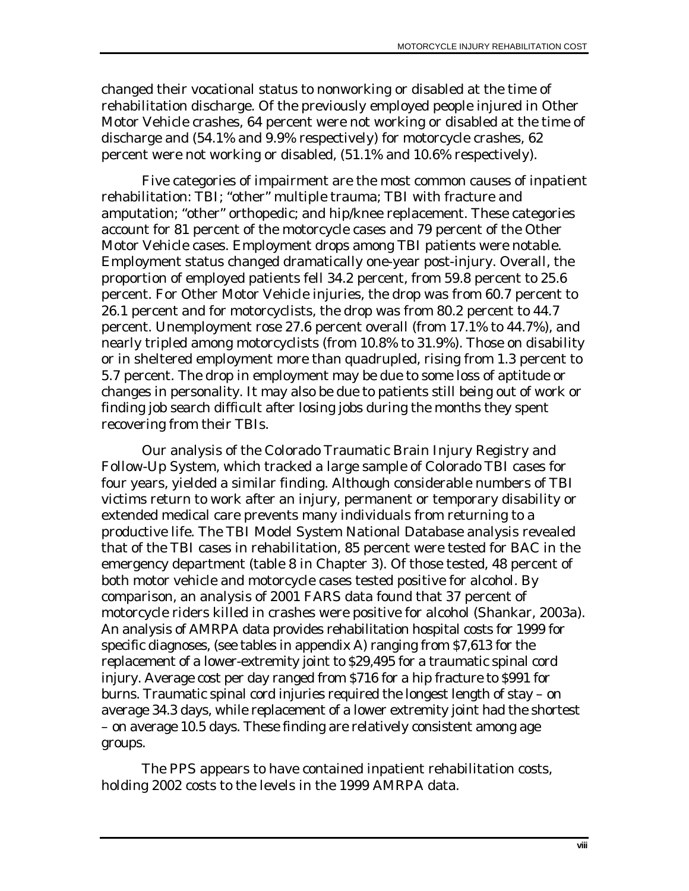changed their vocational status to nonworking or disabled at the time of rehabilitation discharge. Of the previously employed people injured in Other Motor Vehicle crashes, 64 percent were not working or disabled at the time of discharge and (54.1% and 9.9% respectively) for motorcycle crashes, 62 percent were not working or disabled, (51.1% and 10.6% respectively).

Five categories of impairment are the most common causes of inpatient rehabilitation: TBI; "other" multiple trauma; TBI with fracture and amputation; "other" orthopedic; and hip/knee replacement. These categories account for 81 percent of the motorcycle cases and 79 percent of the Other Motor Vehicle cases. Employment drops among TBI patients were notable. Employment status changed dramatically one-year post-injury. Overall, the proportion of employed patients fell 34.2 percent, from 59.8 percent to 25.6 percent. For Other Motor Vehicle injuries, the drop was from 60.7 percent to 26.1 percent and for motorcyclists, the drop was from 80.2 percent to 44.7 percent. Unemployment rose 27.6 percent overall (from 17.1% to 44.7%), and nearly tripled among motorcyclists (from 10.8% to 31.9%). Those on disability or in sheltered employment more than quadrupled, rising from 1.3 percent to 5.7 percent. The drop in employment may be due to some loss of aptitude or changes in personality. It may also be due to patients still being out of work or finding job search difficult after losing jobs during the months they spent recovering from their TBIs.

Our analysis of the Colorado Traumatic Brain Injury Registry and Follow-Up System, which tracked a large sample of Colorado TBI cases for four years, yielded a similar finding. Although considerable numbers of TBI victims return to work after an injury, permanent or temporary disability or extended medical care prevents many individuals from returning to a productive life. The TBI Model System National Database analysis revealed that of the TBI cases in rehabilitation, 85 percent were tested for BAC in the emergency department (table 8 in Chapter 3). Of those tested, 48 percent of both motor vehicle and motorcycle cases tested positive for alcohol. By comparison, an analysis of 2001 FARS data found that 37 percent of motorcycle riders killed in crashes were positive for alcohol (Shankar, 2003a). An analysis of AMRPA data provides rehabilitation hospital costs for 1999 for specific diagnoses, (see tables in appendix A) ranging from $7,613 for the replacement of a lower-extremity joint to $29,495 for a traumatic spinal cord injury. Average cost per day ranged from $716 for a hip fracture to $991 for burns. Traumatic spinal cord injuries required the longest length of stay – on average 34.3 days, while replacement of a lower extremity joint had the shortest – on average 10.5 days. These finding are relatively consistent among age groups.

The PPS appears to have contained inpatient rehabilitation costs, holding 2002 costs to the levels in the 1999 AMRPA data.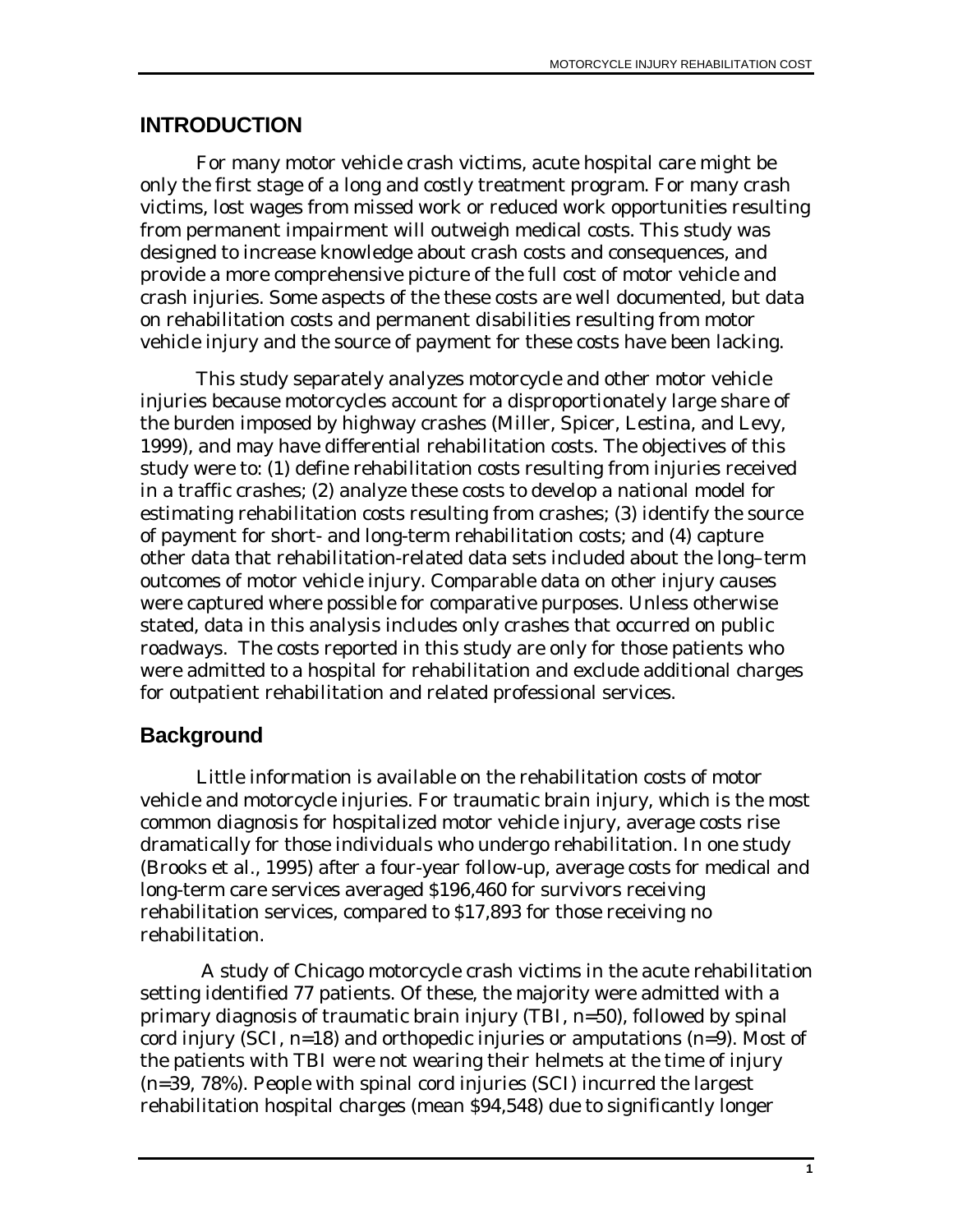# INTRODUCTION

For many motor vehicle crash victims, acute hospital care might be only the first stage of a long and costly treatment program. For many crash victims, lost wages from missed work or reduced work opportunities resulting from permanent impairment will outweigh medical costs. This study was designed to increase knowledge about crash costs and consequences, and provide a more comprehensive picture of the full cost of motor vehicle and crash injuries. Some aspects of the these costs are well documented, but data on rehabilitation costs and permanent disabilities resulting from motor vehicle injury and the source of payment for these costs have been lacking.

This study separately analyzes motorcycle and other motor vehicle injuries because motorcycles account for a disproportionately large share of the burden imposed by highway crashes (Miller, Spicer, Lestina, and Levy, 1999), and may have differential rehabilitation costs. The objectives of this study were to: (1) define rehabilitation costs resulting from injuries received in a traffic crashes; (2) analyze these costs to develop a national model for estimating rehabilitation costs resulting from crashes; (3) identify the source of payment for short- and long-term rehabilitation costs; and (4) capture other data that rehabilitation-related data sets included about the long–term outcomes of motor vehicle injury. Comparable data on other injury causes were captured where possible for comparative purposes. Unless otherwise stated, data in this analysis includes only crashes that occurred on public roadways. The costs reported in this study are only for those patients who were admitted to a hospital for rehabilitation and exclude additional charges for outpatient rehabilitation and related professional services.

## Background

Little information is available on the rehabilitation costs of motor vehicle and motorcycle injuries. For traumatic brain injury, which is the most common diagnosis for hospitalized motor vehicle injury, average costs rise dramatically for those individuals who undergo rehabilitation. In one study (Brooks et al., 1995) after a four-year follow-up, average costs for medical and long-term care services averaged $196,460 for survivors receiving rehabilitation services, compared to $17,893 for those receiving no rehabilitation.

A study of Chicago motorcycle crash victims in the acute rehabilitation setting identified 77 patients. Of these, the majority were admitted with a primary diagnosis of traumatic brain injury (TBI, n=50), followed by spinal cord injury (SCI, n=18) and orthopedic injuries or amputations (n=9). Most of the patients with TBI were not wearing their helmets at the time of injury (n=39, 78%). People with spinal cord injuries (SCI) incurred the largest rehabilitation hospital charges (mean $94,548) due to significantly longer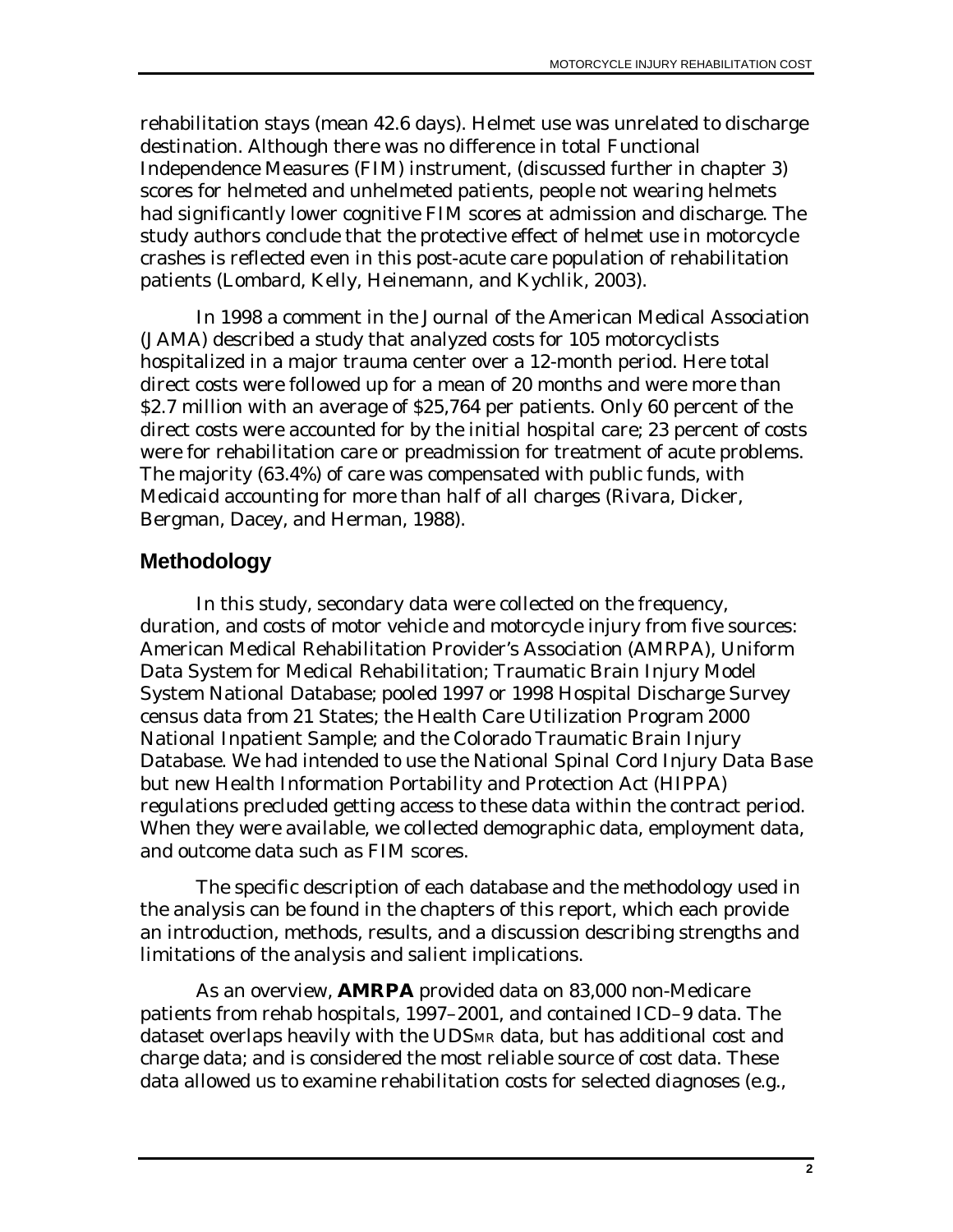rehabilitation stays (mean 42.6 days). Helmet use was unrelated to discharge destination. Although there was no difference in total Functional Independence Measures (FIM) instrument, (discussed further in chapter 3) scores for helmeted and unhelmeted patients, people not wearing helmets had significantly lower cognitive FIM scores at admission and discharge. The study authors conclude that the protective effect of helmet use in motorcycle crashes is reflected even in this post-acute care population of rehabilitation patients (Lombard, Kelly, Heinemann, and Kychlik, 2003).

In 1998 a comment in the Journal of the American Medical Association (JAMA) described a study that analyzed costs for 105 motorcyclists hospitalized in a major trauma center over a 12-month period. Here total direct costs were followed up for a mean of 20 months and were more than \$2.7 million with an average of \$25,764 per patients. Only 60 percent of the direct costs were accounted for by the initial hospital care; 23 percent of costs were for rehabilitation care or preadmission for treatment of acute problems. The majority (63.4%) of care was compensated with public funds, with Medicaid accounting for more than half of all charges (Rivara, Dicker, Bergman, Dacey, and Herman, 1988).

## Methodology

In this study, secondary data were collected on the frequency, duration, and costs of motor vehicle and motorcycle injury from five sources: American Medical Rehabilitation Provider's Association (AMRPA), Uniform Data System for Medical Rehabilitation; Traumatic Brain Injury Model System National Database; pooled 1997 or 1998 Hospital Discharge Survey census data from 21 States; the Health Care Utilization Program 2000 National Inpatient Sample; and the Colorado Traumatic Brain Injury Database. We had intended to use the National Spinal Cord Injury Data Base but new Health Information Portability and Protection Act (HIPPA) regulations precluded getting access to these data within the contract period. When they were available, we collected demographic data, employment data, and outcome data such as FIM scores.

The specific description of each database and the methodology used in the analysis can be found in the chapters of this report, which each provide an introduction, methods, results, and a discussion describing strengths and limitations of the analysis and salient implications.

As an overview, **AMRPA** provided data on 83,000 non-Medicare patients from rehab hospitals, 1997–2001, and contained ICD–9 data. The dataset overlaps heavily with the $UDS_{MR}$ data, but has additional cost and charge data; and is considered the most reliable source of cost data. These data allowed us to examine rehabilitation costs for selected diagnoses (e.g.,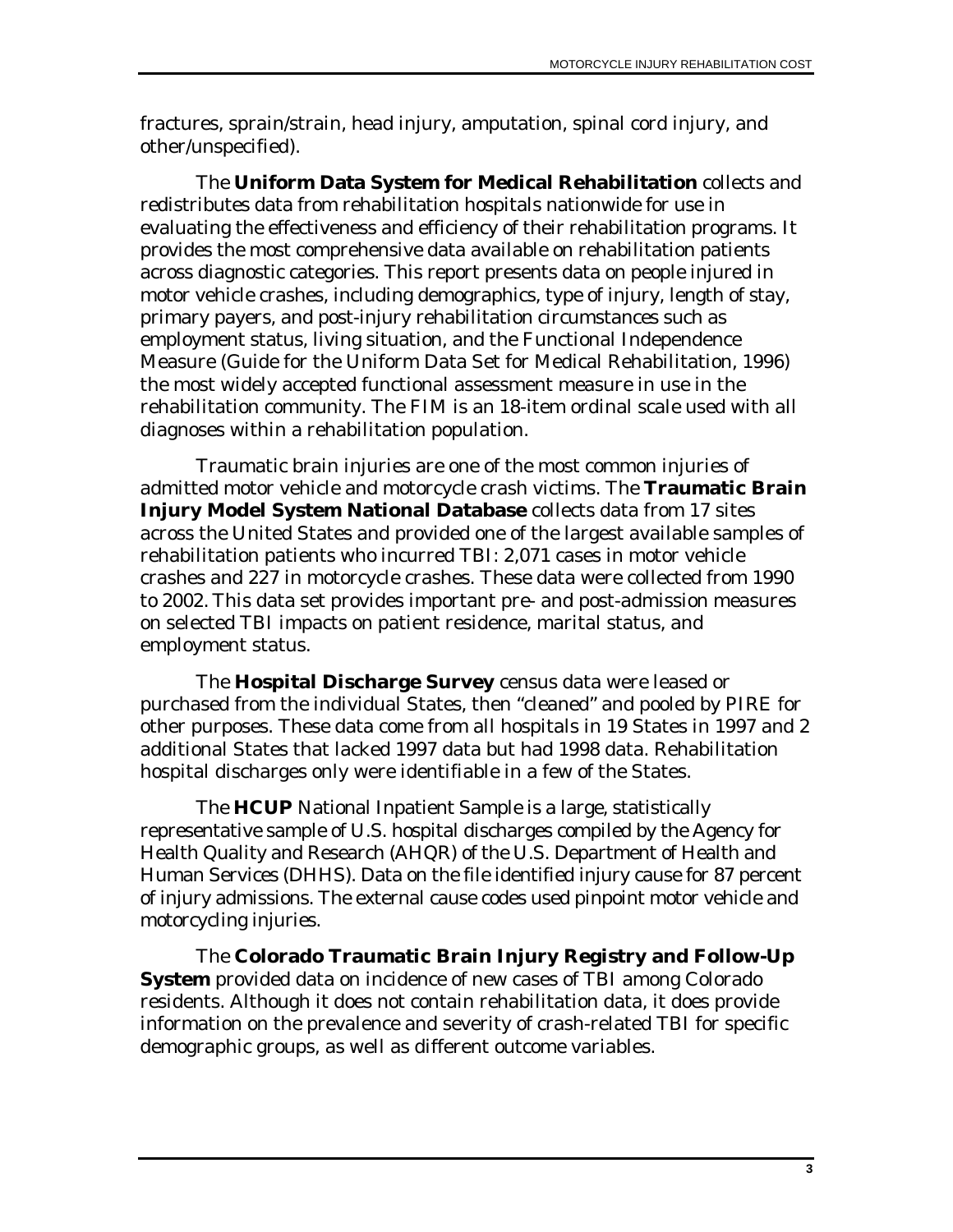fractures, sprain/strain, head injury, amputation, spinal cord injury, and other/unspecified).

The **Uniform Data System for Medical Rehabilitation** collects and redistributes data from rehabilitation hospitals nationwide for use in evaluating the effectiveness and efficiency of their rehabilitation programs. It provides the most comprehensive data available on rehabilitation patients across diagnostic categories. This report presents data on people injured in motor vehicle crashes, including demographics, type of injury, length of stay, primary payers, and post-injury rehabilitation circumstances such as employment status, living situation, and the Functional Independence Measure (Guide for the Uniform Data Set for Medical Rehabilitation, 1996) the most widely accepted functional assessment measure in use in the rehabilitation community. The FIM is an 18-item ordinal scale used with all diagnoses within a rehabilitation population.

Traumatic brain injuries are one of the most common injuries of admitted motor vehicle and motorcycle crash victims. The **Traumatic Brain Injury Model System National Database** collects data from 17 sites across the United States and provided one of the largest available samples of rehabilitation patients who incurred TBI: 2,071 cases in motor vehicle crashes and 227 in motorcycle crashes. These data were collected from 1990 to 2002. This data set provides important pre- and post-admission measures on selected TBI impacts on patient residence, marital status, and employment status.

The **Hospital Discharge Survey** census data were leased or purchased from the individual States, then "cleaned" and pooled by PIRE for other purposes. These data come from all hospitals in 19 States in 1997 and 2 additional States that lacked 1997 data but had 1998 data. Rehabilitation hospital discharges only were identifiable in a few of the States.

The **HCUP** National Inpatient Sample is a large, statistically representative sample of U.S. hospital discharges compiled by the Agency for Health Quality and Research (AHQR) of the U.S. Department of Health and Human Services (DHHS). Data on the file identified injury cause for 87 percent of injury admissions. The external cause codes used pinpoint motor vehicle and motorcycling injuries.

The **Colorado Traumatic Brain Injury Registry and Follow-Up System** provided data on incidence of new cases of TBI among Colorado residents. Although it does not contain rehabilitation data, it does provide information on the prevalence and severity of crash-related TBI for specific demographic groups, as well as different outcome variables.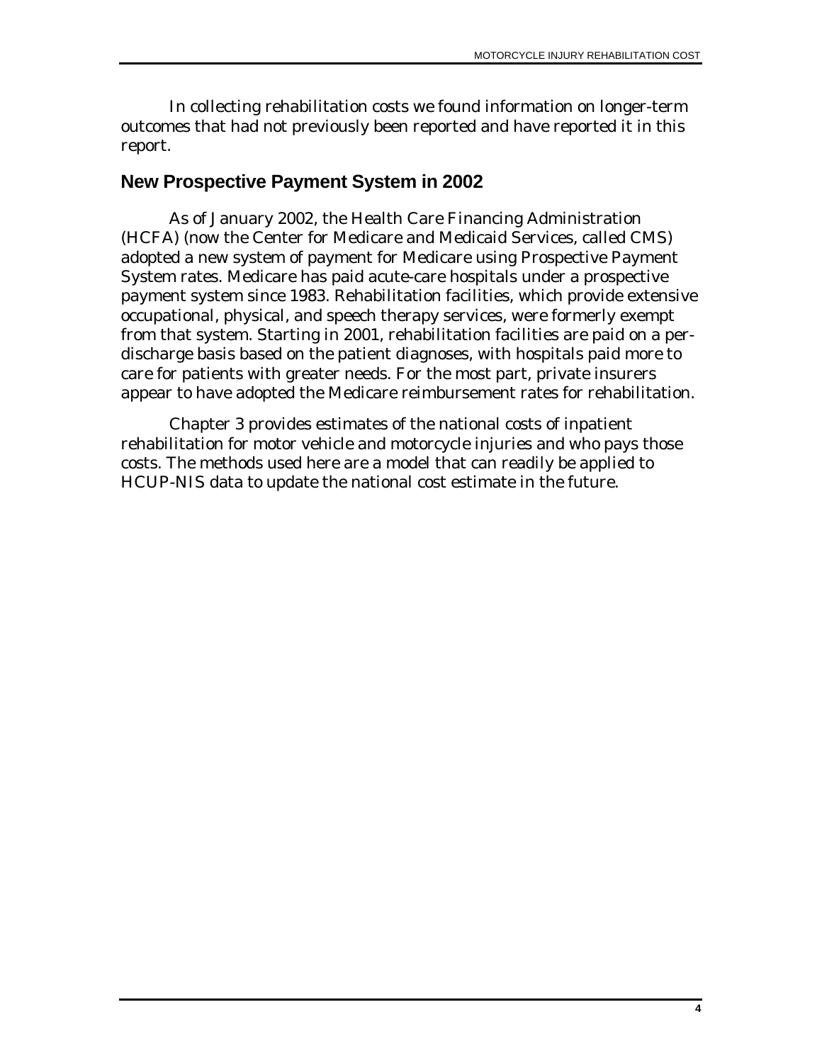In collecting rehabilitation costs we found information on longer-term outcomes that had not previously been reported and have reported it in this report.

## New Prospective Payment System in 2002

As of January 2002, the Health Care Financing Administration (HCFA) (now the Center for Medicare and Medicaid Services, called CMS) adopted a new system of payment for Medicare using Prospective Payment System rates. Medicare has paid acute-care hospitals under a prospective payment system since 1983. Rehabilitation facilities, which provide extensive occupational, physical, and speech therapy services, were formerly exempt from that system. Starting in 2001, rehabilitation facilities are paid on a per-discharge basis based on the patient diagnoses, with hospitals paid more to care for patients with greater needs. For the most part, private insurers appear to have adopted the Medicare reimbursement rates for rehabilitation.

Chapter 3 provides estimates of the national costs of inpatient rehabilitation for motor vehicle and motorcycle injuries and who pays those costs. The methods used here are a model that can readily be applied to HCUP-NIS data to update the national cost estimate in the future.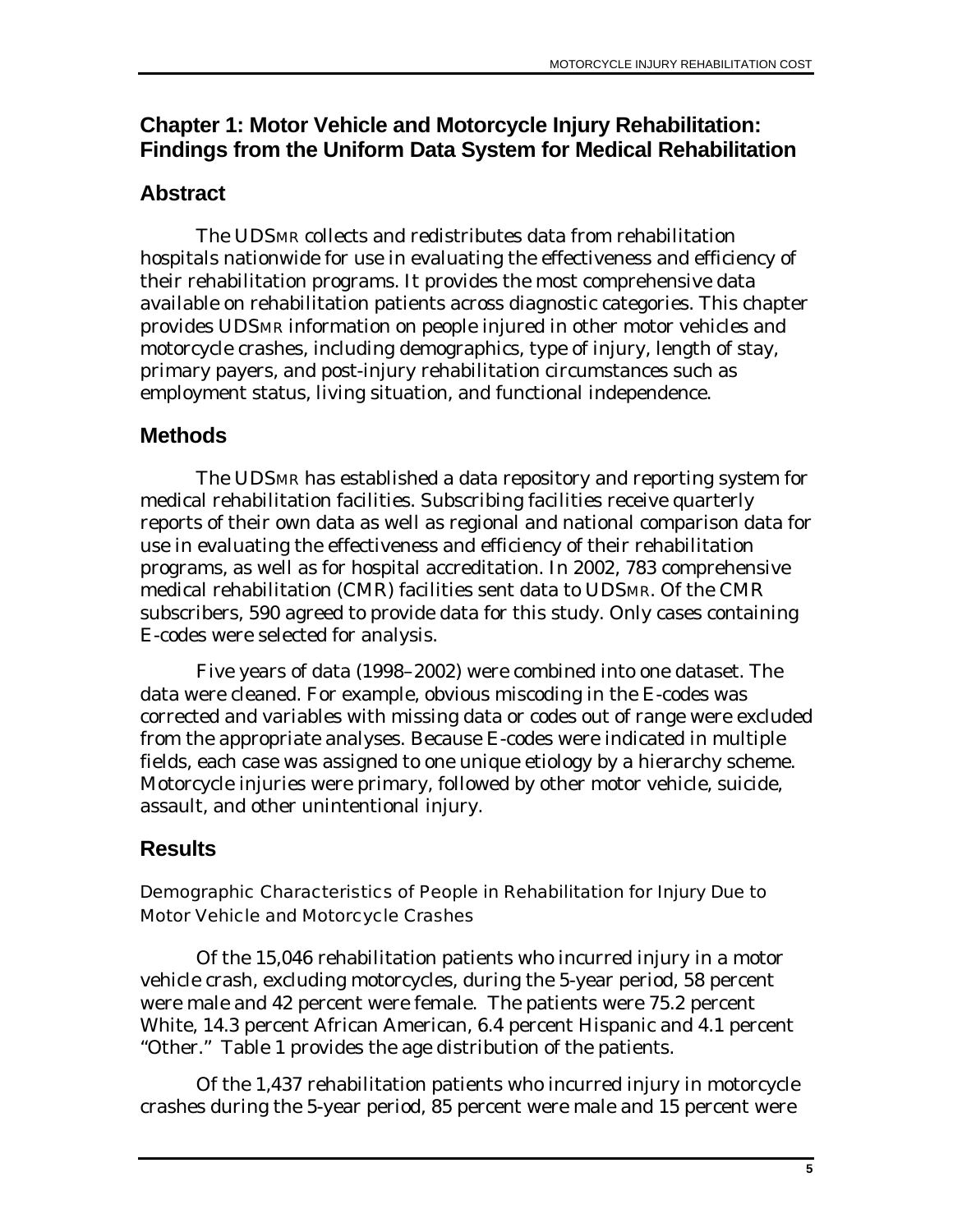## Chapter 1: Motor Vehicle and Motorcycle Injury Rehabilitation: Findings from the Uniform Data System for Medical Rehabilitation

### Abstract

The UDSMR collects and redistributes data from rehabilitation hospitals nationwide for use in evaluating the effectiveness and efficiency of their rehabilitation programs. It provides the most comprehensive data available on rehabilitation patients across diagnostic categories. This chapter provides UDSMR information on people injured in other motor vehicles and motorcycle crashes, including demographics, type of injury, length of stay, primary payers, and post-injury rehabilitation circumstances such as employment status, living situation, and functional independence.

### Methods

The UDSMR has established a data repository and reporting system for medical rehabilitation facilities. Subscribing facilities receive quarterly reports of their own data as well as regional and national comparison data for use in evaluating the effectiveness and efficiency of their rehabilitation programs, as well as for hospital accreditation. In 2002, 783 comprehensive medical rehabilitation (CMR) facilities sent data to UDSMR. Of the CMR subscribers, 590 agreed to provide data for this study. Only cases containing E-codes were selected for analysis.

Five years of data (1998–2002) were combined into one dataset. The data were cleaned. For example, obvious miscoding in the E-codes was corrected and variables with missing data or codes out of range were excluded from the appropriate analyses. Because E-codes were indicated in multiple fields, each case was assigned to one unique etiology by a hierarchy scheme. Motorcycle injuries were primary, followed by other motor vehicle, suicide, assault, and other unintentional injury.

### Results

#### Demographic Characteristics of People in Rehabilitation for Injury Due to Motor Vehicle and Motorcycle Crashes

Of the 15,046 rehabilitation patients who incurred injury in a motor vehicle crash, excluding motorcycles, during the 5-year period, 58 percent were male and 42 percent were female. The patients were 75.2 percent White, 14.3 percent African American, 6.4 percent Hispanic and 4.1 percent "Other." Table 1 provides the age distribution of the patients.

Of the 1,437 rehabilitation patients who incurred injury in motorcycle crashes during the 5-year period, 85 percent were male and 15 percent were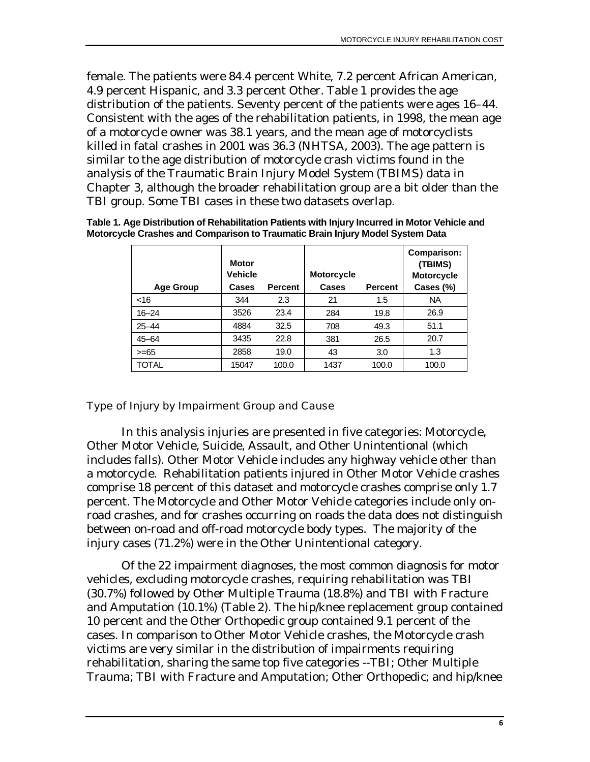female. The patients were 84.4 percent White, 7.2 percent African American, 4.9 percent Hispanic, and 3.3 percent Other. Table 1 provides the age distribution of the patients. Seventy percent of the patients were ages 16–44. Consistent with the ages of the rehabilitation patients, in 1998, the mean age of a motorcycle owner was 38.1 years, and the mean age of motorcyclists killed in fatal crashes in 2001 was 36.3 (NHTSA, 2003). The age pattern is similar to the age distribution of motorcycle crash victims found in the analysis of the Traumatic Brain Injury Model System (TBIMS) data in Chapter 3, although the broader rehabilitation group are a bit older than the TBI group. Some TBI cases in these two datasets overlap.

**Table 1. Age Distribution of Rehabilitation Patients with Injury Incurred in Motor Vehicle and Motorcycle Crashes and Comparison to Traumatic Brain Injury Model System Data**

| Age Group | Motor Vehicle Cases | Percent | Motorcycle Cases | Percent | Comparison: (TBIMS) Motorcycle Cases (%) |
|---|---|---|---|---|---|
| <16 | 344 | 2.3 | 21 | 1.5 | NA |
| 16–24 | 3526 | 23.4 | 284 | 19.8 | 26.9 |
| 25–44 | 4884 | 32.5 | 708 | 49.3 | 51.1 |
| 45–64 | 3435 | 22.8 | 381 | 26.5 | 20.7 |
| >=65 | 2858 | 19.0 | 43 | 3.0 | 1.3 |
| TOTAL | 15047 | 100.0 | 1437 | 100.0 | 100.0 |

### Type of Injury by Impairment Group and Cause

In this analysis injuries are presented in five categories: Motorcycle, Other Motor Vehicle, Suicide, Assault, and Other Unintentional (which includes falls). Other Motor Vehicle includes any highway vehicle other than a motorcycle. Rehabilitation patients injured in Other Motor Vehicle crashes comprise 18 percent of this dataset and motorcycle crashes comprise only 1.7 percent. The Motorcycle and Other Motor Vehicle categories include only on-road crashes, and for crashes occurring on roads the data does not distinguish between on-road and off-road motorcycle body types. The majority of the injury cases (71.2%) were in the Other Unintentional category.

Of the 22 impairment diagnoses, the most common diagnosis for motor vehicles, excluding motorcycle crashes, requiring rehabilitation was TBI (30.7%) followed by Other Multiple Trauma (18.8%) and TBI with Fracture and Amputation (10.1%) (Table 2). The hip/knee replacement group contained 10 percent and the Other Orthopedic group contained 9.1 percent of the cases. In comparison to Other Motor Vehicle crashes, the Motorcycle crash victims are very similar in the distribution of impairments requiring rehabilitation, sharing the same top five categories --TBI; Other Multiple Trauma; TBI with Fracture and Amputation; Other Orthopedic; and hip/knee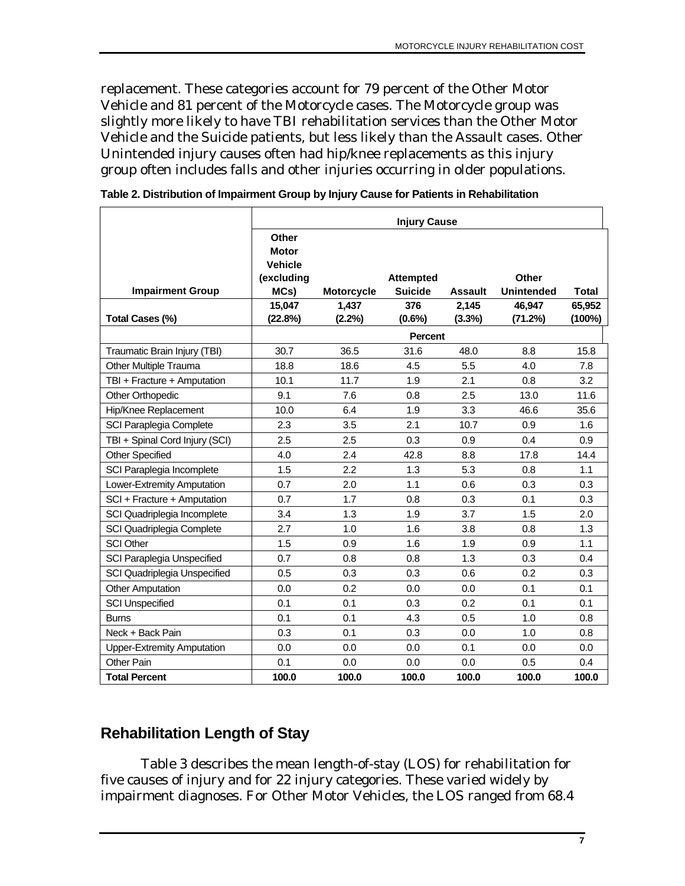replacement. These categories account for 79 percent of the Other Motor Vehicle and 81 percent of the Motorcycle cases. The Motorcycle group was slightly more likely to have TBI rehabilitation services than the Other Motor Vehicle and the Suicide patients, but less likely than the Assault cases. Other Unintended injury causes often had hip/knee replacements as this injury group often includes falls and other injuries occurring in older populations.

**Table 2. Distribution of Impairment Group by Injury Cause for Patients in Rehabilitation**

| | Injury Cause | | | | | |
|---|---|---|---|---|---|---|
| **Impairment Group** | **Other Motor Vehicle (excluding MCs)** | **Motorcycle** | **Attempted Suicide** | **Assault** | **Other Unintended** | **Total** |
| **Total Cases (%)** | **15,047 (22.8%)** | **1,437 (2.2%)** | **376 (0.6%)** | **2,145 (3.3%)** | **46,947 (71.2%)** | **65,952 (100%)** |
| | | | **Percent** | | | |
| Traumatic Brain Injury (TBI) | 30.7 | 36.5 | 31.6 | 48.0 | 8.8 | 15.8 |
| Other Multiple Trauma | 18.8 | 18.6 | 4.5 | 5.5 | 4.0 | 7.8 |
| TBI + Fracture + Amputation | 10.1 | 11.7 | 1.9 | 2.1 | 0.8 | 3.2 |
| Other Orthopedic | 9.1 | 7.6 | 0.8 | 2.5 | 13.0 | 11.6 |
| Hip/Knee Replacement | 10.0 | 6.4 | 1.9 | 3.3 | 46.6 | 35.6 |
| SCI Paraplegia Complete | 2.3 | 3.5 | 2.1 | 10.7 | 0.9 | 1.6 |
| TBI + Spinal Cord Injury (SCI) | 2.5 | 2.5 | 0.3 | 0.9 | 0.4 | 0.9 |
| Other Specified | 4.0 | 2.4 | 42.8 | 8.8 | 17.8 | 14.4 |
| SCI Paraplegia Incomplete | 1.5 | 2.2 | 1.3 | 5.3 | 0.8 | 1.1 |
| Lower-Extremity Amputation | 0.7 | 2.0 | 1.1 | 0.6 | 0.3 | 0.3 |
| SCI + Fracture + Amputation | 0.7 | 1.7 | 0.8 | 0.3 | 0.1 | 0.3 |
| SCI Quadriplegia Incomplete | 3.4 | 1.3 | 1.9 | 3.7 | 1.5 | 2.0 |
| SCI Quadriplegia Complete | 2.7 | 1.0 | 1.6 | 3.8 | 0.8 | 1.3 |
| SCI Other | 1.5 | 0.9 | 1.6 | 1.9 | 0.9 | 1.1 |
| SCI Paraplegia Unspecified | 0.7 | 0.8 | 0.8 | 1.3 | 0.3 | 0.4 |
| SCI Quadriplegia Unspecified | 0.5 | 0.3 | 0.3 | 0.6 | 0.2 | 0.3 |
| Other Amputation | 0.0 | 0.2 | 0.0 | 0.0 | 0.1 | 0.1 |
| SCI Unspecified | 0.1 | 0.1 | 0.3 | 0.2 | 0.1 | 0.1 |
| Burns | 0.1 | 0.1 | 4.3 | 0.5 | 1.0 | 0.8 |
| Neck + Back Pain | 0.3 | 0.1 | 0.3 | 0.0 | 1.0 | 0.8 |
| Upper-Extremity Amputation | 0.0 | 0.0 | 0.0 | 0.1 | 0.0 | 0.0 |
| Other Pain | 0.1 | 0.0 | 0.0 | 0.0 | 0.5 | 0.4 |
| **Total Percent** | **100.0** | **100.0** | **100.0** | **100.0** | **100.0** | **100.0** |

## Rehabilitation Length of Stay

Table 3 describes the mean length-of-stay (LOS) for rehabilitation for five causes of injury and for 22 injury categories. These varied widely by impairment diagnoses. For Other Motor Vehicles, the LOS ranged from 68.4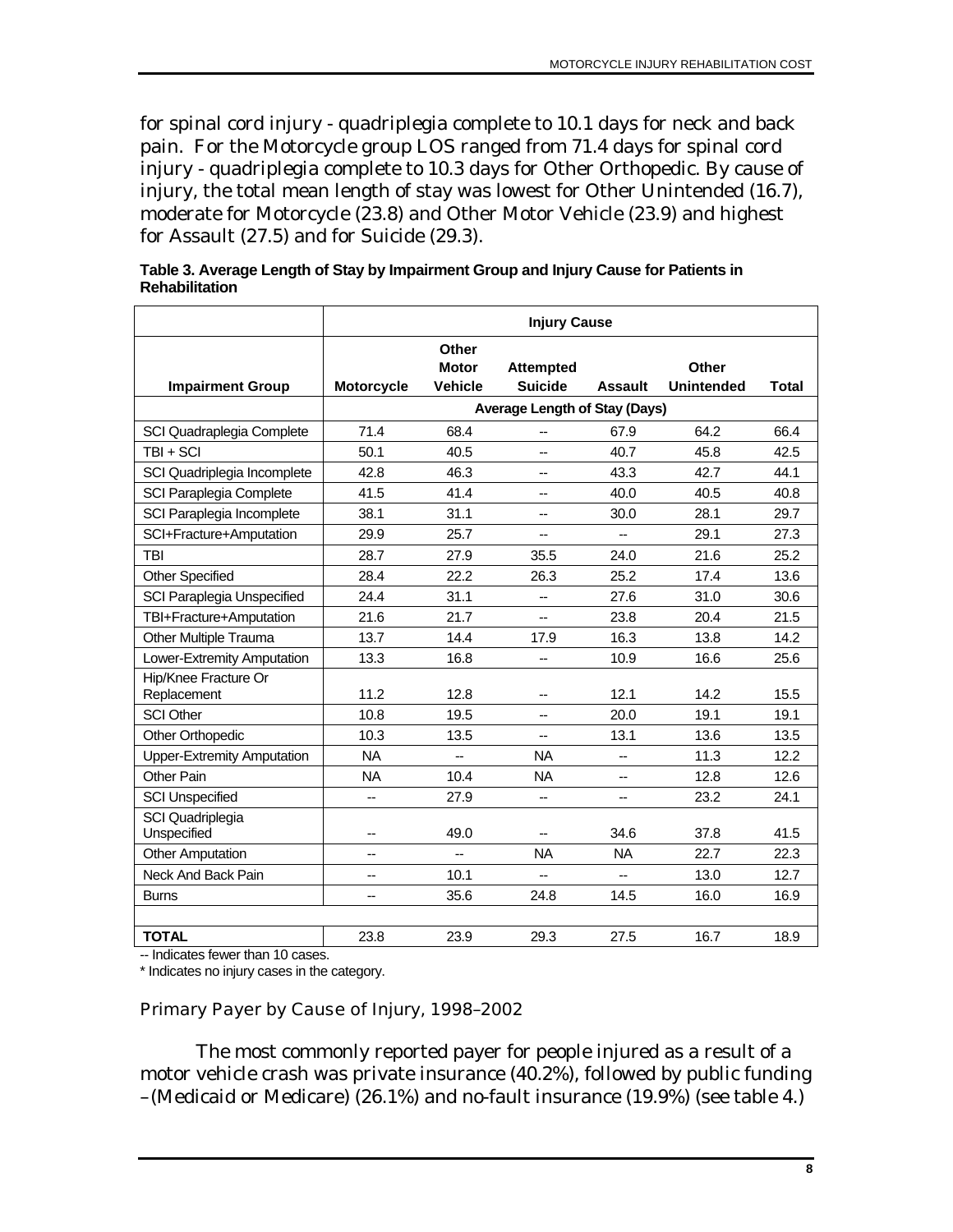for spinal cord injury - quadriplegia complete to 10.1 days for neck and back pain. For the Motorcycle group LOS ranged from 71.4 days for spinal cord injury - quadriplegia complete to 10.3 days for Other Orthopedic. By cause of injury, the total mean length of stay was lowest for Other Unintended (16.7), moderate for Motorcycle (23.8) and Other Motor Vehicle (23.9) and highest for Assault (27.5) and for Suicide (29.3).

**Table 3. Average Length of Stay by Impairment Group and Injury Cause for Patients in Rehabilitation**

| | Injury Cause | | | | | |
|---|---|---|---|---|---|---|
| **Impairment Group** | **Motorcycle** | **Other Motor Vehicle** | **Attempted Suicide** | **Assault** | **Other Unintended** | **Total** |
| | **Average Length of Stay (Days)** | | | | | |
| SCI Quadraplegia Complete | 71.4 | 68.4 | -- | 67.9 | 64.2 | 66.4 |
| TBI + SCI | 50.1 | 40.5 | -- | 40.7 | 45.8 | 42.5 |
| SCI Quadriplegia Incomplete | 42.8 | 46.3 | -- | 43.3 | 42.7 | 44.1 |
| SCI Paraplegia Complete | 41.5 | 41.4 | -- | 40.0 | 40.5 | 40.8 |
| SCI Paraplegia Incomplete | 38.1 | 31.1 | -- | 30.0 | 28.1 | 29.7 |
| SCI+Fracture+Amputation | 29.9 | 25.7 | -- | -- | 29.1 | 27.3 |
| TBI | 28.7 | 27.9 | 35.5 | 24.0 | 21.6 | 25.2 |
| Other Specified | 28.4 | 22.2 | 26.3 | 25.2 | 17.4 | 13.6 |
| SCI Paraplegia Unspecified | 24.4 | 31.1 | -- | 27.6 | 31.0 | 30.6 |
| TBI+Fracture+Amputation | 21.6 | 21.7 | -- | 23.8 | 20.4 | 21.5 |
| Other Multiple Trauma | 13.7 | 14.4 | 17.9 | 16.3 | 13.8 | 14.2 |
| Lower-Extremity Amputation | 13.3 | 16.8 | -- | 10.9 | 16.6 | 25.6 |
| Hip/Knee Fracture Or Replacement | 11.2 | 12.8 | -- | 12.1 | 14.2 | 15.5 |
| SCI Other | 10.8 | 19.5 | -- | 20.0 | 19.1 | 19.1 |
| Other Orthopedic | 10.3 | 13.5 | -- | 13.1 | 13.6 | 13.5 |
| Upper-Extremity Amputation | NA | -- | NA | -- | 11.3 | 12.2 |
| Other Pain | NA | 10.4 | NA | -- | 12.8 | 12.6 |
| SCI Unspecified | -- | 27.9 | -- | -- | 23.2 | 24.1 |
| SCI Quadriplegia Unspecified | -- | 49.0 | -- | 34.6 | 37.8 | 41.5 |
| Other Amputation | -- | -- | NA | NA | 22.7 | 22.3 |
| Neck And Back Pain | -- | 10.1 | -- | -- | 13.0 | 12.7 |
| Burns | -- | 35.6 | 24.8 | 14.5 | 16.0 | 16.9 |
| | | | | | | |
| **TOTAL** | 23.8 | 23.9 | 29.3 | 27.5 | 16.7 | 18.9 |

-- Indicates fewer than 10 cases.

* Indicates no injury cases in the category.

### Primary Payer by Cause of Injury, 1998–2002

The most commonly reported payer for people injured as a result of a motor vehicle crash was private insurance (40.2%), followed by public funding –(Medicaid or Medicare) (26.1%) and no-fault insurance (19.9%) (see table 4.)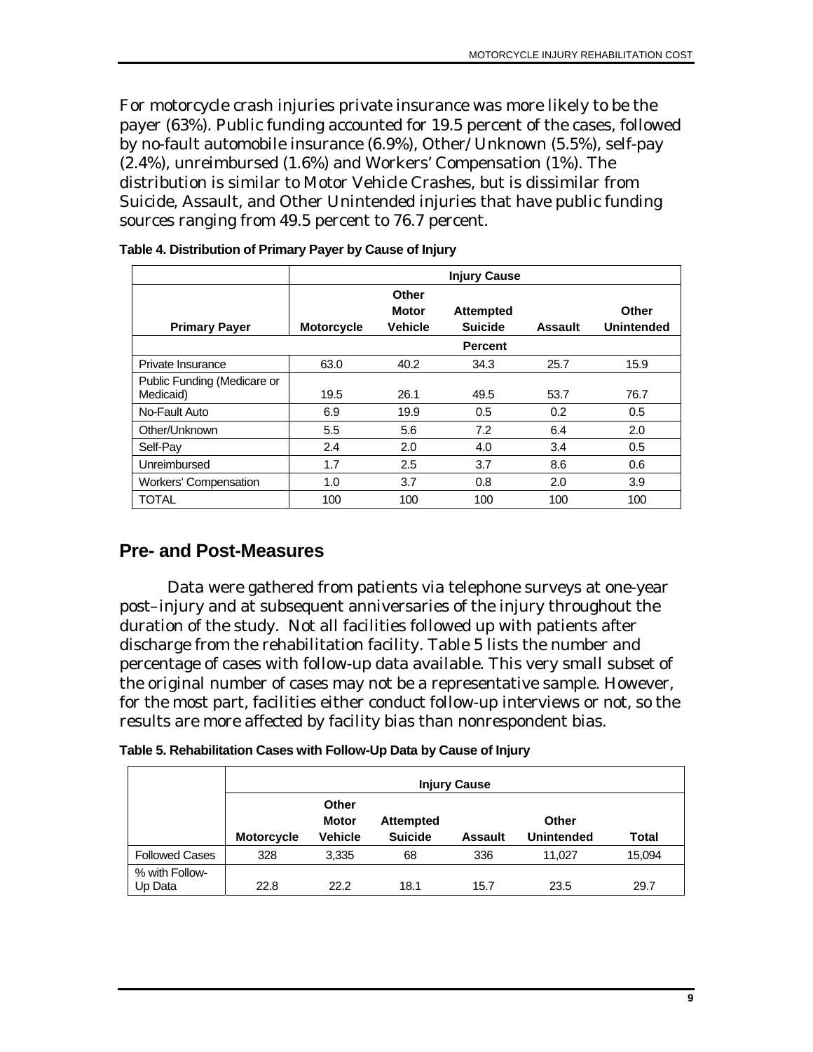For motorcycle crash injuries private insurance was more likely to be the payer (63%). Public funding accounted for 19.5 percent of the cases, followed by no-fault automobile insurance (6.9%), Other/Unknown (5.5%), self-pay (2.4%), unreimbursed (1.6%) and Workers' Compensation (1%). The distribution is similar to Motor Vehicle Crashes, but is dissimilar from Suicide, Assault, and Other Unintended injuries that have public funding sources ranging from 49.5 percent to 76.7 percent.

**Table 4. Distribution of Primary Payer by Cause of Injury**

| | Injury Cause | | | | |
|---|---|---|---|---|---|
| **Primary Payer** | **Motorcycle** | **Other Motor Vehicle** | **Attempted Suicide** | **Assault** | **Other Unintended** |
| | | | **Percent** | | |
| Private Insurance | 63.0 | 40.2 | 34.3 | 25.7 | 15.9 |
| Public Funding (Medicare or Medicaid) | 19.5 | 26.1 | 49.5 | 53.7 | 76.7 |
| No-Fault Auto | 6.9 | 19.9 | 0.5 | 0.2 | 0.5 |
| Other/Unknown | 5.5 | 5.6 | 7.2 | 6.4 | 2.0 |
| Self-Pay | 2.4 | 2.0 | 4.0 | 3.4 | 0.5 |
| Unreimbursed | 1.7 | 2.5 | 3.7 | 8.6 | 0.6 |
| Workers' Compensation | 1.0 | 3.7 | 0.8 | 2.0 | 3.9 |
| TOTAL | 100 | 100 | 100 | 100 | 100 |

## Pre- and Post-Measures

Data were gathered from patients via telephone surveys at one-year post–injury and at subsequent anniversaries of the injury throughout the duration of the study. Not all facilities followed up with patients after discharge from the rehabilitation facility. Table 5 lists the number and percentage of cases with follow-up data available. This very small subset of the original number of cases may not be a representative sample. However, for the most part, facilities either conduct follow-up interviews or not, so the results are more affected by facility bias than nonrespondent bias.

**Table 5. Rehabilitation Cases with Follow-Up Data by Cause of Injury**

| | Injury Cause | | | | | |
|---|---|---|---|---|---|---|
| | **Motorcycle** | **Other Motor Vehicle** | **Attempted Suicide** | **Assault** | **Other Unintended** | **Total** |
| Followed Cases | 328 | 3,335 | 68 | 336 | 11,027 | 15,094 |
| % with Follow-Up Data | 22.8 | 22.2 | 18.1 | 15.7 | 23.5 | 29.7 |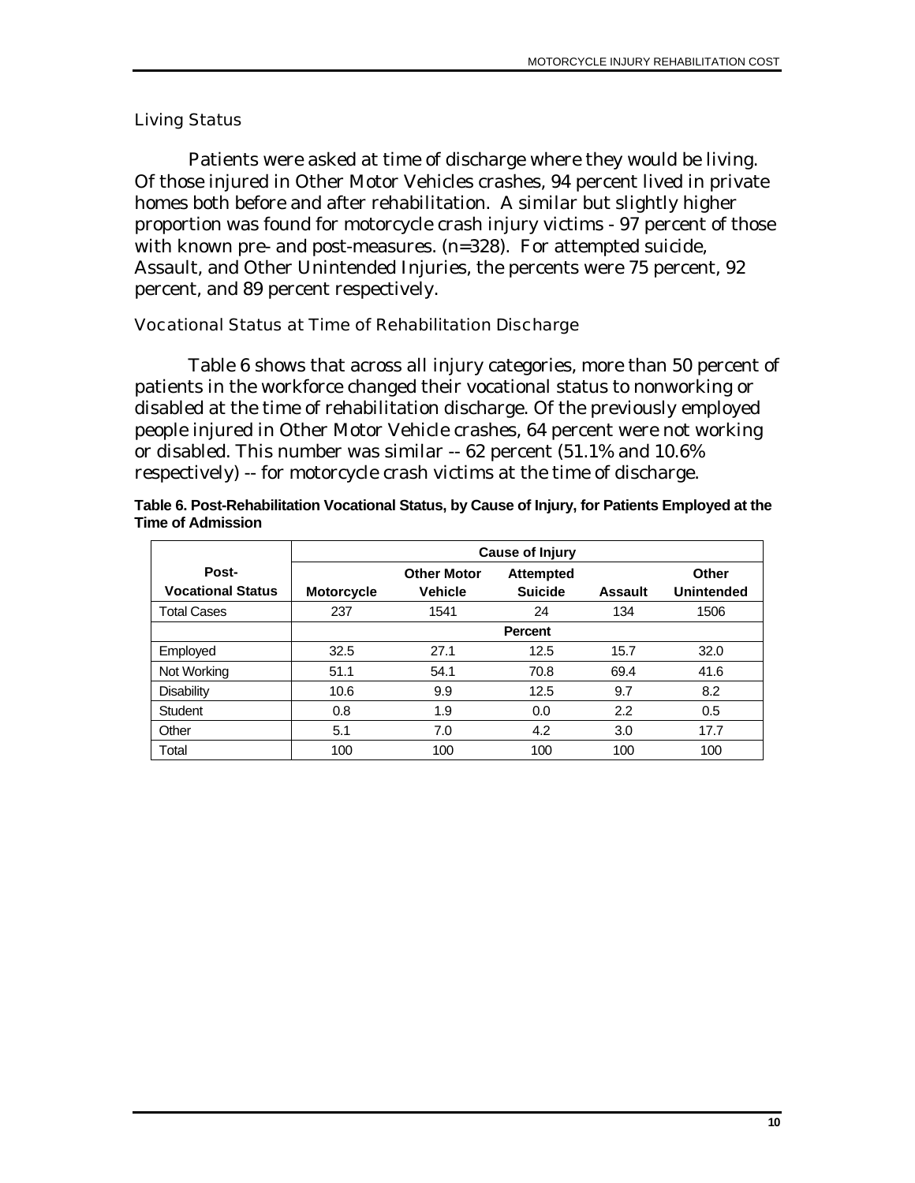### Living Status

Patients were asked at time of discharge where they would be living. Of those injured in Other Motor Vehicles crashes, 94 percent lived in private homes both before and after rehabilitation. A similar but slightly higher proportion was found for motorcycle crash injury victims - 97 percent of those with known pre- and post-measures. (n=328). For attempted suicide, Assault, and Other Unintended Injuries, the percents were 75 percent, 92 percent, and 89 percent respectively.

### Vocational Status at Time of Rehabilitation Discharge

Table 6 shows that across all injury categories, more than 50 percent of patients in the workforce changed their vocational status to nonworking or disabled at the time of rehabilitation discharge. Of the previously employed people injured in Other Motor Vehicle crashes, 64 percent were not working or disabled. This number was similar -- 62 percent (51.1% and 10.6% respectively) -- for motorcycle crash victims at the time of discharge.

**Table 6. Post-Rehabilitation Vocational Status, by Cause of Injury, for Patients Employed at the Time of Admission**

| | Cause of Injury | | | | |
|---|---|---|---|---|---|
| **Post-Vocational Status** | **Motorcycle** | **Other Motor Vehicle** | **Attempted Suicide** | **Assault** | **Other Unintended** |
| Total Cases | 237 | 1541 | 24 | 134 | 1506 |
| | | | **Percent** | | |
| Employed | 32.5 | 27.1 | 12.5 | 15.7 | 32.0 |
| Not Working | 51.1 | 54.1 | 70.8 | 69.4 | 41.6 |
| Disability | 10.6 | 9.9 | 12.5 | 9.7 | 8.2 |
| Student | 0.8 | 1.9 | 0.0 | 2.2 | 0.5 |
| Other | 5.1 | 7.0 | 4.2 | 3.0 | 17.7 |
| Total | 100 | 100 | 100 | 100 | 100 |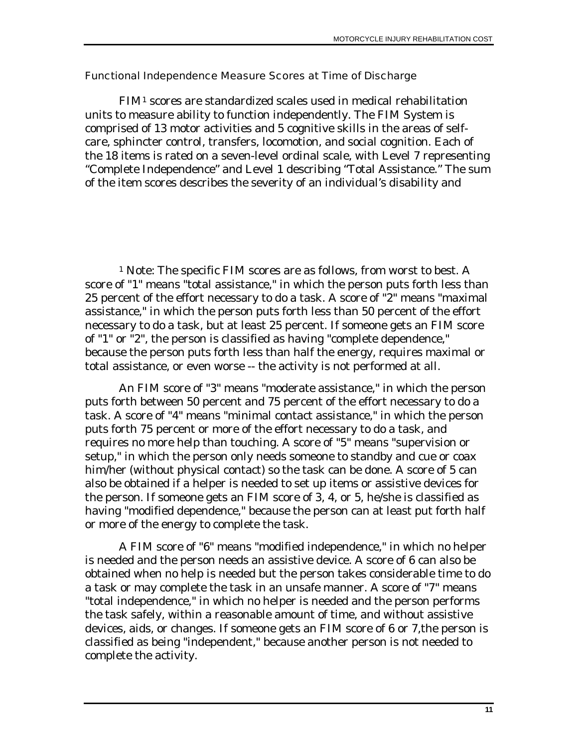### Functional Independence Measure Scores at Time of Discharge

FIM[1] scores are standardized scales used in medical rehabilitation units to measure ability to function independently. The FIM System is comprised of 13 motor activities and 5 cognitive skills in the areas of self-care, sphincter control, transfers, locomotion, and social cognition. Each of the 18 items is rated on a seven-level ordinal scale, with Level 7 representing "Complete Independence" and Level 1 describing "Total Assistance." The sum of the item scores describes the severity of an individual's disability and

[1] Note: The specific FIM scores are as follows, from worst to best. A score of "1" means "total assistance," in which the person puts forth less than 25 percent of the effort necessary to do a task. A score of "2" means "maximal assistance," in which the person puts forth less than 50 percent of the effort necessary to do a task, but at least 25 percent. If someone gets an FIM score of "1" or "2", the person is classified as having "complete dependence," because the person puts forth less than half the energy, requires maximal or total assistance, or even worse -- the activity is not performed at all.

An FIM score of "3" means "moderate assistance," in which the person puts forth between 50 percent and 75 percent of the effort necessary to do a task. A score of "4" means "minimal contact assistance," in which the person puts forth 75 percent or more of the effort necessary to do a task, and requires no more help than touching. A score of "5" means "supervision or setup," in which the person only needs someone to standby and cue or coax him/her (without physical contact) so the task can be done. A score of 5 can also be obtained if a helper is needed to set up items or assistive devices for the person. If someone gets an FIM score of 3, 4, or 5, he/she is classified as having "modified dependence," because the person can at least put forth half or more of the energy to complete the task.

A FIM score of "6" means "modified independence," in which no helper is needed and the person needs an assistive device. A score of 6 can also be obtained when no help is needed but the person takes considerable time to do a task or may complete the task in an unsafe manner. A score of "7" means "total independence," in which no helper is needed and the person performs the task safely, within a reasonable amount of time, and without assistive devices, aids, or changes. If someone gets an FIM score of 6 or 7,the person is classified as being "independent," because another person is not needed to complete the activity.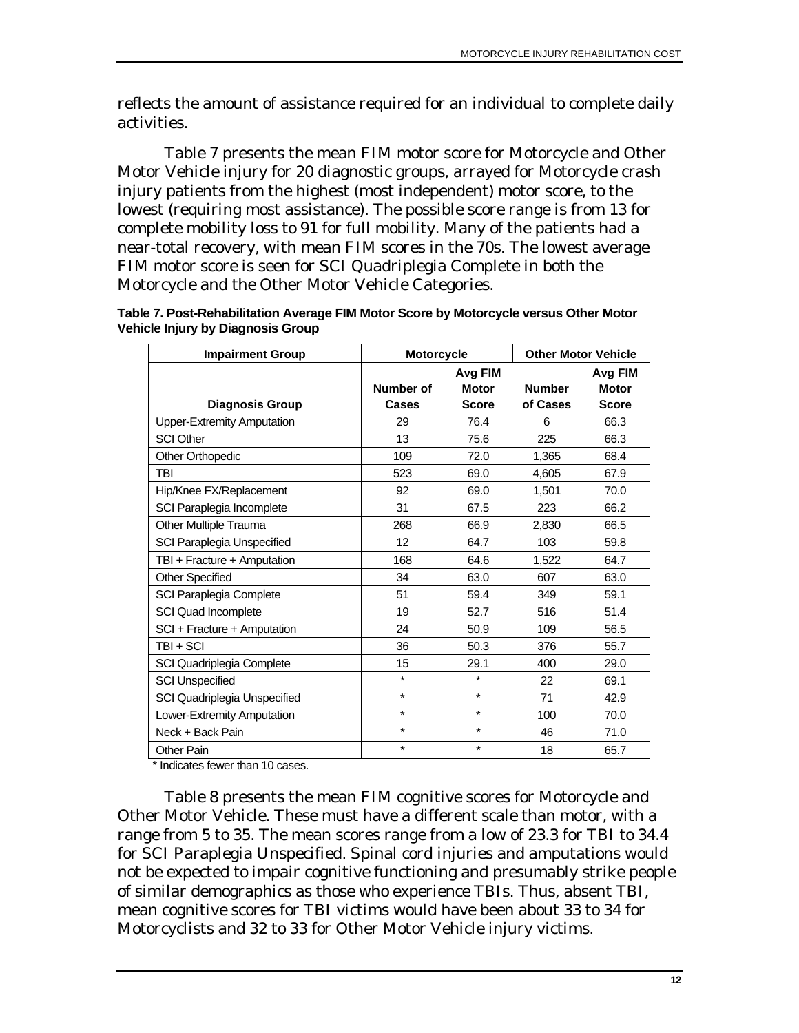reflects the amount of assistance required for an individual to complete daily activities.

Table 7 presents the mean FIM motor score for Motorcycle and Other Motor Vehicle injury for 20 diagnostic groups, arrayed for Motorcycle crash injury patients from the highest (most independent) motor score, to the lowest (requiring most assistance). The possible score range is from 13 for complete mobility loss to 91 for full mobility. Many of the patients had a near-total recovery, with mean FIM scores in the 70s. The lowest average FIM motor score is seen for SCI Quadriplegia Complete in both the Motorcycle and the Other Motor Vehicle Categories.

**Table 7. Post-Rehabilitation Average FIM Motor Score by Motorcycle versus Other Motor Vehicle Injury by Diagnosis Group**

| Impairment Group | Motorcycle | | Other Motor Vehicle | |
|---|---|---|---|---|
| **Diagnosis Group** | **Number of Cases** | **Avg FIM Motor Score** | **Number of Cases** | **Avg FIM Motor Score** |
| Upper-Extremity Amputation | 29 | 76.4 | 6 | 66.3 |
| SCI Other | 13 | 75.6 | 225 | 66.3 |
| Other Orthopedic | 109 | 72.0 | 1,365 | 68.4 |
| TBI | 523 | 69.0 | 4,605 | 67.9 |
| Hip/Knee FX/Replacement | 92 | 69.0 | 1,501 | 70.0 |
| SCI Paraplegia Incomplete | 31 | 67.5 | 223 | 66.2 |
| Other Multiple Trauma | 268 | 66.9 | 2,830 | 66.5 |
| SCI Paraplegia Unspecified | 12 | 64.7 | 103 | 59.8 |
| TBI + Fracture + Amputation | 168 | 64.6 | 1,522 | 64.7 |
| Other Specified | 34 | 63.0 | 607 | 63.0 |
| SCI Paraplegia Complete | 51 | 59.4 | 349 | 59.1 |
| SCI Quad Incomplete | 19 | 52.7 | 516 | 51.4 |
| SCI + Fracture + Amputation | 24 | 50.9 | 109 | 56.5 |
| TBI + SCI | 36 | 50.3 | 376 | 55.7 |
| SCI Quadriplegia Complete | 15 | 29.1 | 400 | 29.0 |
| SCI Unspecified | * | * | 22 | 69.1 |
| SCI Quadriplegia Unspecified | * | * | 71 | 42.9 |
| Lower-Extremity Amputation | * | * | 100 | 70.0 |
| Neck + Back Pain | * | * | 46 | 71.0 |
| Other Pain | * | * | 18 | 65.7 |

\* Indicates fewer than 10 cases.

Table 8 presents the mean FIM cognitive scores for Motorcycle and Other Motor Vehicle. These must have a different scale than motor, with a range from 5 to 35. The mean scores range from a low of 23.3 for TBI to 34.4 for SCI Paraplegia Unspecified. Spinal cord injuries and amputations would not be expected to impair cognitive functioning and presumably strike people of similar demographics as those who experience TBIs. Thus, absent TBI, mean cognitive scores for TBI victims would have been about 33 to 34 for Motorcyclists and 32 to 33 for Other Motor Vehicle injury victims.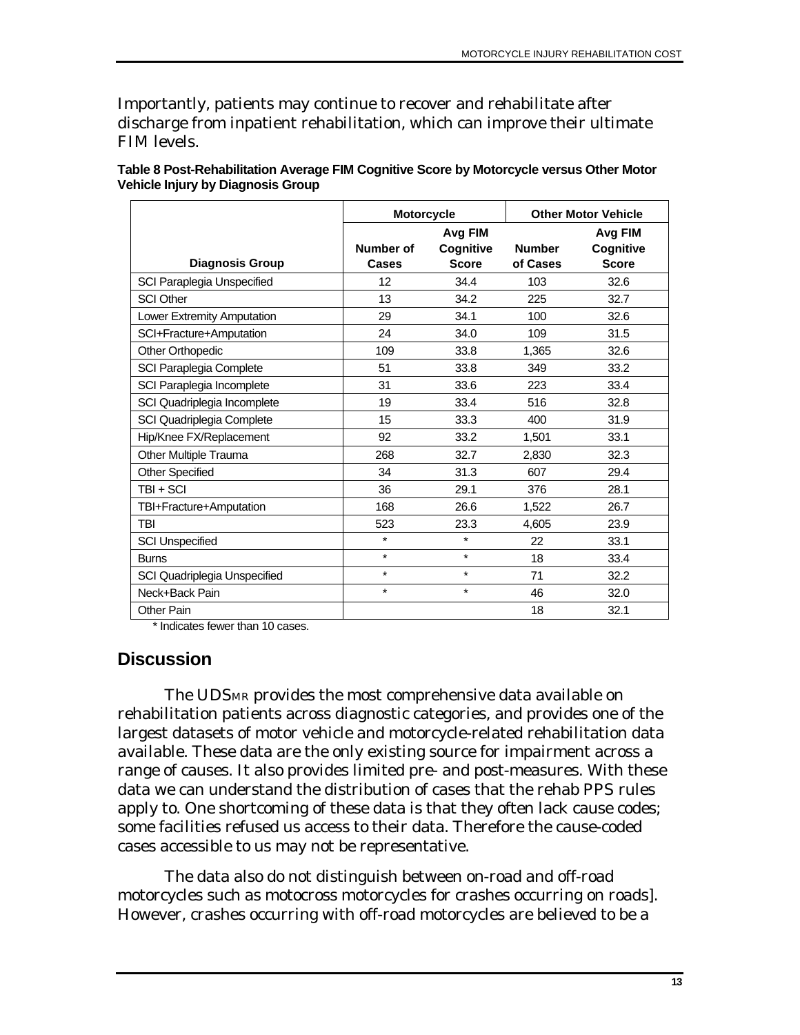Importantly, patients may continue to recover and rehabilitate after discharge from inpatient rehabilitation, which can improve their ultimate FIM levels.

**Table 8 Post-Rehabilitation Average FIM Cognitive Score by Motorcycle versus Other Motor Vehicle Injury by Diagnosis Group**

| | Motorcycle | | Other Motor Vehicle | |
|---|---|---|---|---|
| **Diagnosis Group** | **Number of Cases** | **Avg FIM Cognitive Score** | **Number of Cases** | **Avg FIM Cognitive Score** |
| SCI Paraplegia Unspecified | 12 | 34.4 | 103 | 32.6 |
| SCI Other | 13 | 34.2 | 225 | 32.7 |
| Lower Extremity Amputation | 29 | 34.1 | 100 | 32.6 |
| SCI+Fracture+Amputation | 24 | 34.0 | 109 | 31.5 |
| Other Orthopedic | 109 | 33.8 | 1,365 | 32.6 |
| SCI Paraplegia Complete | 51 | 33.8 | 349 | 33.2 |
| SCI Paraplegia Incomplete | 31 | 33.6 | 223 | 33.4 |
| SCI Quadriplegia Incomplete | 19 | 33.4 | 516 | 32.8 |
| SCI Quadriplegia Complete | 15 | 33.3 | 400 | 31.9 |
| Hip/Knee FX/Replacement | 92 | 33.2 | 1,501 | 33.1 |
| Other Multiple Trauma | 268 | 32.7 | 2,830 | 32.3 |
| Other Specified | 34 | 31.3 | 607 | 29.4 |
| TBI + SCI | 36 | 29.1 | 376 | 28.1 |
| TBI+Fracture+Amputation | 168 | 26.6 | 1,522 | 26.7 |
| TBI | 523 | 23.3 | 4,605 | 23.9 |
| SCI Unspecified | * | * | 22 | 33.1 |
| Burns | * | * | 18 | 33.4 |
| SCI Quadriplegia Unspecified | * | * | 71 | 32.2 |
| Neck+Back Pain | * | * | 46 | 32.0 |
| Other Pain | | | 18 | 32.1 |

* Indicates fewer than 10 cases.

## Discussion

The UDSMR provides the most comprehensive data available on rehabilitation patients across diagnostic categories, and provides one of the largest datasets of motor vehicle and motorcycle-related rehabilitation data available. These data are the only existing source for impairment across a range of causes. It also provides limited pre- and post-measures. With these data we can understand the distribution of cases that the rehab PPS rules apply to. One shortcoming of these data is that they often lack cause codes; some facilities refused us access to their data. Therefore the cause-coded cases accessible to us may not be representative.

The data also do not distinguish between on-road and off-road motorcycles such as motocross motorcycles for crashes occurring on roads]. However, crashes occurring with off-road motorcycles are believed to be a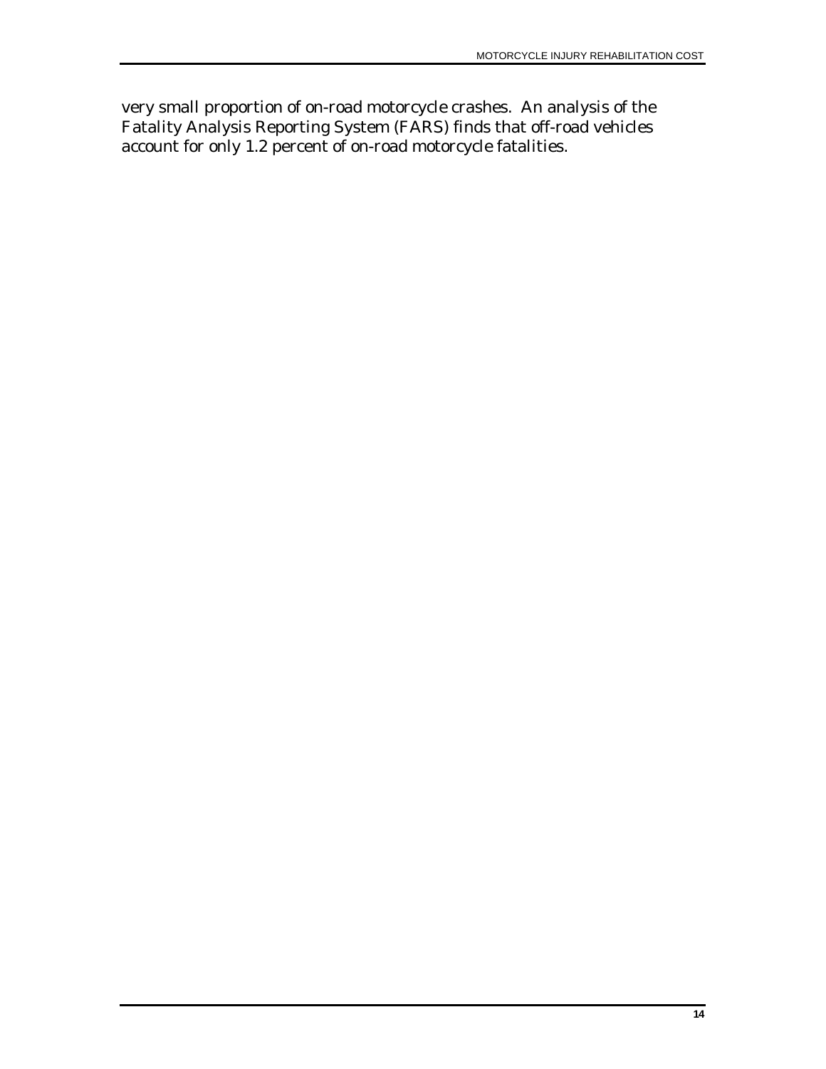very small proportion of on-road motorcycle crashes. An analysis of the Fatality Analysis Reporting System (FARS) finds that off-road vehicles account for only 1.2 percent of on-road motorcycle fatalities.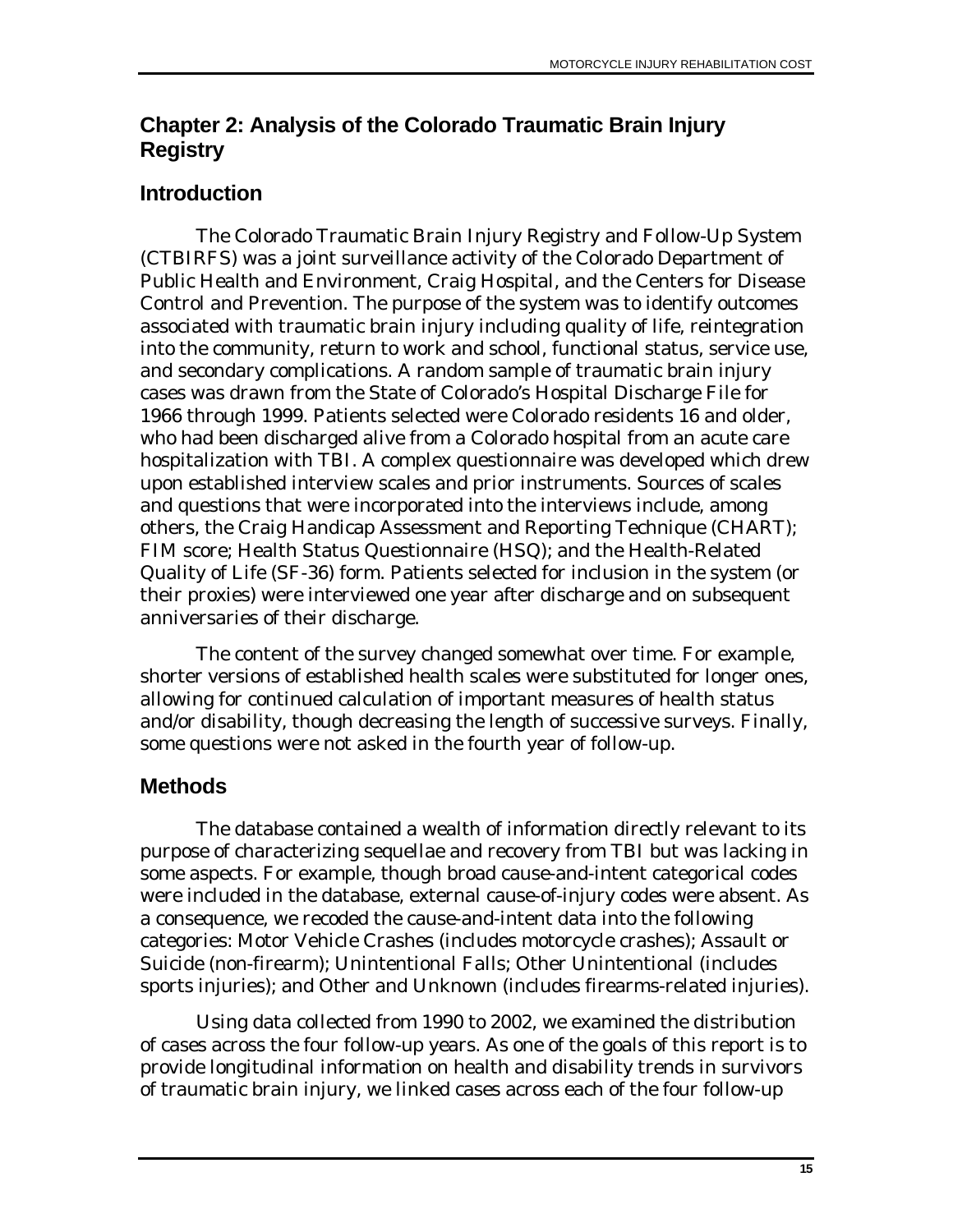## Chapter 2: Analysis of the Colorado Traumatic Brain Injury Registry

### Introduction

The Colorado Traumatic Brain Injury Registry and Follow-Up System (CTBIRFS) was a joint surveillance activity of the Colorado Department of Public Health and Environment, Craig Hospital, and the Centers for Disease Control and Prevention. The purpose of the system was to identify outcomes associated with traumatic brain injury including quality of life, reintegration into the community, return to work and school, functional status, service use, and secondary complications. A random sample of traumatic brain injury cases was drawn from the State of Colorado's Hospital Discharge File for 1966 through 1999. Patients selected were Colorado residents 16 and older, who had been discharged alive from a Colorado hospital from an acute care hospitalization with TBI. A complex questionnaire was developed which drew upon established interview scales and prior instruments. Sources of scales and questions that were incorporated into the interviews include, among others, the Craig Handicap Assessment and Reporting Technique (CHART); FIM score; Health Status Questionnaire (HSQ); and the Health-Related Quality of Life (SF-36) form. Patients selected for inclusion in the system (or their proxies) were interviewed one year after discharge and on subsequent anniversaries of their discharge.

The content of the survey changed somewhat over time. For example, shorter versions of established health scales were substituted for longer ones, allowing for continued calculation of important measures of health status and/or disability, though decreasing the length of successive surveys. Finally, some questions were not asked in the fourth year of follow-up.

### Methods

The database contained a wealth of information directly relevant to its purpose of characterizing sequellae and recovery from TBI but was lacking in some aspects. For example, though broad cause-and-intent categorical codes were included in the database, external cause-of-injury codes were absent. As a consequence, we recoded the cause-and-intent data into the following categories: Motor Vehicle Crashes (includes motorcycle crashes); Assault or Suicide (non-firearm); Unintentional Falls; Other Unintentional (includes sports injuries); and Other and Unknown (includes firearms-related injuries).

Using data collected from 1990 to 2002, we examined the distribution of cases across the four follow-up years. As one of the goals of this report is to provide longitudinal information on health and disability trends in survivors of traumatic brain injury, we linked cases across each of the four follow-up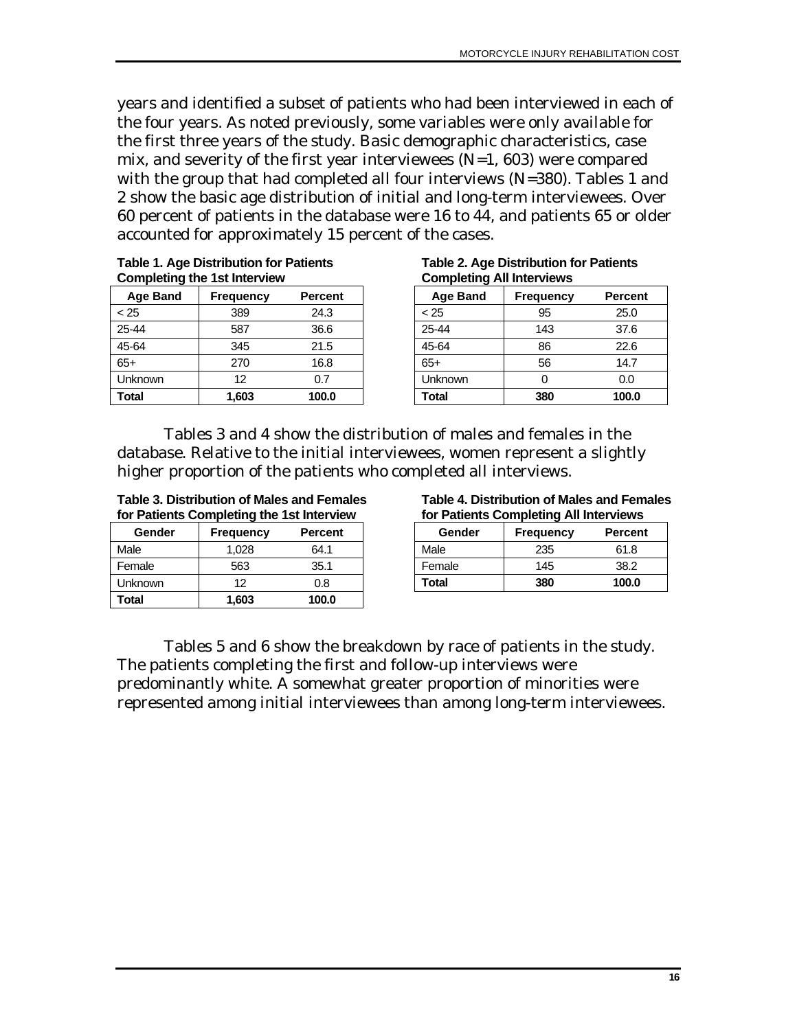years and identified a subset of patients who had been interviewed in each of the four years. As noted previously, some variables were only available for the first three years of the study. Basic demographic characteristics, case mix, and severity of the first year interviewees (N=1, 603) were compared with the group that had completed all four interviews (N=380). Tables 1 and 2 show the basic age distribution of initial and long-term interviewees. Over 60 percent of patients in the database were 16 to 44, and patients 65 or older accounted for approximately 15 percent of the cases.

**Table 1. Age Distribution for Patients Completing the 1st Interview**

| Age Band | Frequency | Percent |
|---|---|---|
| < 25 | 389 | 24.3 |
| 25-44 | 587 | 36.6 |
| 45-64 | 345 | 21.5 |
| 65+ | 270 | 16.8 |
| Unknown | 12 | 0.7 |
| **Total** | **1,603** | **100.0** |

**Table 2. Age Distribution for Patients Completing All Interviews**

| Age Band | Frequency | Percent |
|---|---|---|
| < 25 | 95 | 25.0 |
| 25-44 | 143 | 37.6 |
| 45-64 | 86 | 22.6 |
| 65+ | 56 | 14.7 |
| Unknown | 0 | 0.0 |
| **Total** | **380** | **100.0** |

Tables 3 and 4 show the distribution of males and females in the database. Relative to the initial interviewees, women represent a slightly higher proportion of the patients who completed all interviews.

**Table 3. Distribution of Males and Females for Patients Completing the 1st Interview**

| Gender | Frequency | Percent |
|---|---|---|
| Male | 1,028 | 64.1 |
| Female | 563 | 35.1 |
| Unknown | 12 | 0.8 |
| **Total** | **1,603** | **100.0** |

**Table 4. Distribution of Males and Females for Patients Completing All Interviews**

| Gender | Frequency | Percent |
|---|---|---|
| Male | 235 | 61.8 |
| Female | 145 | 38.2 |
| **Total** | **380** | **100.0** |

Tables 5 and 6 show the breakdown by race of patients in the study. The patients completing the first and follow-up interviews were predominantly white. A somewhat greater proportion of minorities were represented among initial interviewees than among long-term interviewees.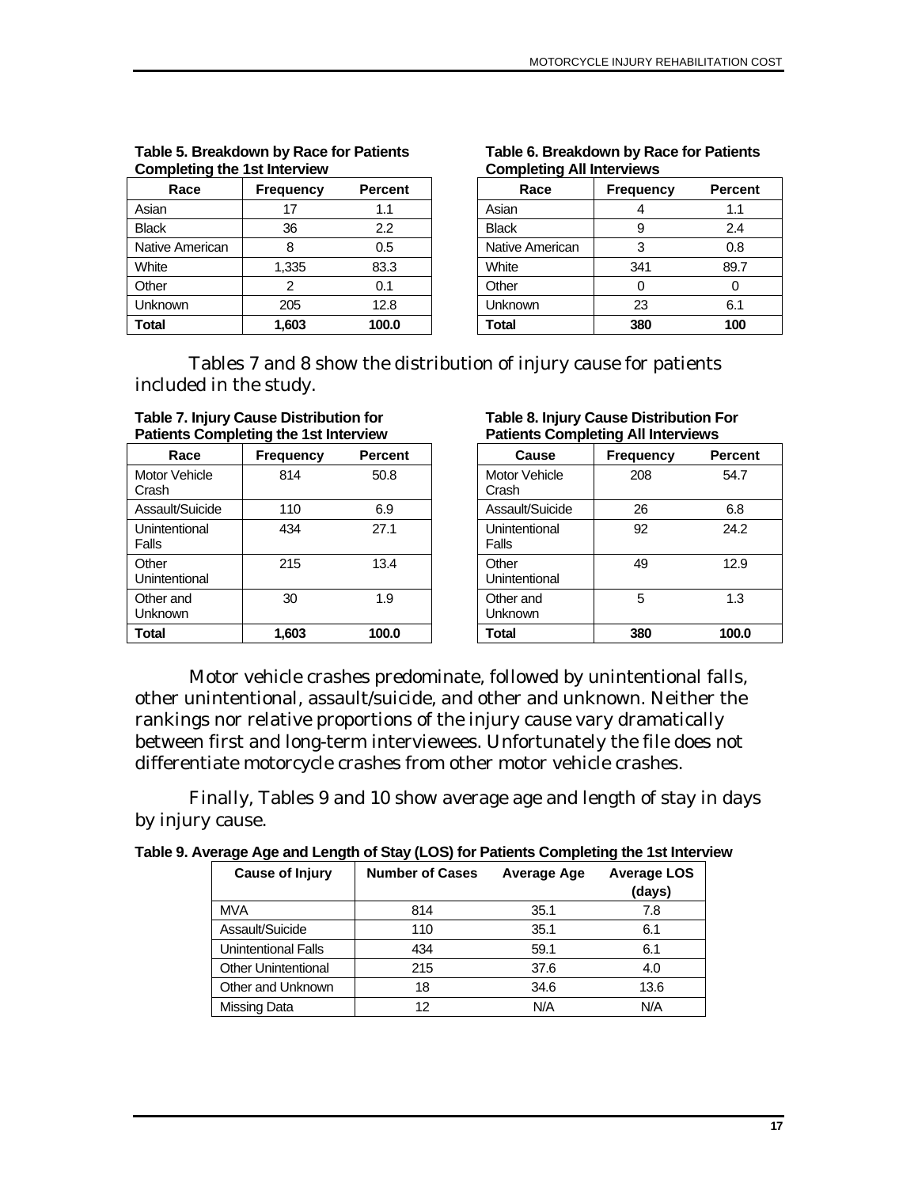**Table 5. Breakdown by Race for Patients Completing the 1st Interview**

| Race | Frequency | Percent |
|---|---|---|
| Asian | 17 | 1.1 |
| Black | 36 | 2.2 |
| Native American | 8 | 0.5 |
| White | 1,335 | 83.3 |
| Other | 2 | 0.1 |
| Unknown | 205 | 12.8 |
| **Total** | **1,603** | **100.0** |

**Table 6. Breakdown by Race for Patients Completing All Interviews**

| Race | Frequency | Percent |
|---|---|---|
| Asian | 4 | 1.1 |
| Black | 9 | 2.4 |
| Native American | 3 | 0.8 |
| White | 341 | 89.7 |
| Other | 0 | 0 |
| Unknown | 23 | 6.1 |
| **Total** | **380** | **100** |

Tables 7 and 8 show the distribution of injury cause for patients included in the study.

**Table 7. Injury Cause Distribution for Patients Completing the 1st Interview**

| Race | Frequency | Percent |
|---|---|---|
| Motor Vehicle Crash | 814 | 50.8 |
| Assault/Suicide | 110 | 6.9 |
| Unintentional Falls | 434 | 27.1 |
| Other Unintentional | 215 | 13.4 |
| Other and Unknown | 30 | 1.9 |
| **Total** | **1,603** | **100.0** |

**Table 8. Injury Cause Distribution For Patients Completing All Interviews**

| Cause | Frequency | Percent |
|---|---|---|
| Motor Vehicle Crash | 208 | 54.7 |
| Assault/Suicide | 26 | 6.8 |
| Unintentional Falls | 92 | 24.2 |
| Other Unintentional | 49 | 12.9 |
| Other and Unknown | 5 | 1.3 |
| **Total** | **380** | **100.0** |

Motor vehicle crashes predominate, followed by unintentional falls, other unintentional, assault/suicide, and other and unknown. Neither the rankings nor relative proportions of the injury cause vary dramatically between first and long-term interviewees. Unfortunately the file does not differentiate motorcycle crashes from other motor vehicle crashes.

Finally, Tables 9 and 10 show average age and length of stay in days by injury cause.

**Table 9. Average Age and Length of Stay (LOS) for Patients Completing the 1st Interview**

| Cause of Injury | Number of Cases | Average Age | Average LOS (days) |
|---|---|---|---|
| MVA | 814 | 35.1 | 7.8 |
| Assault/Suicide | 110 | 35.1 | 6.1 |
| Unintentional Falls | 434 | 59.1 | 6.1 |
| Other Unintentional | 215 | 37.6 | 4.0 |
| Other and Unknown | 18 | 34.6 | 13.6 |
| Missing Data | 12 | N/A | N/A |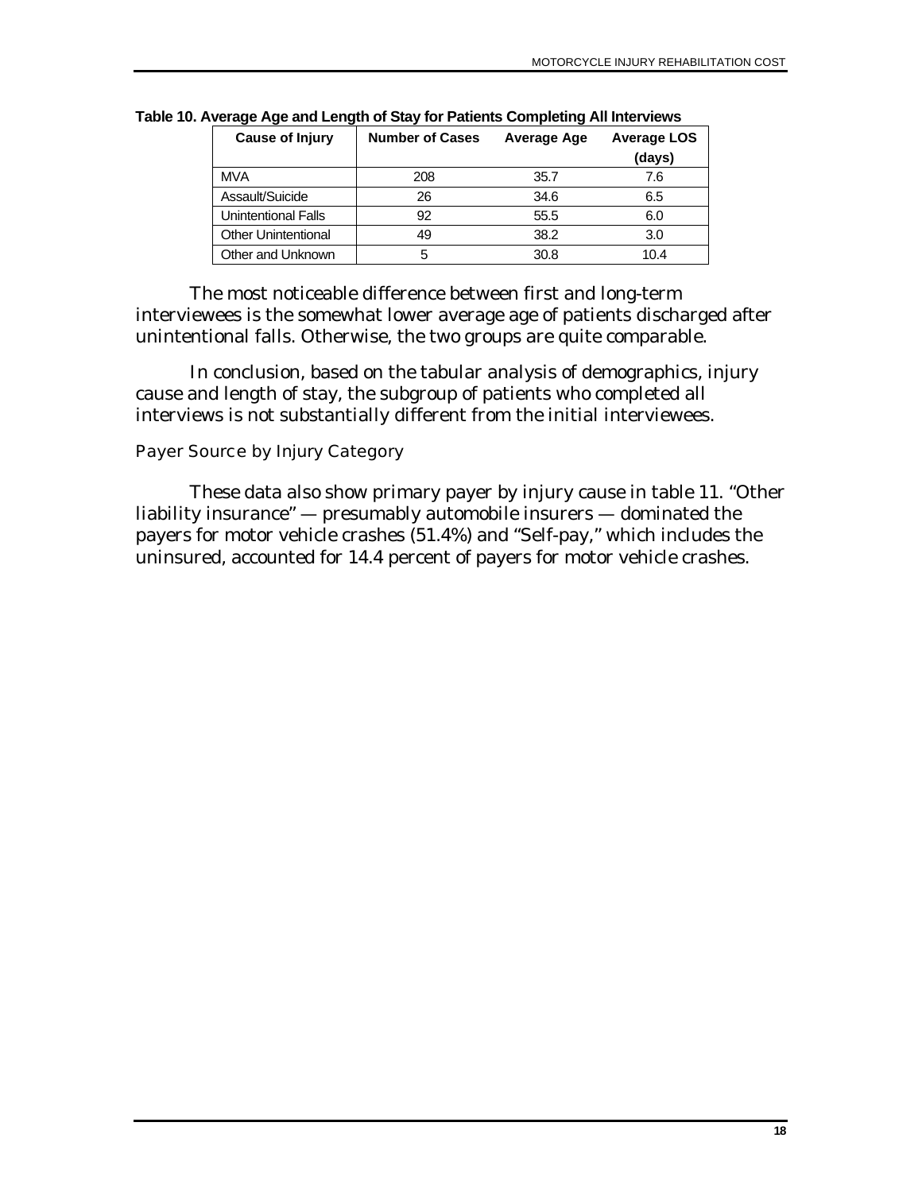**Table 10. Average Age and Length of Stay for Patients Completing All Interviews**

| Cause of Injury | Number of Cases | Average Age | Average LOS (days) |
|---|---|---|---|
| MVA | 208 | 35.7 | 7.6 |
| Assault/Suicide | 26 | 34.6 | 6.5 |
| Unintentional Falls | 92 | 55.5 | 6.0 |
| Other Unintentional | 49 | 38.2 | 3.0 |
| Other and Unknown | 5 | 30.8 | 10.4 |

The most noticeable difference between first and long-term interviewees is the somewhat lower average age of patients discharged after unintentional falls. Otherwise, the two groups are quite comparable.

In conclusion, based on the tabular analysis of demographics, injury cause and length of stay, the subgroup of patients who completed all interviews is not substantially different from the initial interviewees.

### Payer Source by Injury Category

These data also show primary payer by injury cause in table 11. "Other liability insurance" — presumably automobile insurers — dominated the payers for motor vehicle crashes (51.4%) and "Self-pay," which includes the uninsured, accounted for 14.4 percent of payers for motor vehicle crashes.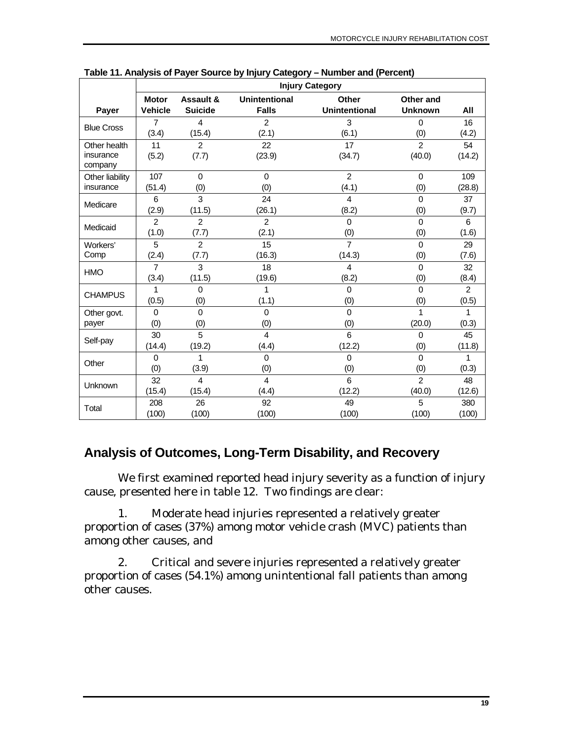**Table 11. Analysis of Payer Source by Injury Category – Number and (Percent)**

| | Injury Category | | | | | |
|---|---|---|---|---|---|---|
| **Payer** | **Motor Vehicle** | **Assault & Suicide** | **Unintentional Falls** | **Other Unintentional** | **Other and Unknown** | **All** |
| Blue Cross | 7 (3.4) | 4 (15.4) | 2 (2.1) | 3 (6.1) | 0 (0) | 16 (4.2) |
| Other health insurance company | 11 (5.2) | 2 (7.7) | 22 (23.9) | 17 (34.7) | 2 (40.0) | 54 (14.2) |
| Other liability insurance | 107 (51.4) | 0 (0) | 0 (0) | 2 (4.1) | 0 (0) | 109 (28.8) |
| Medicare | 6 (2.9) | 3 (11.5) | 24 (26.1) | 4 (8.2) | 0 (0) | 37 (9.7) |
| Medicaid | 2 (1.0) | 2 (7.7) | 2 (2.1) | 0 (0) | 0 (0) | 6 (1.6) |
| Workers' Comp | 5 (2.4) | 2 (7.7) | 15 (16.3) | 7 (14.3) | 0 (0) | 29 (7.6) |
| HMO | 7 (3.4) | 3 (11.5) | 18 (19.6) | 4 (8.2) | 0 (0) | 32 (8.4) |
| CHAMPUS | 1 (0.5) | 0 (0) | 1 (1.1) | 0 (0) | 0 (0) | 2 (0.5) |
| Other govt. payer | 0 (0) | 0 (0) | 0 (0) | 0 (0) | 1 (20.0) | 1 (0.3) |
| Self-pay | 30 (14.4) | 5 (19.2) | 4 (4.4) | 6 (12.2) | 0 (0) | 45 (11.8) |
| Other | 0 (0) | 1 (3.9) | 0 (0) | 0 (0) | 0 (0) | 1 (0.3) |
| Unknown | 32 (15.4) | 4 (15.4) | 4 (4.4) | 6 (12.2) | 2 (40.0) | 48 (12.6) |
| Total | 208 (100) | 26 (100) | 92 (100) | 49 (100) | 5 (100) | 380 (100) |

## Analysis of Outcomes, Long-Term Disability, and Recovery

We first examined reported head injury severity as a function of injury cause, presented here in table 12. Two findings are clear:

1. Moderate head injuries represented a relatively greater proportion of cases (37%) among motor vehicle crash (MVC) patients than among other causes, and

2. Critical and severe injuries represented a relatively greater proportion of cases (54.1%) among unintentional fall patients than among other causes.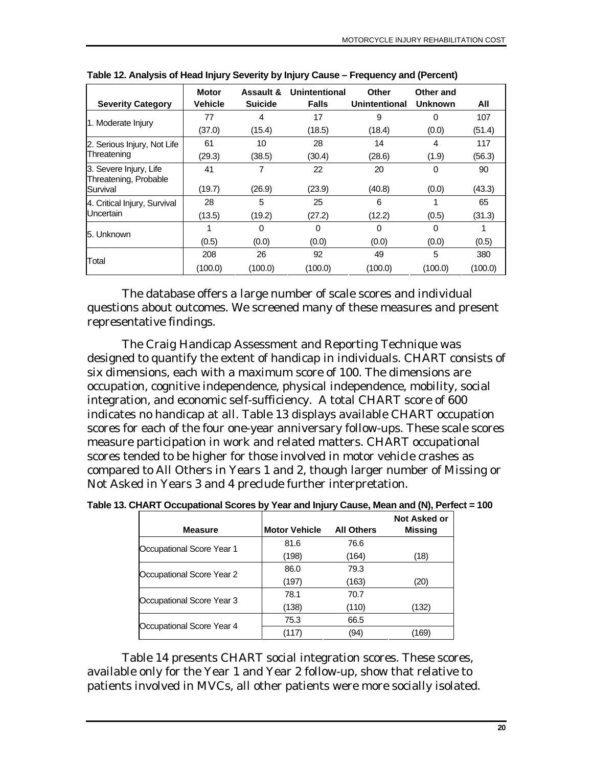**Table 12. Analysis of Head Injury Severity by Injury Cause – Frequency and (Percent)**

| Severity Category | Motor Vehicle | Assault & Suicide | Unintentional Falls | Other Unintentional | Other and Unknown | All |
|---|---|---|---|---|---|---|
| 1. Moderate Injury | 77 | 4 | 17 | 9 | 0 | 107 |
| | (37.0) | (15.4) | (18.5) | (18.4) | (0.0) | (51.4) |
| 2. Serious Injury, Not Life Threatening | 61 | 10 | 28 | 14 | 4 | 117 |
| | (29.3) | (38.5) | (30.4) | (28.6) | (1.9) | (56.3) |
| 3. Severe Injury, Life Threatening, Probable Survival | 41 | 7 | 22 | 20 | 0 | 90 |
| | (19.7) | (26.9) | (23.9) | (40.8) | (0.0) | (43.3) |
| 4. Critical Injury, Survival Uncertain | 28 | 5 | 25 | 6 | 1 | 65 |
| | (13.5) | (19.2) | (27.2) | (12.2) | (0.5) | (31.3) |
| 5. Unknown | 1 | 0 | 0 | 0 | 0 | 1 |
| | (0.5) | (0.0) | (0.0) | (0.0) | (0.0) | (0.5) |
| Total | 208 | 26 | 92 | 49 | 5 | 380 |
| | (100.0) | (100.0) | (100.0) | (100.0) | (100.0) | (100.0) |

The database offers a large number of scale scores and individual questions about outcomes. We screened many of these measures and present representative findings.

The Craig Handicap Assessment and Reporting Technique was designed to quantify the extent of handicap in individuals. CHART consists of six dimensions, each with a maximum score of 100. The dimensions are occupation, cognitive independence, physical independence, mobility, social integration, and economic self-sufficiency. A total CHART score of 600 indicates no handicap at all. Table 13 displays available CHART occupation scores for each of the four one-year anniversary follow-ups. These scale scores measure participation in work and related matters. CHART occupational scores tended to be higher for those involved in motor vehicle crashes as compared to All Others in Years 1 and 2, though larger number of Missing or Not Asked in Years 3 and 4 preclude further interpretation.

**Table 13. CHART Occupational Scores by Year and Injury Cause, Mean and (N), Perfect = 100**

| Measure | Motor Vehicle | All Others | Not Asked or Missing |
|---|---|---|---|
| Occupational Score Year 1 | 81.6 | 76.6 | |
| | (198) | (164) | (18) |
| Occupational Score Year 2 | 86.0 | 79.3 | |
| | (197) | (163) | (20) |
| Occupational Score Year 3 | 78.1 | 70.7 | |
| | (138) | (110) | (132) |
| Occupational Score Year 4 | 75.3 | 66.5 | |
| | (117) | (94) | (169) |

Table 14 presents CHART social integration scores. These scores, available only for the Year 1 and Year 2 follow-up, show that relative to patients involved in MVCs, all other patients were more socially isolated.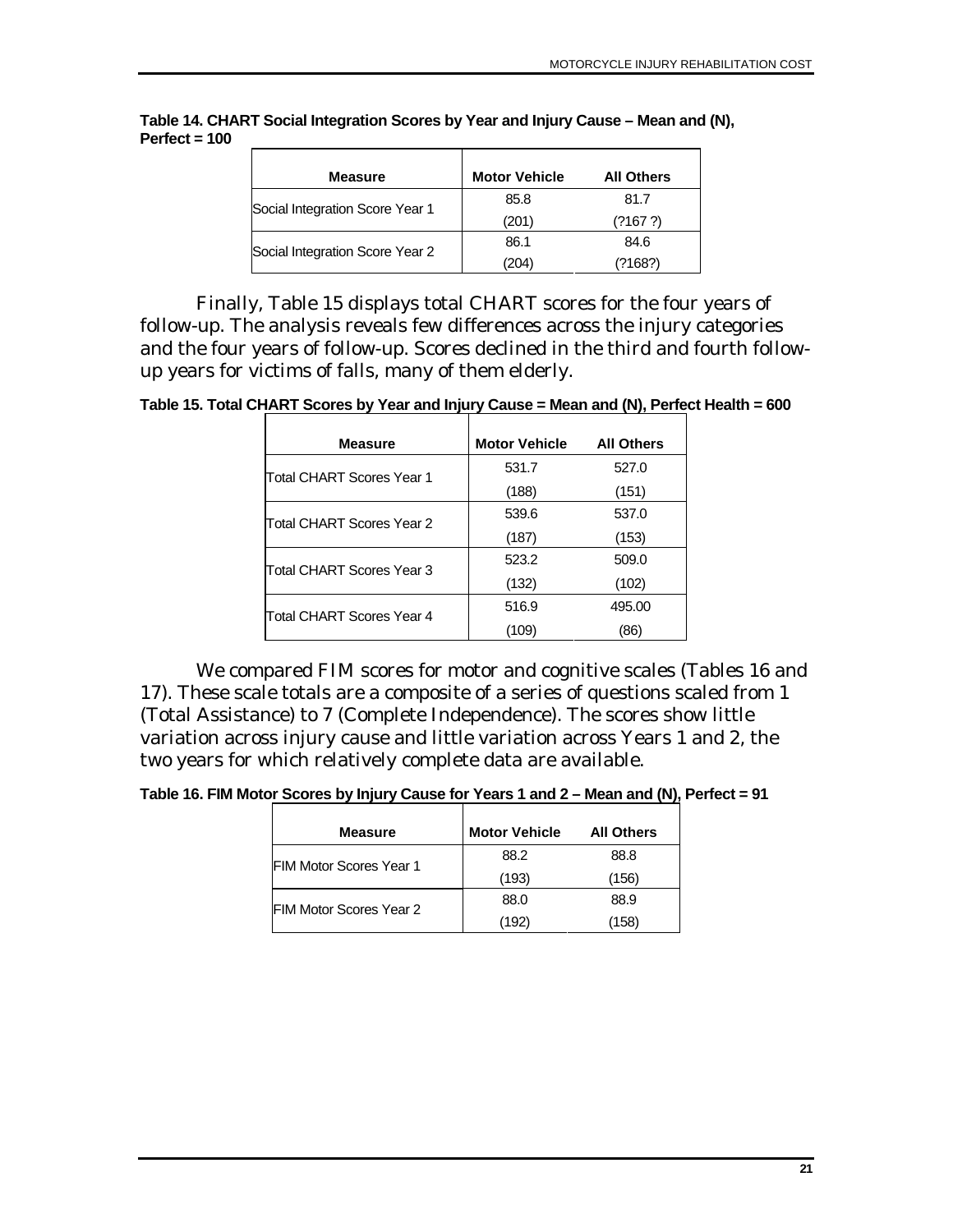**Table 14. CHART Social Integration Scores by Year and Injury Cause – Mean and (N), Perfect = 100**

| Measure | Motor Vehicle | All Others |
|---|---|---|
| Social Integration Score Year 1 | 85.8 | 81.7 |
| | (201) | (?167 ?) |
| Social Integration Score Year 2 | 86.1 | 84.6 |
| | (204) | (?168?) |

Finally, Table 15 displays total CHART scores for the four years of follow-up. The analysis reveals few differences across the injury categories and the four years of follow-up. Scores declined in the third and fourth follow-up years for victims of falls, many of them elderly.

**Table 15. Total CHART Scores by Year and Injury Cause = Mean and (N), Perfect Health = 600**

| Measure | Motor Vehicle | All Others |
|---|---|---|
| Total CHART Scores Year 1 | 531.7 | 527.0 |
| | (188) | (151) |
| Total CHART Scores Year 2 | 539.6 | 537.0 |
| | (187) | (153) |
| Total CHART Scores Year 3 | 523.2 | 509.0 |
| | (132) | (102) |
| Total CHART Scores Year 4 | 516.9 | 495.00 |
| | (109) | (86) |

We compared FIM scores for motor and cognitive scales (Tables 16 and 17). These scale totals are a composite of a series of questions scaled from 1 (Total Assistance) to 7 (Complete Independence). The scores show little variation across injury cause and little variation across Years 1 and 2, the two years for which relatively complete data are available.

**Table 16. FIM Motor Scores by Injury Cause for Years 1 and 2 – Mean and (N), Perfect = 91**

| Measure | Motor Vehicle | All Others |
|---|---|---|
| FIM Motor Scores Year 1 | 88.2 | 88.8 |
| | (193) | (156) |
| FIM Motor Scores Year 2 | 88.0 | 88.9 |
| | (192) | (158) |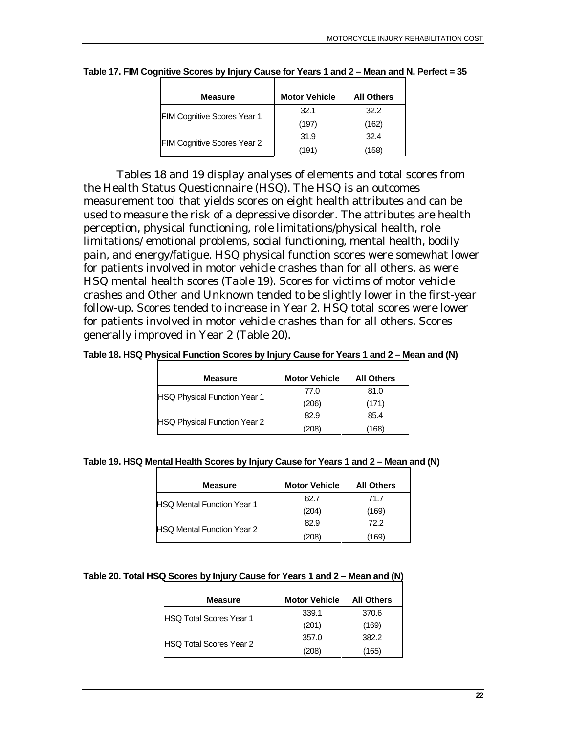**Table 17. FIM Cognitive Scores by Injury Cause for Years 1 and 2 – Mean and N, Perfect = 35**

| Measure | Motor Vehicle | All Others |
|---|---|---|
| FIM Cognitive Scores Year 1 | 32.1 | 32.2 |
| | (197) | (162) |
| FIM Cognitive Scores Year 2 | 31.9 | 32.4 |
| | (191) | (158) |

Tables 18 and 19 display analyses of elements and total scores from the Health Status Questionnaire (HSQ). The HSQ is an outcomes measurement tool that yields scores on eight health attributes and can be used to measure the risk of a depressive disorder. The attributes are health perception, physical functioning, role limitations/physical health, role limitations/ emotional problems, social functioning, mental health, bodily pain, and energy/fatigue. HSQ physical function scores were somewhat lower for patients involved in motor vehicle crashes than for all others, as were HSQ mental health scores (Table 19). Scores for victims of motor vehicle crashes and Other and Unknown tended to be slightly lower in the first-year follow-up. Scores tended to increase in Year 2. HSQ total scores were lower for patients involved in motor vehicle crashes than for all others. Scores generally improved in Year 2 (Table 20).

**Table 18. HSQ Physical Function Scores by Injury Cause for Years 1 and 2 – Mean and (N)**

| Measure | Motor Vehicle | All Others |
|---|---|---|
| HSQ Physical Function Year 1 | 77.0 | 81.0 |
| | (206) | (171) |
| HSQ Physical Function Year 2 | 82.9 | 85.4 |
| | (208) | (168) |

**Table 19. HSQ Mental Health Scores by Injury Cause for Years 1 and 2 – Mean and (N)**

| Measure | Motor Vehicle | All Others |
|---|---|---|
| HSQ Mental Function Year 1 | 62.7 | 71.7 |
| | (204) | (169) |
| HSQ Mental Function Year 2 | 82.9 | 72.2 |
| | (208) | (169) |

**Table 20. Total HSQ Scores by Injury Cause for Years 1 and 2 – Mean and (N)**

| Measure | Motor Vehicle | All Others |
|---|---|---|
| HSQ Total Scores Year 1 | 339.1 | 370.6 |
| | (201) | (169) |
| HSQ Total Scores Year 2 | 357.0 | 382.2 |
| | (208) | (165) |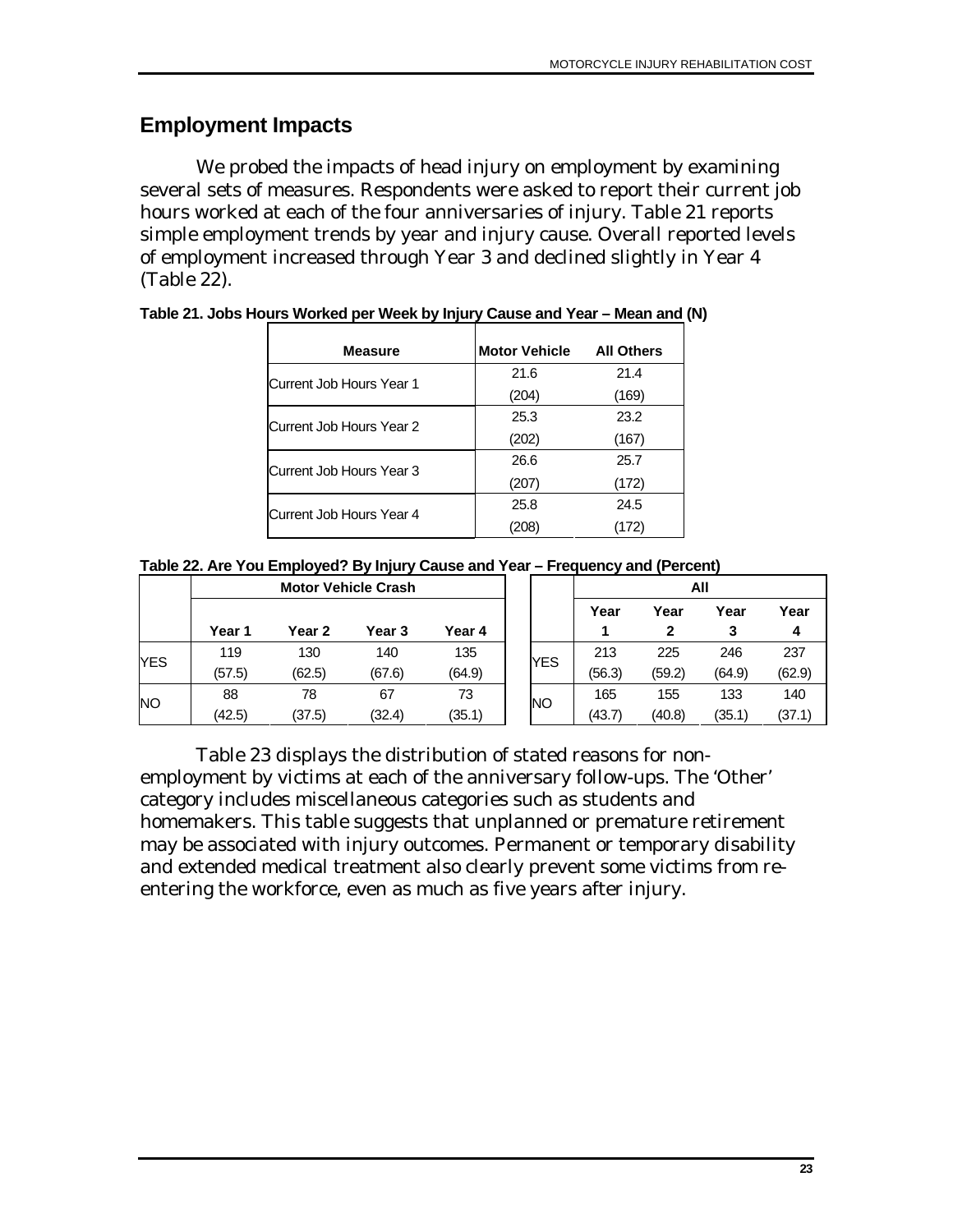## Employment Impacts

We probed the impacts of head injury on employment by examining several sets of measures. Respondents were asked to report their current job hours worked at each of the four anniversaries of injury. Table 21 reports simple employment trends by year and injury cause. Overall reported levels of employment increased through Year 3 and declined slightly in Year 4 (Table 22).

**Table 21. Jobs Hours Worked per Week by Injury Cause and Year – Mean and (N)**

| Measure | Motor Vehicle | All Others |
|---|---|---|
| Current Job Hours Year 1 | 21.6 | 21.4 |
| | (204) | (169) |
| Current Job Hours Year 2 | 25.3 | 23.2 |
| | (202) | (167) |
| Current Job Hours Year 3 | 26.6 | 25.7 |
| | (207) | (172) |
| Current Job Hours Year 4 | 25.8 | 24.5 |
| | (208) | (172) |

**Table 22. Are You Employed? By Injury Cause and Year – Frequency and (Percent)**

| | Motor Vehicle Crash | | | | All | | | |
|---|---|---|---|---|---|---|---|---|
| | Year 1 | Year 2 | Year 3 | Year 4 | Year 1 | Year 2 | Year 3 | Year 4 |
| YES | 119 | 130 | 140 | 135 | 213 | 225 | 246 | 237 |
| | (57.5) | (62.5) | (67.6) | (64.9) | (56.3) | (59.2) | (64.9) | (62.9) |
| NO | 88 | 78 | 67 | 73 | 165 | 155 | 133 | 140 |
| | (42.5) | (37.5) | (32.4) | (35.1) | (43.7) | (40.8) | (35.1) | (37.1) |

Table 23 displays the distribution of stated reasons for non-employment by victims at each of the anniversary follow-ups. The 'Other' category includes miscellaneous categories such as students and homemakers. This table suggests that unplanned or premature retirement may be associated with injury outcomes. Permanent or temporary disability and extended medical treatment also clearly prevent some victims from re-entering the workforce, even as much as five years after injury.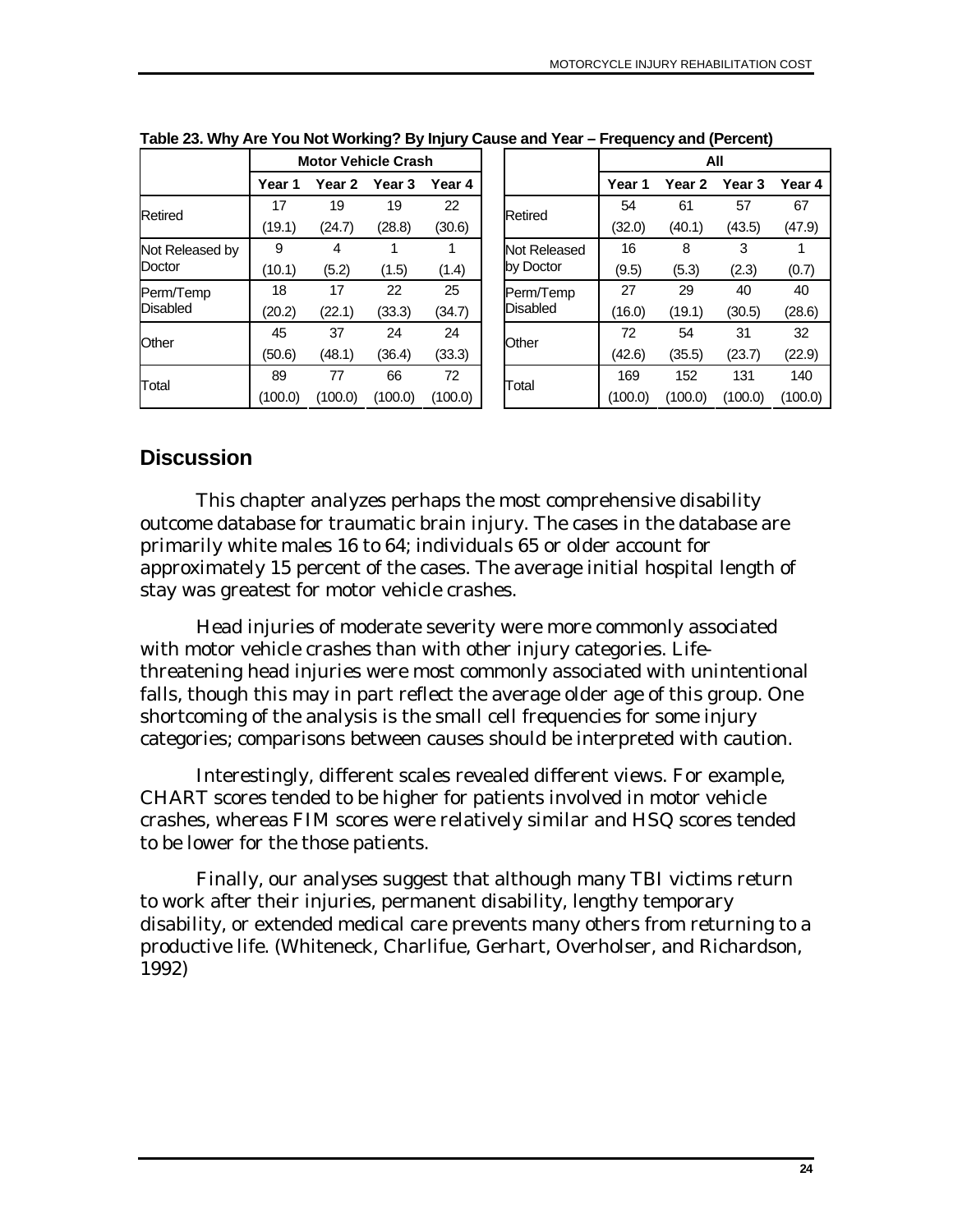**Table 23. Why Are You Not Working? By Injury Cause and Year – Frequency and (Percent)**

| | Motor Vehicle Crash | | | | All | | | |
|---|---|---|---|---|---|---|---|---|
| | Year 1 | Year 2 | Year 3 | Year 4 | Year 1 | Year 2 | Year 3 | Year 4 |
| Retired | 17 | 19 | 19 | 22 | 54 | 61 | 57 | 67 |
| | (19.1) | (24.7) | (28.8) | (30.6) | (32.0) | (40.1) | (43.5) | (47.9) |
| Not Released by Doctor | 9 | 4 | 1 | 1 | 16 | 8 | 3 | 1 |
| | (10.1) | (5.2) | (1.5) | (1.4) | (9.5) | (5.3) | (2.3) | (0.7) |
| Perm/Temp Disabled | 18 | 17 | 22 | 25 | 27 | 29 | 40 | 40 |
| | (20.2) | (22.1) | (33.3) | (34.7) | (16.0) | (19.1) | (30.5) | (28.6) |
| Other | 45 | 37 | 24 | 24 | 72 | 54 | 31 | 32 |
| | (50.6) | (48.1) | (36.4) | (33.3) | (42.6) | (35.5) | (23.7) | (22.9) |
| Total | 89 | 77 | 66 | 72 | 169 | 152 | 131 | 140 |
| | (100.0) | (100.0) | (100.0) | (100.0) | (100.0) | (100.0) | (100.0) | (100.0) |

## Discussion

This chapter analyzes perhaps the most comprehensive disability outcome database for traumatic brain injury. The cases in the database are primarily white males 16 to 64; individuals 65 or older account for approximately 15 percent of the cases. The average initial hospital length of stay was greatest for motor vehicle crashes.

Head injuries of moderate severity were more commonly associated with motor vehicle crashes than with other injury categories. Life-threatening head injuries were most commonly associated with unintentional falls, though this may in part reflect the average older age of this group. One shortcoming of the analysis is the small cell frequencies for some injury categories; comparisons between causes should be interpreted with caution.

Interestingly, different scales revealed different views. For example, CHART scores tended to be higher for patients involved in motor vehicle crashes, whereas FIM scores were relatively similar and HSQ scores tended to be lower for the those patients.

Finally, our analyses suggest that although many TBI victims return to work after their injuries, permanent disability, lengthy temporary disability, or extended medical care prevents many others from returning to a productive life. (Whiteneck, Charlifue, Gerhart, Overholser, and Richardson, 1992)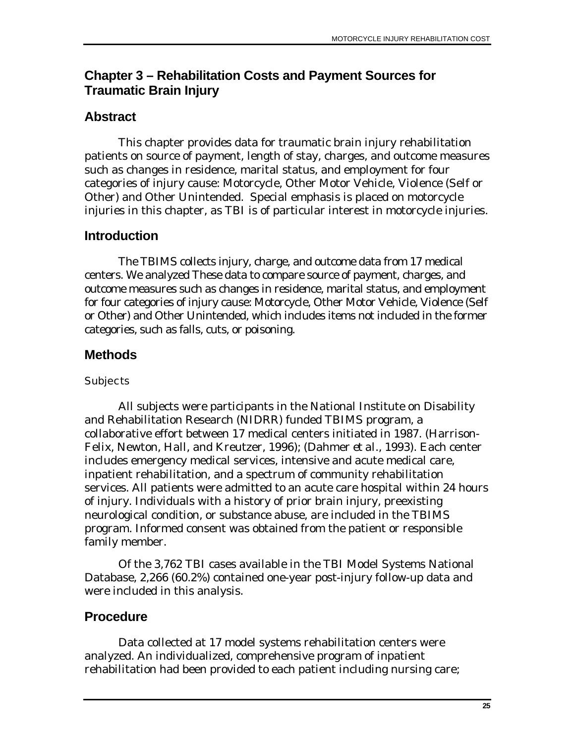## Chapter 3 – Rehabilitation Costs and Payment Sources for Traumatic Brain Injury

## Abstract

This chapter provides data for traumatic brain injury rehabilitation patients on source of payment, length of stay, charges, and outcome measures such as changes in residence, marital status, and employment for four categories of injury cause: Motorcycle, Other Motor Vehicle, Violence (Self or Other) and Other Unintended. Special emphasis is placed on motorcycle injuries in this chapter, as TBI is of particular interest in motorcycle injuries.

## Introduction

The TBIMS collects injury, charge, and outcome data from 17 medical centers. We analyzed These data to compare source of payment, charges, and outcome measures such as changes in residence, marital status, and employment for four categories of injury cause: Motorcycle, Other Motor Vehicle, Violence (Self or Other) and Other Unintended, which includes items not included in the former categories, such as falls, cuts, or poisoning.

## Methods

### Subjects

All subjects were participants in the National Institute on Disability and Rehabilitation Research (NIDRR) funded TBIMS program, a collaborative effort between 17 medical centers initiated in 1987. (Harrison-Felix, Newton, Hall, and Kreutzer, 1996); (Dahmer *et al.*, 1993). Each center includes emergency medical services, intensive and acute medical care, inpatient rehabilitation, and a spectrum of community rehabilitation services. All patients were admitted to an acute care hospital within 24 hours of injury. Individuals with a history of prior brain injury, preexisting neurological condition, or substance abuse, are included in the TBIMS program. Informed consent was obtained from the patient or responsible family member.

Of the 3,762 TBI cases available in the TBI Model Systems National Database, 2,266 (60.2%) contained one-year post-injury follow-up data and were included in this analysis.

## Procedure

Data collected at 17 model systems rehabilitation centers were analyzed. An individualized, comprehensive program of inpatient rehabilitation had been provided to each patient including nursing care;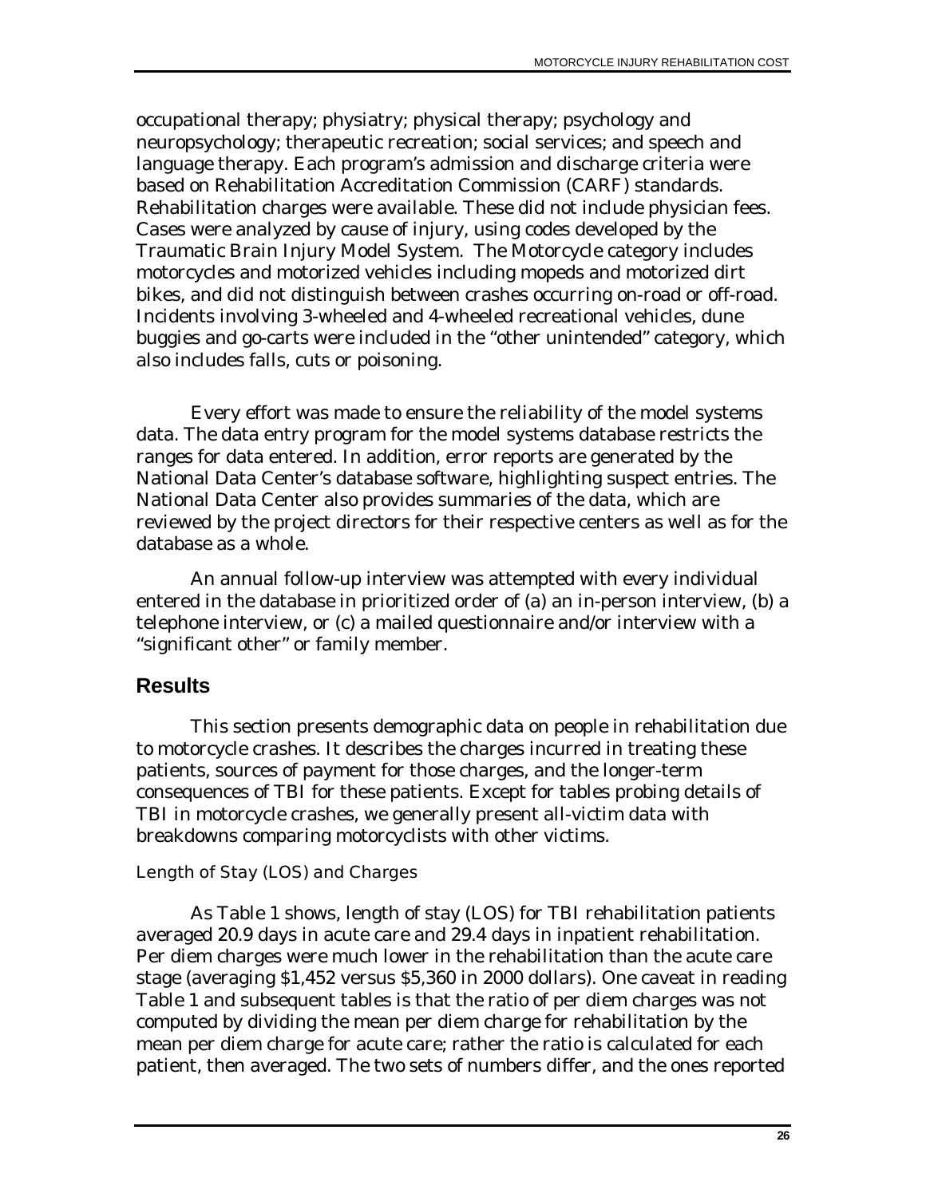occupational therapy; physiatry; physical therapy; psychology and neuropsychology; therapeutic recreation; social services; and speech and language therapy. Each program's admission and discharge criteria were based on Rehabilitation Accreditation Commission (CARF) standards. Rehabilitation charges were available. These did not include physician fees. Cases were analyzed by cause of injury, using codes developed by the Traumatic Brain Injury Model System. The Motorcycle category includes motorcycles and motorized vehicles including mopeds and motorized dirt bikes, and did not distinguish between crashes occurring on-road or off-road. Incidents involving 3-wheeled and 4-wheeled recreational vehicles, dune buggies and go-carts were included in the "other unintended" category, which also includes falls, cuts or poisoning.

Every effort was made to ensure the reliability of the model systems data. The data entry program for the model systems database restricts the ranges for data entered. In addition, error reports are generated by the National Data Center's database software, highlighting suspect entries. The National Data Center also provides summaries of the data, which are reviewed by the project directors for their respective centers as well as for the database as a whole.

An annual follow-up interview was attempted with every individual entered in the database in prioritized order of (a) an in-person interview, (b) a telephone interview, or (c) a mailed questionnaire and/or interview with a "significant other" or family member.

## Results

This section presents demographic data on people in rehabilitation due to motorcycle crashes. It describes the charges incurred in treating these patients, sources of payment for those charges, and the longer-term consequences of TBI for these patients. Except for tables probing details of TBI in motorcycle crashes, we generally present all-victim data with breakdowns comparing motorcyclists with other victims.

### Length of Stay (LOS) and Charges

As Table 1 shows, length of stay (LOS) for TBI rehabilitation patients averaged 20.9 days in acute care and 29.4 days in inpatient rehabilitation. Per diem charges were much lower in the rehabilitation than the acute care stage (averaging $1,452 versus $5,360 in 2000 dollars). One caveat in reading Table 1 and subsequent tables is that the ratio of per diem charges was not computed by dividing the mean per diem charge for rehabilitation by the mean per diem charge for acute care; rather the ratio is calculated for each patient, then averaged. The two sets of numbers differ, and the ones reported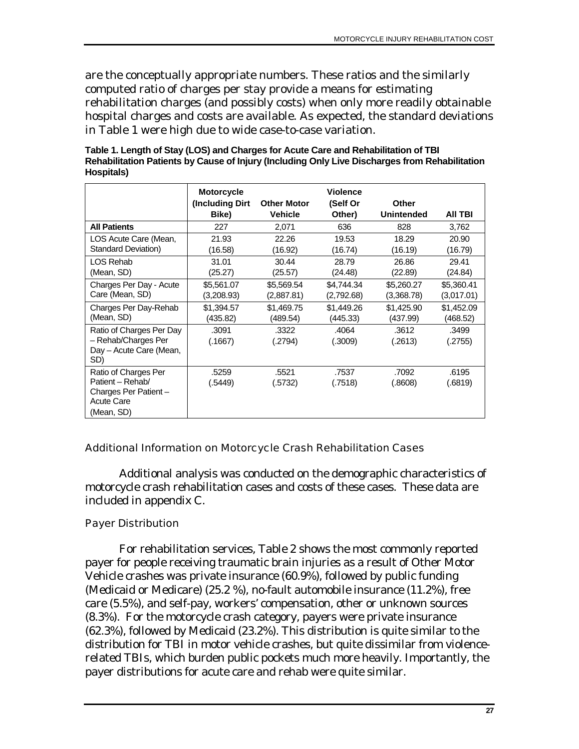are the conceptually appropriate numbers. These ratios and the similarly computed ratio of charges per stay provide a means for estimating rehabilitation charges (and possibly costs) when only more readily obtainable hospital charges and costs are available. As expected, the standard deviations in Table 1 were high due to wide case-to-case variation.

**Table 1. Length of Stay (LOS) and Charges for Acute Care and Rehabilitation of TBI Rehabilitation Patients by Cause of Injury (Including Only Live Discharges from Rehabilitation Hospitals)**

| | Motorcycle (Including Dirt Bike) | Other Motor Vehicle | Violence (Self Or Other) | Other Unintended | All TBI |
|---|---|---|---|---|---|
| **All Patients** | 227 | 2,071 | 636 | 828 | 3,762 |
| LOS Acute Care (Mean, Standard Deviation) | 21.93 (16.58) | 22.26 (16.92) | 19.53 (16.74) | 18.29 (16.19) | 20.90 (16.79) |
| LOS Rehab (Mean, SD) | 31.01 (25.27) | 30.44 (25.57) | 28.79 (24.48) | 26.86 (22.89) | 29.41 (24.84) |
| Charges Per Day - Acute Care (Mean, SD) | $5,561.07 (3,208.93) | $5,569.54 (2,887.81) | $4,744.34 (2,792.68) | $5,260.27 (3,368.78) | $5,360.41 (3,017.01) |
| Charges Per Day-Rehab (Mean, SD) | $1,394.57 (435.82) | $1,469.75 (489.54) | $1,449.26 (445.33) | $1,425.90 (437.99) | $1,452.09 (468.52) |
| Ratio of Charges Per Day – Rehab/Charges Per Day – Acute Care (Mean, SD) | .3091 (.1667) | .3322 (.2794) | .4064 (.3009) | .3612 (.2613) | .3499 (.2755) |
| Ratio of Charges Per Patient – Rehab/ Charges Per Patient – Acute Care (Mean, SD) | .5259 (.5449) | .5521 (.5732) | .7537 (.7518) | .7092 (.8608) | .6195 (.6819) |

### Additional Information on Motorcycle Crash Rehabilitation Cases

Additional analysis was conducted on the demographic characteristics of motorcycle crash rehabilitation cases and costs of these cases. These data are included in appendix C.

#### Payer Distribution

For rehabilitation services, Table 2 shows the most commonly reported payer for people receiving traumatic brain injuries as a result of Other Motor Vehicle crashes was private insurance (60.9%), followed by public funding (Medicaid or Medicare) (25.2 %), no-fault automobile insurance (11.2%), free care (5.5%), and self-pay, workers' compensation, other or unknown sources (8.3%). For the motorcycle crash category, payers were private insurance (62.3%), followed by Medicaid (23.2%). This distribution is quite similar to the distribution for TBI in motor vehicle crashes, but quite dissimilar from violence-related TBIs, which burden public pockets much more heavily. Importantly, the payer distributions for acute care and rehab were quite similar.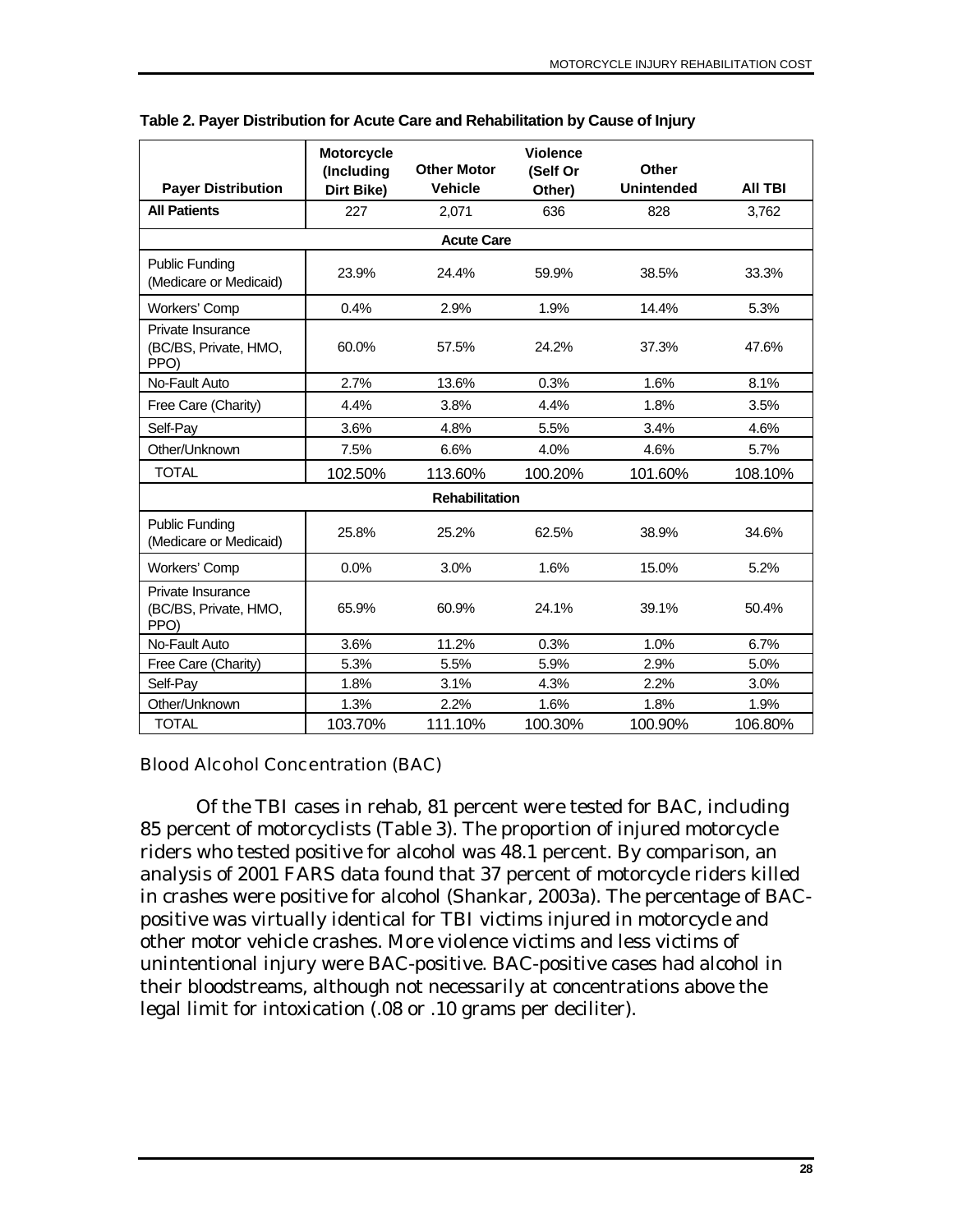**Table 2. Payer Distribution for Acute Care and Rehabilitation by Cause of Injury**

| Payer Distribution | Motorcycle (Including Dirt Bike) | Other Motor Vehicle | Violence (Self Or Other) | Other Unintended | All TBI |
|---|---|---|---|---|---|
| **All Patients** | 227 | 2,071 | 636 | 828 | 3,762 |
| **Acute Care** | | | | | |
| Public Funding (Medicare or Medicaid) | 23.9% | 24.4% | 59.9% | 38.5% | 33.3% |
| Workers' Comp | 0.4% | 2.9% | 1.9% | 14.4% | 5.3% |
| Private Insurance (BC/BS, Private, HMO, PPO) | 60.0% | 57.5% | 24.2% | 37.3% | 47.6% |
| No-Fault Auto | 2.7% | 13.6% | 0.3% | 1.6% | 8.1% |
| Free Care (Charity) | 4.4% | 3.8% | 4.4% | 1.8% | 3.5% |
| Self-Pay | 3.6% | 4.8% | 5.5% | 3.4% | 4.6% |
| Other/Unknown | 7.5% | 6.6% | 4.0% | 4.6% | 5.7% |
| TOTAL | 102.50% | 113.60% | 100.20% | 101.60% | 108.10% |
| **Rehabilitation** | | | | | |
| Public Funding (Medicare or Medicaid) | 25.8% | 25.2% | 62.5% | 38.9% | 34.6% |
| Workers' Comp | 0.0% | 3.0% | 1.6% | 15.0% | 5.2% |
| Private Insurance (BC/BS, Private, HMO, PPO) | 65.9% | 60.9% | 24.1% | 39.1% | 50.4% |
| No-Fault Auto | 3.6% | 11.2% | 0.3% | 1.0% | 6.7% |
| Free Care (Charity) | 5.3% | 5.5% | 5.9% | 2.9% | 5.0% |
| Self-Pay | 1.8% | 3.1% | 4.3% | 2.2% | 3.0% |
| Other/Unknown | 1.3% | 2.2% | 1.6% | 1.8% | 1.9% |
| TOTAL | 103.70% | 111.10% | 100.30% | 100.90% | 106.80% |

## Blood Alcohol Concentration (BAC)

Of the TBI cases in rehab, 81 percent were tested for BAC, including 85 percent of motorcyclists (Table 3). The proportion of injured motorcycle riders who tested positive for alcohol was 48.1 percent. By comparison, an analysis of 2001 FARS data found that 37 percent of motorcycle riders killed in crashes were positive for alcohol (Shankar, 2003a). The percentage of BAC-positive was virtually identical for TBI victims injured in motorcycle and other motor vehicle crashes. More violence victims and less victims of unintentional injury were BAC-positive. BAC-positive cases had alcohol in their bloodstreams, although not necessarily at concentrations above the legal limit for intoxication (.08 or .10 grams per deciliter).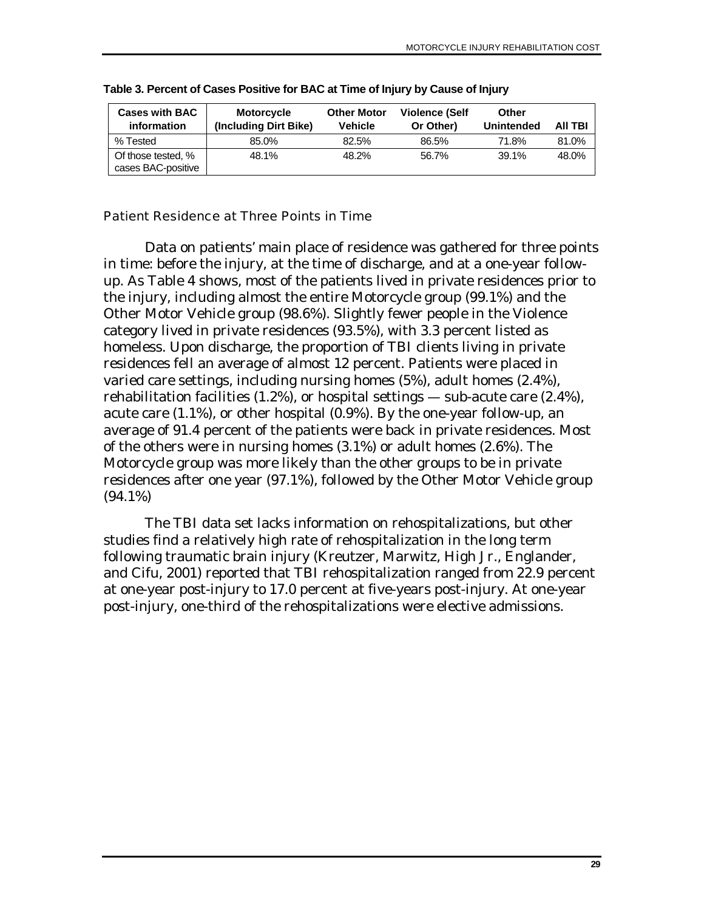**Table 3. Percent of Cases Positive for BAC at Time of Injury by Cause of Injury**

| Cases with BAC information | Motorcycle (Including Dirt Bike) | Other Motor Vehicle | Violence (Self Or Other) | Other Unintended | All TBI |
|---|---|---|---|---|---|
| % Tested | 85.0% | 82.5% | 86.5% | 71.8% | 81.0% |
| Of those tested, % cases BAC-positive | 48.1% | 48.2% | 56.7% | 39.1% | 48.0% |

### Patient Residence at Three Points in Time

Data on patients' main place of residence was gathered for three points in time: before the injury, at the time of discharge, and at a one-year follow-up. As Table 4 shows, most of the patients lived in private residences prior to the injury, including almost the entire Motorcycle group (99.1%) and the Other Motor Vehicle group (98.6%). Slightly fewer people in the Violence category lived in private residences (93.5%), with 3.3 percent listed as homeless. Upon discharge, the proportion of TBI clients living in private residences fell an average of almost 12 percent. Patients were placed in varied care settings, including nursing homes (5%), adult homes (2.4%), rehabilitation facilities (1.2%), or hospital settings — sub-acute care (2.4%), acute care (1.1%), or other hospital (0.9%). By the one-year follow-up, an average of 91.4 percent of the patients were back in private residences. Most of the others were in nursing homes (3.1%) or adult homes (2.6%). The Motorcycle group was more likely than the other groups to be in private residences after one year (97.1%), followed by the Other Motor Vehicle group (94.1%)

The TBI data set lacks information on rehospitalizations, but other studies find a relatively high rate of rehospitalization in the long term following traumatic brain injury (Kreutzer, Marwitz, High Jr., Englander, and Cifu, 2001) reported that TBI rehospitalization ranged from 22.9 percent at one-year post-injury to 17.0 percent at five-years post-injury. At one-year post-injury, one-third of the rehospitalizations were elective admissions.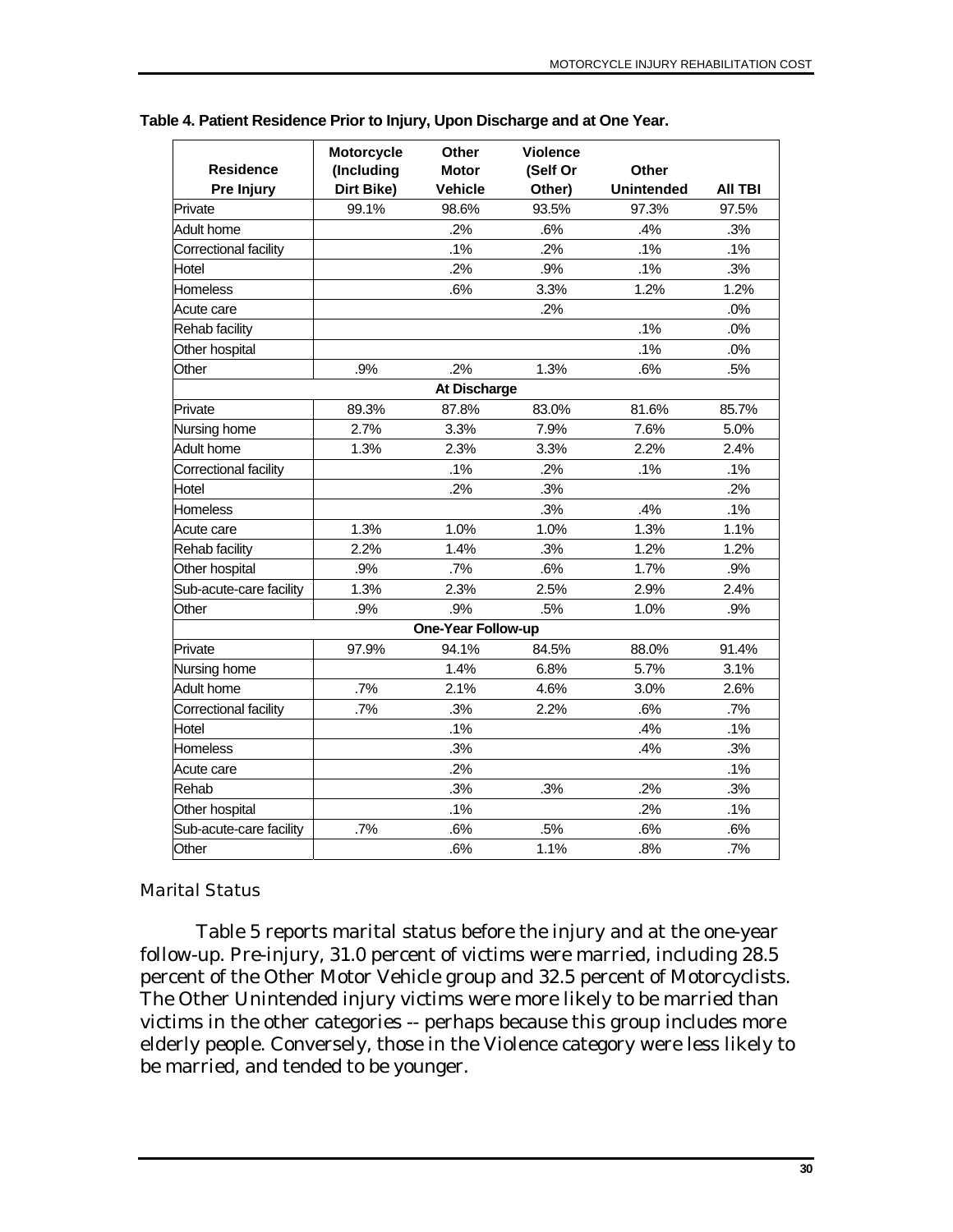**Table 4. Patient Residence Prior to Injury, Upon Discharge and at One Year.**

| Residence Pre Injury | Motorcycle (Including Dirt Bike) | Other Motor Vehicle | Violence (Self Or Other) | Other Unintended | All TBI |
|---|---|---|---|---|---|
| Private | 99.1% | 98.6% | 93.5% | 97.3% | 97.5% |
| Adult home | | .2% | .6% | .4% | .3% |
| Correctional facility | | .1% | .2% | .1% | .1% |
| Hotel | | .2% | .9% | .1% | .3% |
| Homeless | | .6% | 3.3% | 1.2% | 1.2% |
| Acute care | | | .2% | | .0% |
| Rehab facility | | | | .1% | .0% |
| Other hospital | | | | .1% | .0% |
| Other | .9% | .2% | 1.3% | .6% | .5% |
| **At Discharge** | | | | | |
| Private | 89.3% | 87.8% | 83.0% | 81.6% | 85.7% |
| Nursing home | 2.7% | 3.3% | 7.9% | 7.6% | 5.0% |
| Adult home | 1.3% | 2.3% | 3.3% | 2.2% | 2.4% |
| Correctional facility | | .1% | .2% | .1% | .1% |
| Hotel | | .2% | .3% | | .2% |
| Homeless | | | .3% | .4% | .1% |
| Acute care | 1.3% | 1.0% | 1.0% | 1.3% | 1.1% |
| Rehab facility | 2.2% | 1.4% | .3% | 1.2% | 1.2% |
| Other hospital | .9% | .7% | .6% | 1.7% | .9% |
| Sub-acute-care facility | 1.3% | 2.3% | 2.5% | 2.9% | 2.4% |
| Other | .9% | .9% | .5% | 1.0% | .9% |
| **One-Year Follow-up** | | | | | |
| Private | 97.9% | 94.1% | 84.5% | 88.0% | 91.4% |
| Nursing home | | 1.4% | 6.8% | 5.7% | 3.1% |
| Adult home | .7% | 2.1% | 4.6% | 3.0% | 2.6% |
| Correctional facility | .7% | .3% | 2.2% | .6% | .7% |
| Hotel | | .1% | | .4% | .1% |
| Homeless | | .3% | | .4% | .3% |
| Acute care | | .2% | | | .1% |
| Rehab | | .3% | .3% | .2% | .3% |
| Other hospital | | .1% | | .2% | .1% |
| Sub-acute-care facility | .7% | .6% | .5% | .6% | .6% |
| Other | | .6% | 1.1% | .8% | .7% |

### Marital Status

Table 5 reports marital status before the injury and at the one-year follow-up. Pre-injury, 31.0 percent of victims were married, including 28.5 percent of the Other Motor Vehicle group and 32.5 percent of Motorcyclists. The Other Unintended injury victims were more likely to be married than victims in the other categories -- perhaps because this group includes more elderly people. Conversely, those in the Violence category were less likely to be married, and tended to be younger.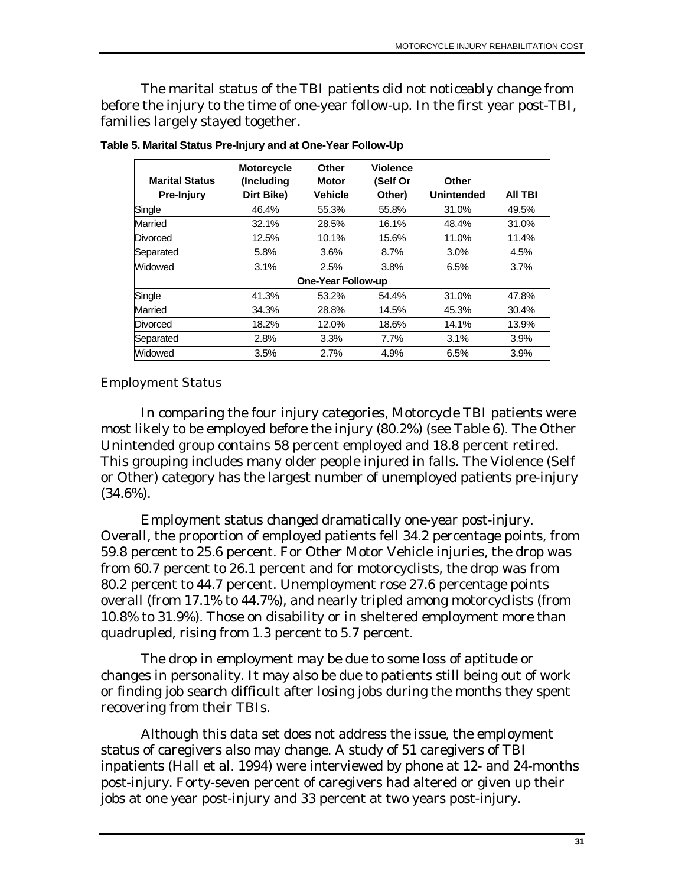The marital status of the TBI patients did not noticeably change from before the injury to the time of one-year follow-up. In the first year post-TBI, families largely stayed together.

**Table 5. Marital Status Pre-Injury and at One-Year Follow-Up**

| Marital Status Pre-Injury | Motorcycle (Including Dirt Bike) | Other Motor Vehicle | Violence (Self Or Other) | Other Unintended | All TBI |
|---|---|---|---|---|---|
| Single | 46.4% | 55.3% | 55.8% | 31.0% | 49.5% |
| Married | 32.1% | 28.5% | 16.1% | 48.4% | 31.0% |
| Divorced | 12.5% | 10.1% | 15.6% | 11.0% | 11.4% |
| Separated | 5.8% | 3.6% | 8.7% | 3.0% | 4.5% |
| Widowed | 3.1% | 2.5% | 3.8% | 6.5% | 3.7% |
| **One-Year Follow-up** | | | | | |
| Single | 41.3% | 53.2% | 54.4% | 31.0% | 47.8% |
| Married | 34.3% | 28.8% | 14.5% | 45.3% | 30.4% |
| Divorced | 18.2% | 12.0% | 18.6% | 14.1% | 13.9% |
| Separated | 2.8% | 3.3% | 7.7% | 3.1% | 3.9% |
| Widowed | 3.5% | 2.7% | 4.9% | 6.5% | 3.9% |

### Employment Status

In comparing the four injury categories, Motorcycle TBI patients were most likely to be employed before the injury (80.2%) (see Table 6). The Other Unintended group contains 58 percent employed and 18.8 percent retired. This grouping includes many older people injured in falls. The Violence (Self or Other) category has the largest number of unemployed patients pre-injury (34.6%).

Employment status changed dramatically one-year post-injury. Overall, the proportion of employed patients fell 34.2 percentage points, from 59.8 percent to 25.6 percent. For Other Motor Vehicle injuries, the drop was from 60.7 percent to 26.1 percent and for motorcyclists, the drop was from 80.2 percent to 44.7 percent. Unemployment rose 27.6 percentage points overall (from 17.1% to 44.7%), and nearly tripled among motorcyclists (from 10.8% to 31.9%). Those on disability or in sheltered employment more than quadrupled, rising from 1.3 percent to 5.7 percent.

The drop in employment may be due to some loss of aptitude or changes in personality. It may also be due to patients still being out of work or finding job search difficult after losing jobs during the months they spent recovering from their TBIs.

Although this data set does not address the issue, the employment status of caregivers also may change. A study of 51 caregivers of TBI inpatients (Hall et al. 1994) were interviewed by phone at 12- and 24-months post-injury. Forty-seven percent of caregivers had altered or given up their jobs at one year post-injury and 33 percent at two years post-injury.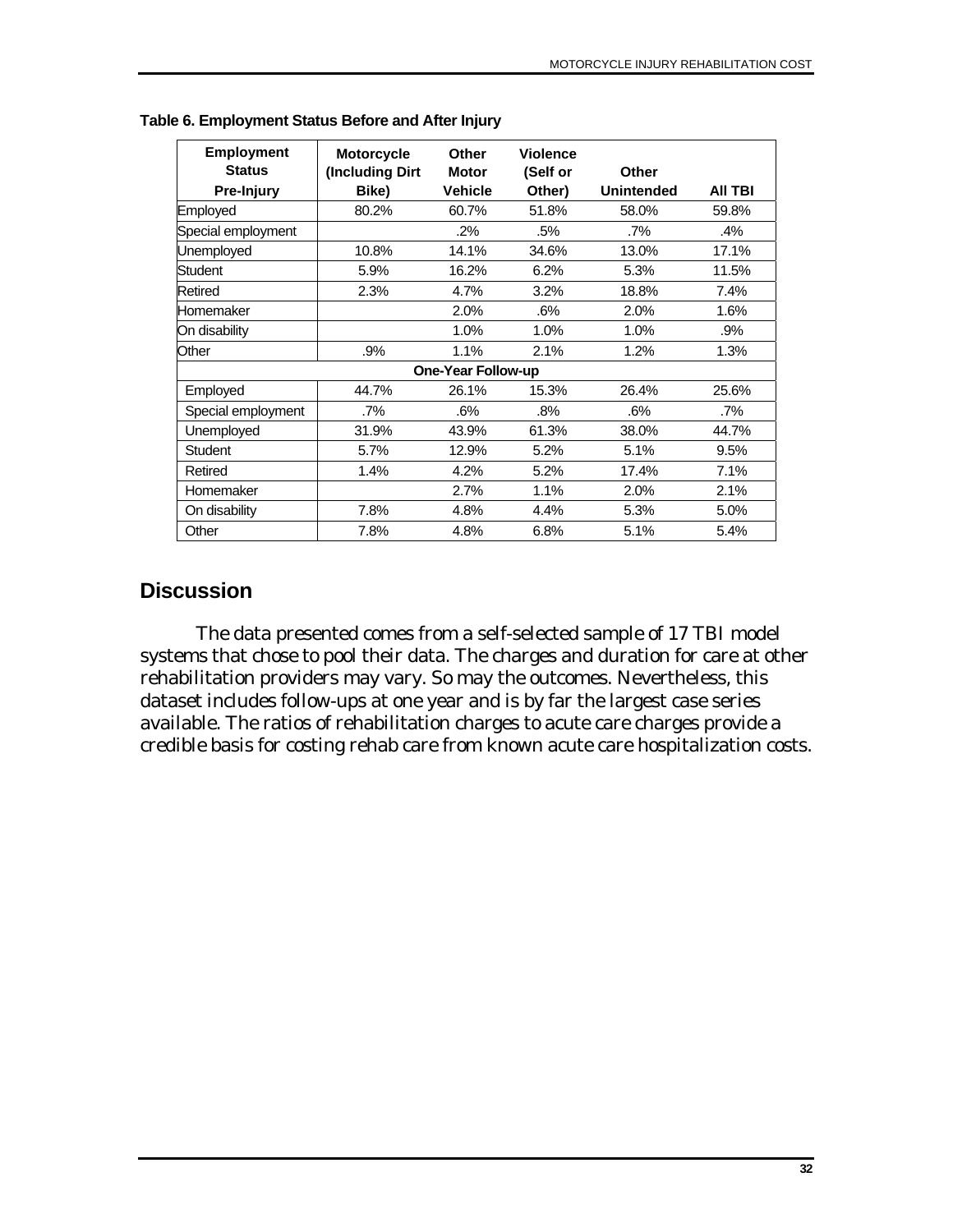**Table 6. Employment Status Before and After Injury**

| Employment Status Pre-Injury | Motorcycle (Including Dirt Bike) | Other Motor Vehicle | Violence (Self or Other) | Other Unintended | All TBI |
|---|---|---|---|---|---|
| Employed | 80.2% | 60.7% | 51.8% | 58.0% | 59.8% |
| Special employment | | .2% | .5% | .7% | .4% |
| Unemployed | 10.8% | 14.1% | 34.6% | 13.0% | 17.1% |
| Student | 5.9% | 16.2% | 6.2% | 5.3% | 11.5% |
| Retired | 2.3% | 4.7% | 3.2% | 18.8% | 7.4% |
| Homemaker | | 2.0% | .6% | 2.0% | 1.6% |
| On disability | | 1.0% | 1.0% | 1.0% | .9% |
| Other | .9% | 1.1% | 2.1% | 1.2% | 1.3% |
| **One-Year Follow-up** | | | | | |
| Employed | 44.7% | 26.1% | 15.3% | 26.4% | 25.6% |
| Special employment | .7% | .6% | .8% | .6% | .7% |
| Unemployed | 31.9% | 43.9% | 61.3% | 38.0% | 44.7% |
| Student | 5.7% | 12.9% | 5.2% | 5.1% | 9.5% |
| Retired | 1.4% | 4.2% | 5.2% | 17.4% | 7.1% |
| Homemaker | | 2.7% | 1.1% | 2.0% | 2.1% |
| On disability | 7.8% | 4.8% | 4.4% | 5.3% | 5.0% |
| Other | 7.8% | 4.8% | 6.8% | 5.1% | 5.4% |

## Discussion

The data presented comes from a self-selected sample of 17 TBI model systems that chose to pool their data. The charges and duration for care at other rehabilitation providers may vary. So may the outcomes. Nevertheless, this dataset includes follow-ups at one year and is by far the largest case series available. The ratios of rehabilitation charges to acute care charges provide a credible basis for costing rehab care from known acute care hospitalization costs.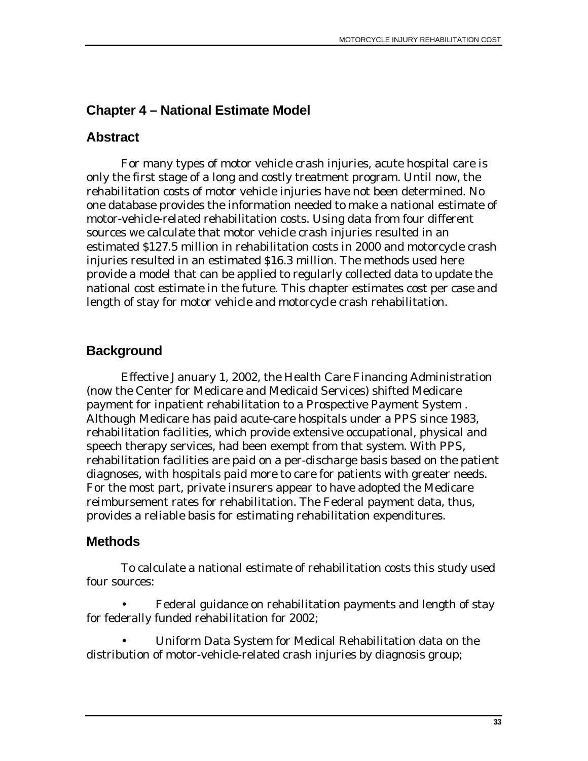## Chapter 4 – National Estimate Model

## Abstract

For many types of motor vehicle crash injuries, acute hospital care is only the first stage of a long and costly treatment program. Until now, the rehabilitation costs of motor vehicle injuries have not been determined. No one database provides the information needed to make a national estimate of motor-vehicle-related rehabilitation costs. Using data from four different sources we calculate that motor vehicle crash injuries resulted in an estimated $127.5 million in rehabilitation costs in 2000 and motorcycle crash injuries resulted in an estimated $16.3 million. The methods used here provide a model that can be applied to regularly collected data to update the national cost estimate in the future. This chapter estimates cost per case and length of stay for motor vehicle and motorcycle crash rehabilitation.

## Background

Effective January 1, 2002, the Health Care Financing Administration (now the Center for Medicare and Medicaid Services) shifted Medicare payment for inpatient rehabilitation to a Prospective Payment System . Although Medicare has paid acute-care hospitals under a PPS since 1983, rehabilitation facilities, which provide extensive occupational, physical and speech therapy services, had been exempt from that system. With PPS, rehabilitation facilities are paid on a per-discharge basis based on the patient diagnoses, with hospitals paid more to care for patients with greater needs. For the most part, private insurers appear to have adopted the Medicare reimbursement rates for rehabilitation. The Federal payment data, thus, provides a reliable basis for estimating rehabilitation expenditures.

## Methods

To calculate a national estimate of rehabilitation costs this study used four sources:

- Federal guidance on rehabilitation payments and length of stay for federally funded rehabilitation for 2002;
- Uniform Data System for Medical Rehabilitation data on the distribution of motor-vehicle-related crash injuries by diagnosis group;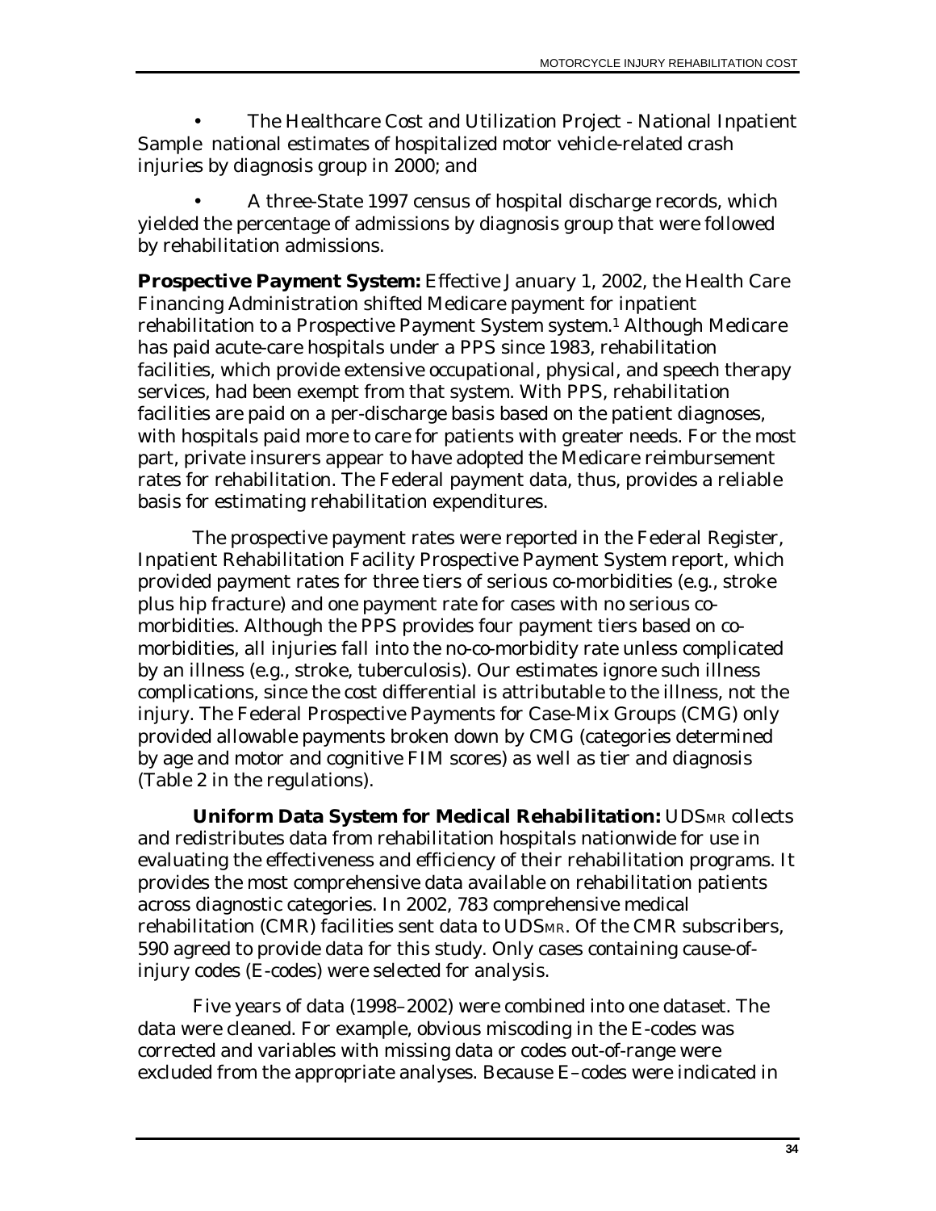- The Healthcare Cost and Utilization Project - National Inpatient Sample national estimates of hospitalized motor vehicle-related crash injuries by diagnosis group in 2000; and

- A three-State 1997 census of hospital discharge records, which yielded the percentage of admissions by diagnosis group that were followed by rehabilitation admissions.

**Prospective Payment System:** Effective January 1, 2002, the Health Care Financing Administration shifted Medicare payment for inpatient rehabilitation to a Prospective Payment System system.[1] Although Medicare has paid acute-care hospitals under a PPS since 1983, rehabilitation facilities, which provide extensive occupational, physical, and speech therapy services, had been exempt from that system. With PPS, rehabilitation facilities are paid on a per-discharge basis based on the patient diagnoses, with hospitals paid more to care for patients with greater needs. For the most part, private insurers appear to have adopted the Medicare reimbursement rates for rehabilitation. The Federal payment data, thus, provides a reliable basis for estimating rehabilitation expenditures.

The prospective payment rates were reported in the Federal Register, Inpatient Rehabilitation Facility Prospective Payment System report, which provided payment rates for three tiers of serious co-morbidities (e.g., stroke plus hip fracture) and one payment rate for cases with no serious co-morbidities. Although the PPS provides four payment tiers based on co-morbidities, all injuries fall into the no-co-morbidity rate unless complicated by an illness (e.g., stroke, tuberculosis). Our estimates ignore such illness complications, since the cost differential is attributable to the illness, not the injury. The Federal Prospective Payments for Case-Mix Groups (CMG) only provided allowable payments broken down by CMG (categories determined by age and motor and cognitive FIM scores) as well as tier and diagnosis (Table 2 in the regulations).

**Uniform Data System for Medical Rehabilitation:** UDSMR collects and redistributes data from rehabilitation hospitals nationwide for use in evaluating the effectiveness and efficiency of their rehabilitation programs. It provides the most comprehensive data available on rehabilitation patients across diagnostic categories. In 2002, 783 comprehensive medical rehabilitation (CMR) facilities sent data to UDSMR. Of the CMR subscribers, 590 agreed to provide data for this study. Only cases containing cause-of-injury codes (E-codes) were selected for analysis.

Five years of data (1998–2002) were combined into one dataset. The data were cleaned. For example, obvious miscoding in the E-codes was corrected and variables with missing data or codes out-of-range were excluded from the appropriate analyses. Because E–codes were indicated in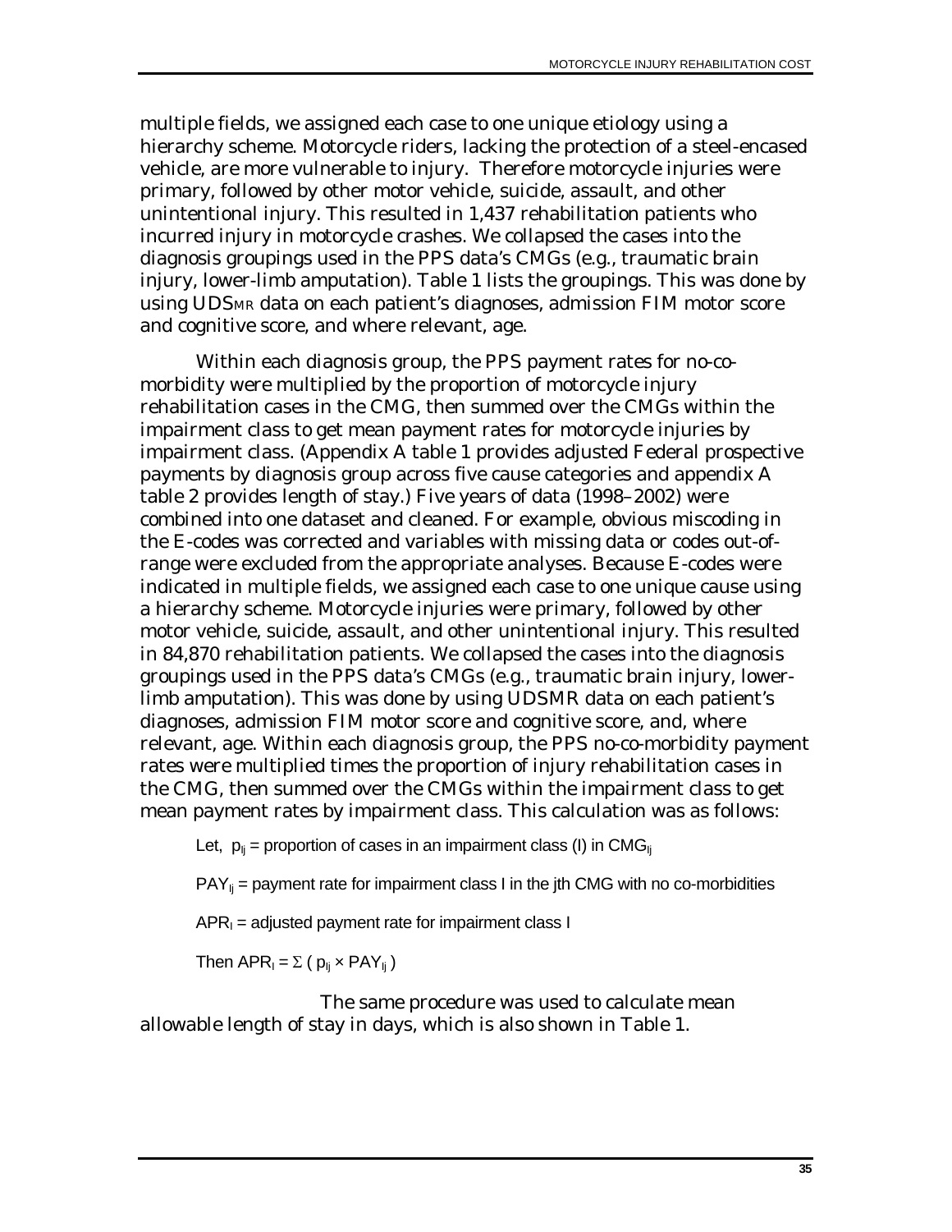multiple fields, we assigned each case to one unique etiology using a hierarchy scheme. Motorcycle riders, lacking the protection of a steel-encased vehicle, are more vulnerable to injury. Therefore motorcycle injuries were primary, followed by other motor vehicle, suicide, assault, and other unintentional injury. This resulted in 1,437 rehabilitation patients who incurred injury in motorcycle crashes. We collapsed the cases into the diagnosis groupings used in the PPS data's CMGs (e.g., traumatic brain injury, lower-limb amputation). Table 1 lists the groupings. This was done by using UDSMR data on each patient's diagnoses, admission FIM motor score and cognitive score, and where relevant, age.

Within each diagnosis group, the PPS payment rates for no-co-morbidity were multiplied by the proportion of motorcycle injury rehabilitation cases in the CMG, then summed over the CMGs within the impairment class to get mean payment rates for motorcycle injuries by impairment class. (Appendix A table 1 provides adjusted Federal prospective payments by diagnosis group across five cause categories and appendix A table 2 provides length of stay.) Five years of data (1998–2002) were combined into one dataset and cleaned. For example, obvious miscoding in the E-codes was corrected and variables with missing data or codes out-of-range were excluded from the appropriate analyses. Because E-codes were indicated in multiple fields, we assigned each case to one unique cause using a hierarchy scheme. Motorcycle injuries were primary, followed by other motor vehicle, suicide, assault, and other unintentional injury. This resulted in 84,870 rehabilitation patients. We collapsed the cases into the diagnosis groupings used in the PPS data's CMGs (e.g., traumatic brain injury, lower-limb amputation). This was done by using UDSMR data on each patient's diagnoses, admission FIM motor score and cognitive score, and, where relevant, age. Within each diagnosis group, the PPS no-co-morbidity payment rates were multiplied times the proportion of injury rehabilitation cases in the CMG, then summed over the CMGs within the impairment class to get mean payment rates by impairment class. This calculation was as follows:

Let, $p_{Ij}$ = proportion of cases in an impairment class (I) in $CMG_{Ij}$

$PAY_{Ij}$ = payment rate for impairment class I in the jth CMG with no co-morbidities

$APR_I$ = adjusted payment rate for impairment class I

Then $APR_I = \Sigma \, ( p_{Ij} \times PAY_{Ij} )$

The same procedure was used to calculate mean allowable length of stay in days, which is also shown in Table 1.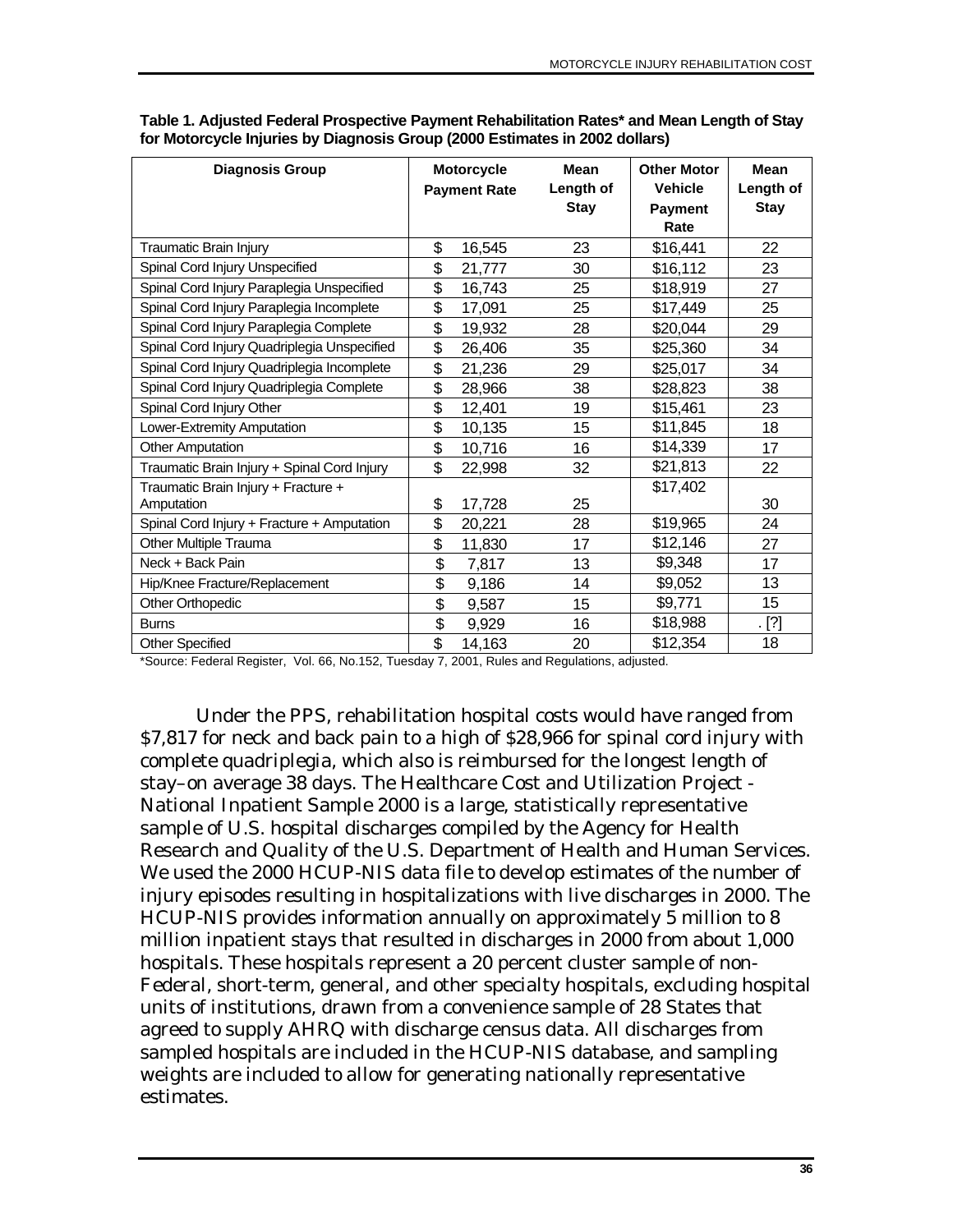**Table 1. Adjusted Federal Prospective Payment Rehabilitation Rates* and Mean Length of Stay for Motorcycle Injuries by Diagnosis Group (2000 Estimates in 2002 dollars)**

| Diagnosis Group | Motorcycle Payment Rate | Mean Length of Stay | Other Motor Vehicle Payment Rate | Mean Length of Stay |
|---|---|---|---|---|
| Traumatic Brain Injury | $ 16,545 | 23 | $16,441 | 22 |
| Spinal Cord Injury Unspecified | $ 21,777 | 30 | $16,112 | 23 |
| Spinal Cord Injury Paraplegia Unspecified | $ 16,743 | 25 | $18,919 | 27 |
| Spinal Cord Injury Paraplegia Incomplete | $ 17,091 | 25 | $17,449 | 25 |
| Spinal Cord Injury Paraplegia Complete | $ 19,932 | 28 | $20,044 | 29 |
| Spinal Cord Injury Quadriplegia Unspecified | $ 26,406 | 35 | $25,360 | 34 |
| Spinal Cord Injury Quadriplegia Incomplete | $ 21,236 | 29 | $25,017 | 34 |
| Spinal Cord Injury Quadriplegia Complete | $ 28,966 | 38 | $28,823 | 38 |
| Spinal Cord Injury Other | $ 12,401 | 19 | $15,461 | 23 |
| Lower-Extremity Amputation | $ 10,135 | 15 | $11,845 | 18 |
| Other Amputation | $ 10,716 | 16 | $14,339 | 17 |
| Traumatic Brain Injury + Spinal Cord Injury | $ 22,998 | 32 | $21,813 | 22 |
| Traumatic Brain Injury + Fracture + Amputation | $ 17,728 | 25 | $17,402 | 30 |
| Spinal Cord Injury + Fracture + Amputation | $ 20,221 | 28 | $19,965 | 24 |
| Other Multiple Trauma | $ 11,830 | 17 | $12,146 | 27 |
| Neck + Back Pain | $ 7,817 | 13 | $9,348 | 17 |
| Hip/Knee Fracture/Replacement | $ 9,186 | 14 | $9,052 | 13 |
| Other Orthopedic | $ 9,587 | 15 | $9,771 | 15 |
| Burns | $ 9,929 | 16 | $18,988 | . [?] |
| Other Specified | $ 14,163 | 20 | $12,354 | 18 |

*Source: Federal Register, Vol. 66, No.152, Tuesday 7, 2001, Rules and Regulations, adjusted.

Under the PPS, rehabilitation hospital costs would have ranged from $7,817 for neck and back pain to a high of $28,966 for spinal cord injury with complete quadriplegia, which also is reimbursed for the longest length of stay–on average 38 days. The Healthcare Cost and Utilization Project - National Inpatient Sample 2000 is a large, statistically representative sample of U.S. hospital discharges compiled by the Agency for Health Research and Quality of the U.S. Department of Health and Human Services. We used the 2000 HCUP-NIS data file to develop estimates of the number of injury episodes resulting in hospitalizations with live discharges in 2000. The HCUP-NIS provides information annually on approximately 5 million to 8 million inpatient stays that resulted in discharges in 2000 from about 1,000 hospitals. These hospitals represent a 20 percent cluster sample of non-Federal, short-term, general, and other specialty hospitals, excluding hospital units of institutions, drawn from a convenience sample of 28 States that agreed to supply AHRQ with discharge census data. All discharges from sampled hospitals are included in the HCUP-NIS database, and sampling weights are included to allow for generating nationally representative estimates.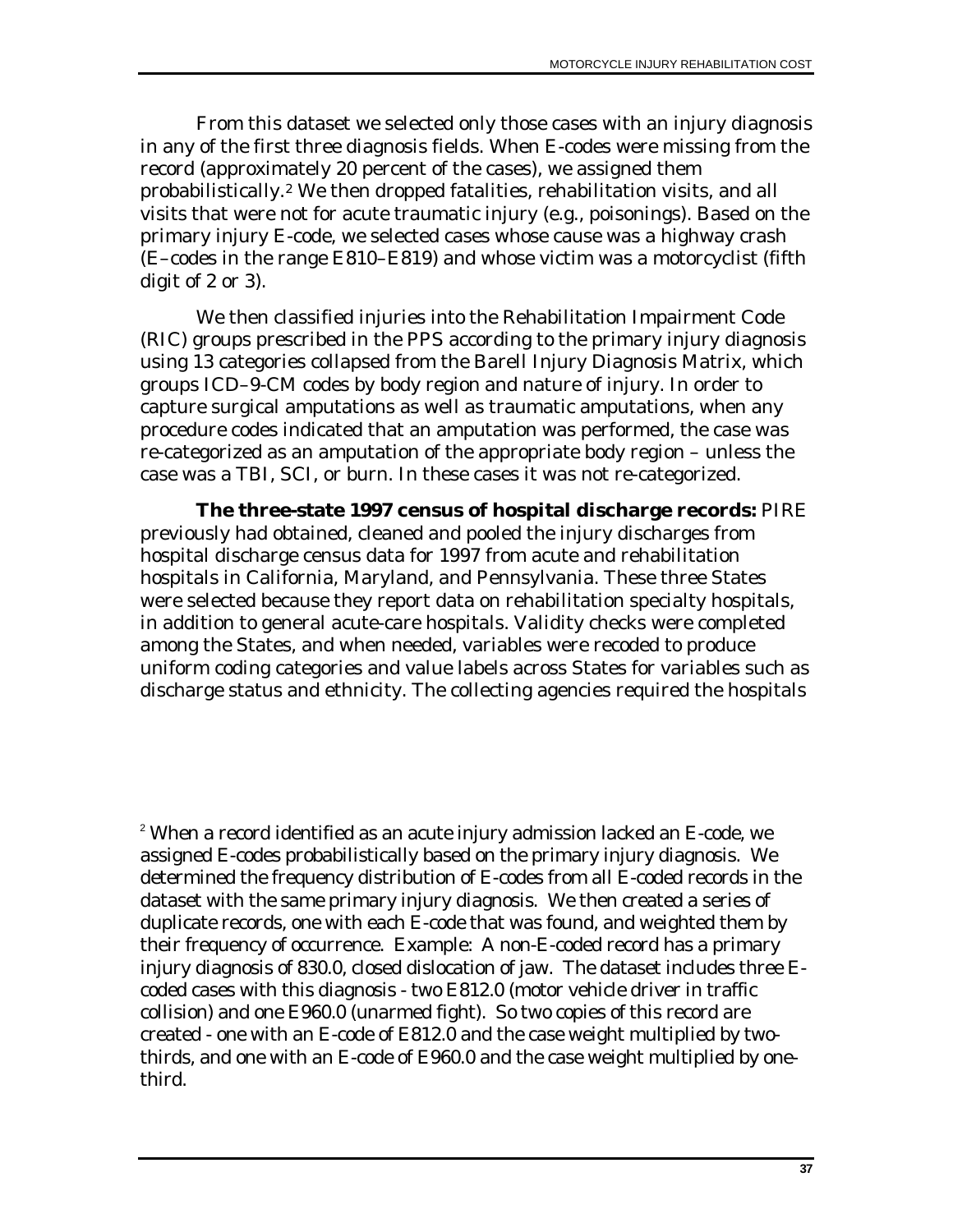From this dataset we selected only those cases with an injury diagnosis in any of the first three diagnosis fields. When E-codes were missing from the record (approximately 20 percent of the cases), we assigned them probabilistically.[2] We then dropped fatalities, rehabilitation visits, and all visits that were not for acute traumatic injury (e.g., poisonings). Based on the primary injury E-code, we selected cases whose cause was a highway crash (E–codes in the range E810–E819) and whose victim was a motorcyclist (fifth digit of 2 or 3).

We then classified injuries into the Rehabilitation Impairment Code (RIC) groups prescribed in the PPS according to the primary injury diagnosis using 13 categories collapsed from the Barell Injury Diagnosis Matrix, which groups ICD–9-CM codes by body region and nature of injury. In order to capture surgical amputations as well as traumatic amputations, when any procedure codes indicated that an amputation was performed, the case was re-categorized as an amputation of the appropriate body region – unless the case was a TBI, SCI, or burn. In these cases it was not re-categorized.

**The three-state 1997 census of hospital discharge records:** PIRE previously had obtained, cleaned and pooled the injury discharges from hospital discharge census data for 1997 from acute and rehabilitation hospitals in California, Maryland, and Pennsylvania. These three States were selected because they report data on rehabilitation specialty hospitals, in addition to general acute-care hospitals. Validity checks were completed among the States, and when needed, variables were recoded to produce uniform coding categories and value labels across States for variables such as discharge status and ethnicity. The collecting agencies required the hospitals

[2] When a record identified as an acute injury admission lacked an E-code, we assigned E-codes probabilistically based on the primary injury diagnosis. We determined the frequency distribution of E-codes from all E-coded records in the dataset with the same primary injury diagnosis. We then created a series of duplicate records, one with each E-code that was found, and weighted them by their frequency of occurrence. Example: A non-E-coded record has a primary injury diagnosis of 830.0, closed dislocation of jaw. The dataset includes three E-coded cases with this diagnosis - two E812.0 (motor vehicle driver in traffic collision) and one E960.0 (unarmed fight). So two copies of this record are created - one with an E-code of E812.0 and the case weight multiplied by two-thirds, and one with an E-code of E960.0 and the case weight multiplied by one-third.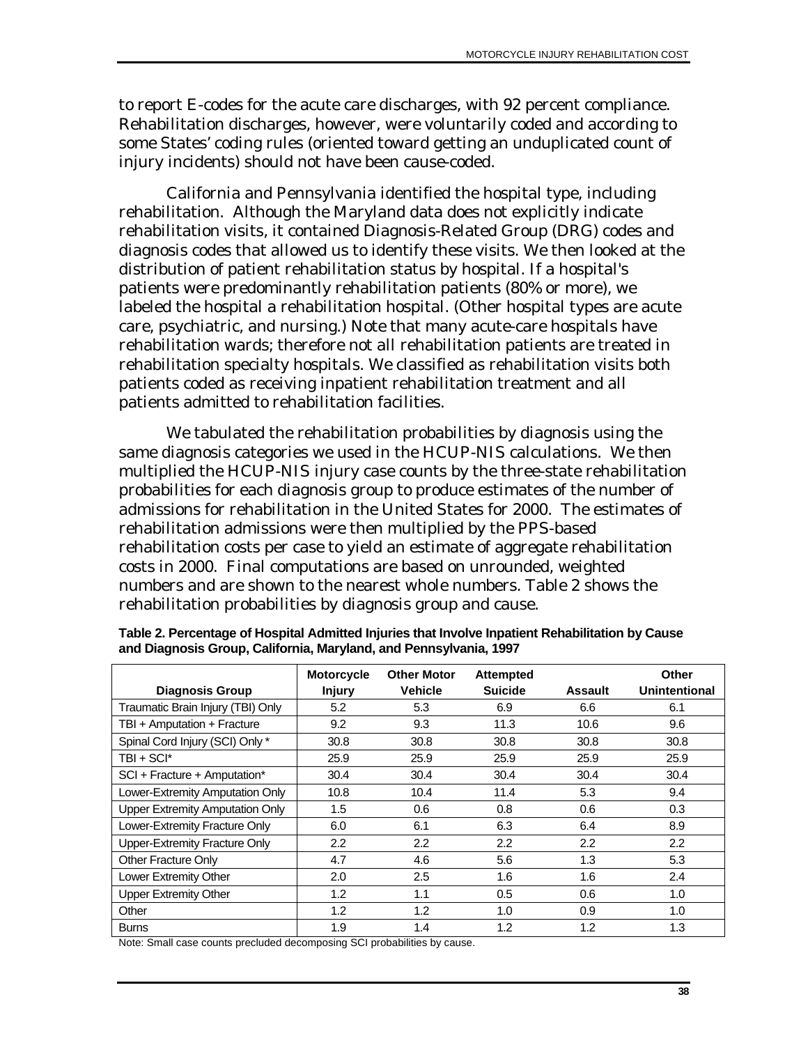to report E-codes for the acute care discharges, with 92 percent compliance. Rehabilitation discharges, however, were voluntarily coded and according to some States' coding rules (oriented toward getting an unduplicated count of injury incidents) should not have been cause-coded.

California and Pennsylvania identified the hospital type, including rehabilitation. Although the Maryland data does not explicitly indicate rehabilitation visits, it contained Diagnosis-Related Group (DRG) codes and diagnosis codes that allowed us to identify these visits. We then looked at the distribution of patient rehabilitation status by hospital. If a hospital's patients were predominantly rehabilitation patients (80% or more), we labeled the hospital a rehabilitation hospital. (Other hospital types are acute care, psychiatric, and nursing.) Note that many acute-care hospitals have rehabilitation wards; therefore not all rehabilitation patients are treated in rehabilitation specialty hospitals. We classified as rehabilitation visits both patients coded as receiving inpatient rehabilitation treatment and all patients admitted to rehabilitation facilities.

We tabulated the rehabilitation probabilities by diagnosis using the same diagnosis categories we used in the HCUP-NIS calculations. We then multiplied the HCUP-NIS injury case counts by the three-state rehabilitation probabilities for each diagnosis group to produce estimates of the number of admissions for rehabilitation in the United States for 2000. The estimates of rehabilitation admissions were then multiplied by the PPS-based rehabilitation costs per case to yield an estimate of aggregate rehabilitation costs in 2000. Final computations are based on unrounded, weighted numbers and are shown to the nearest whole numbers. Table 2 shows the rehabilitation probabilities by diagnosis group and cause.

**Table 2. Percentage of Hospital Admitted Injuries that Involve Inpatient Rehabilitation by Cause and Diagnosis Group, California, Maryland, and Pennsylvania, 1997**

| Diagnosis Group | Motorcycle Injury | Other Motor Vehicle | Attempted Suicide | Assault | Other Unintentional |
|---|---|---|---|---|---|
| Traumatic Brain Injury (TBI) Only | 5.2 | 5.3 | 6.9 | 6.6 | 6.1 |
| TBI + Amputation + Fracture | 9.2 | 9.3 | 11.3 | 10.6 | 9.6 |
| Spinal Cord Injury (SCI) Only * | 30.8 | 30.8 | 30.8 | 30.8 | 30.8 |
| TBI + SCI* | 25.9 | 25.9 | 25.9 | 25.9 | 25.9 |
| SCI + Fracture + Amputation* | 30.4 | 30.4 | 30.4 | 30.4 | 30.4 |
| Lower-Extremity Amputation Only | 10.8 | 10.4 | 11.4 | 5.3 | 9.4 |
| Upper Extremity Amputation Only | 1.5 | 0.6 | 0.8 | 0.6 | 0.3 |
| Lower-Extremity Fracture Only | 6.0 | 6.1 | 6.3 | 6.4 | 8.9 |
| Upper-Extremity Fracture Only | 2.2 | 2.2 | 2.2 | 2.2 | 2.2 |
| Other Fracture Only | 4.7 | 4.6 | 5.6 | 1.3 | 5.3 |
| Lower Extremity Other | 2.0 | 2.5 | 1.6 | 1.6 | 2.4 |
| Upper Extremity Other | 1.2 | 1.1 | 0.5 | 0.6 | 1.0 |
| Other | 1.2 | 1.2 | 1.0 | 0.9 | 1.0 |
| Burns | 1.9 | 1.4 | 1.2 | 1.2 | 1.3 |

Note: Small case counts precluded decomposing SCI probabilities by cause.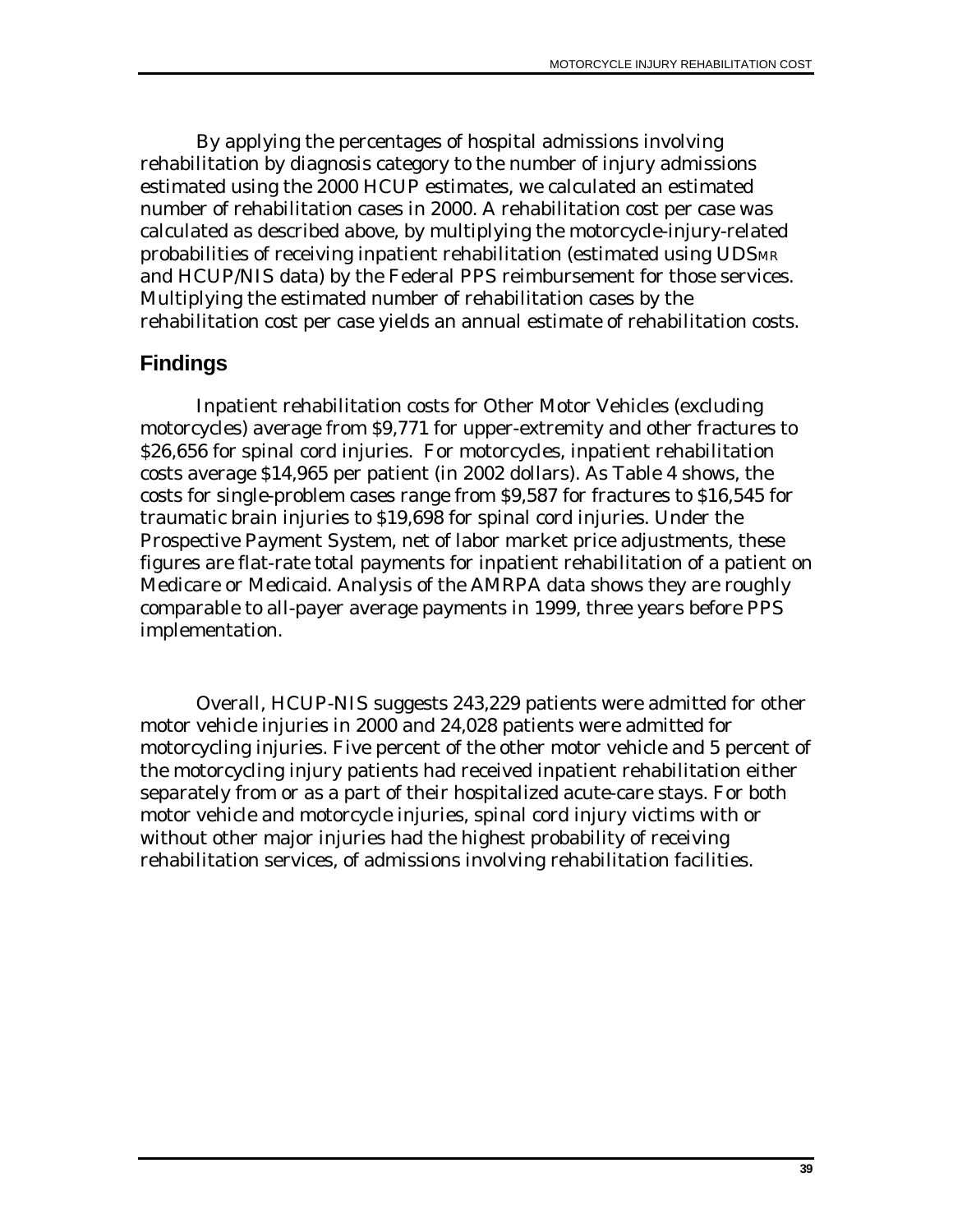By applying the percentages of hospital admissions involving rehabilitation by diagnosis category to the number of injury admissions estimated using the 2000 HCUP estimates, we calculated an estimated number of rehabilitation cases in 2000. A rehabilitation cost per case was calculated as described above, by multiplying the motorcycle-injury-related probabilities of receiving inpatient rehabilitation (estimated using $UDS_{MR}$ and HCUP/NIS data) by the Federal PPS reimbursement for those services. Multiplying the estimated number of rehabilitation cases by the rehabilitation cost per case yields an annual estimate of rehabilitation costs.

## Findings

Inpatient rehabilitation costs for Other Motor Vehicles (excluding motorcycles) average from $9,771 for upper-extremity and other fractures to $26,656 for spinal cord injuries. For motorcycles, inpatient rehabilitation costs average $14,965 per patient (in 2002 dollars). As Table 4 shows, the costs for single-problem cases range from $9,587 for fractures to $16,545 for traumatic brain injuries to $19,698 for spinal cord injuries. Under the Prospective Payment System, net of labor market price adjustments, these figures are flat-rate total payments for inpatient rehabilitation of a patient on Medicare or Medicaid. Analysis of the AMRPA data shows they are roughly comparable to all-payer average payments in 1999, three years before PPS implementation.

Overall, HCUP-NIS suggests 243,229 patients were admitted for other motor vehicle injuries in 2000 and 24,028 patients were admitted for motorcycling injuries. Five percent of the other motor vehicle and 5 percent of the motorcycling injury patients had received inpatient rehabilitation either separately from or as a part of their hospitalized acute-care stays. For both motor vehicle and motorcycle injuries, spinal cord injury victims with or without other major injuries had the highest probability of receiving rehabilitation services, of admissions involving rehabilitation facilities.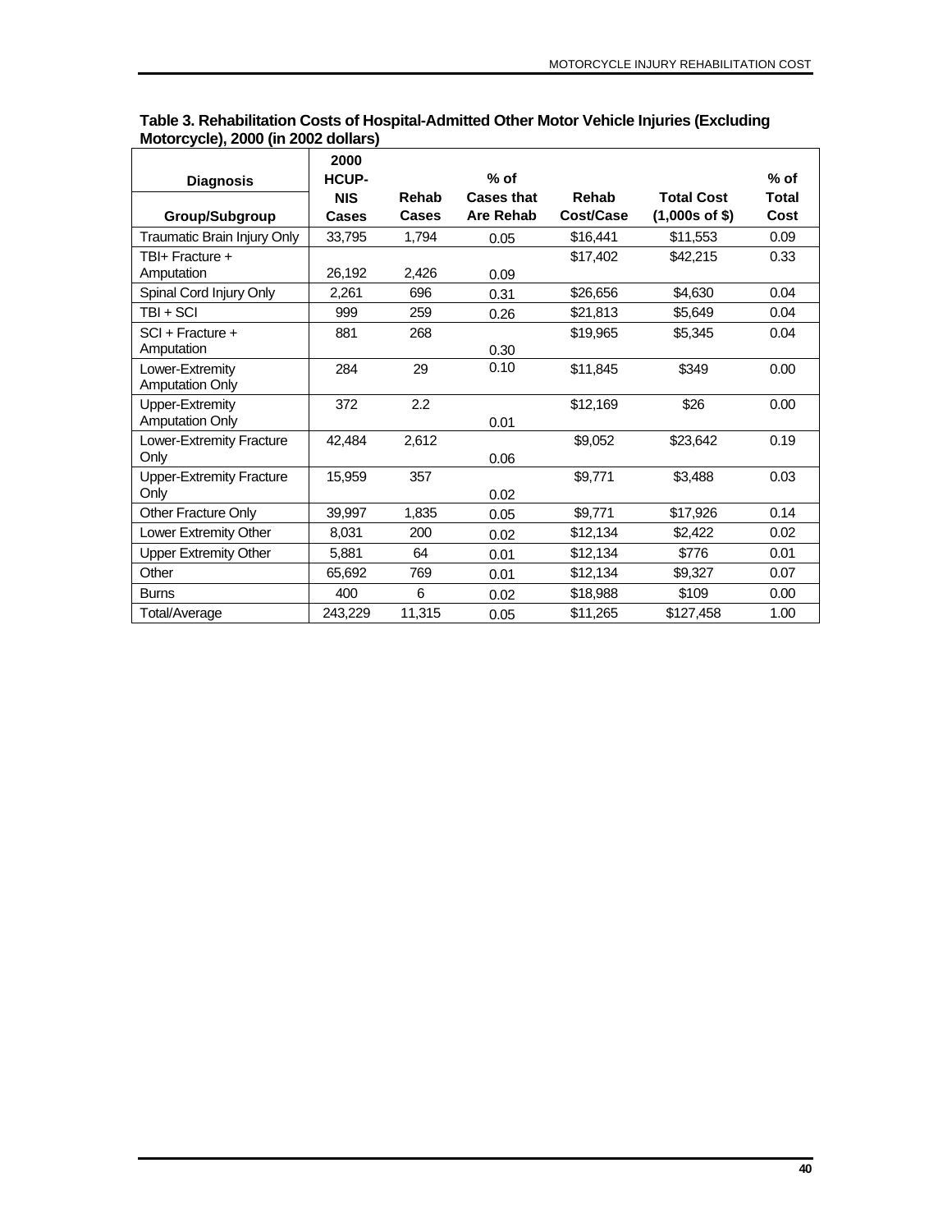**Table 3. Rehabilitation Costs of Hospital-Admitted Other Motor Vehicle Injuries (Excluding Motorcycle), 2000 (in 2002 dollars)**

| Diagnosis Group/Subgroup | 2000 HCUP-NIS Cases | Rehab Cases | % of Cases that Are Rehab | Rehab Cost/Case | Total Cost (1,000s of $) | % of Total Cost |
|---|---|---|---|---|---|---|
| Traumatic Brain Injury Only | 33,795 | 1,794 | 0.05 | $16,441 | $11,553 | 0.09 |
| TBI+ Fracture + Amputation | 26,192 | 2,426 | 0.09 | $17,402 | $42,215 | 0.33 |
| Spinal Cord Injury Only | 2,261 | 696 | 0.31 | $26,656 | $4,630 | 0.04 |
| TBI + SCI | 999 | 259 | 0.26 | $21,813 | $5,649 | 0.04 |
| SCI + Fracture + Amputation | 881 | 268 | 0.30 | $19,965 | $5,345 | 0.04 |
| Lower-Extremity Amputation Only | 284 | 29 | 0.10 | $11,845 | $349 | 0.00 |
| Upper-Extremity Amputation Only | 372 | 2.2 | 0.01 | $12,169 | $26 | 0.00 |
| Lower-Extremity Fracture Only | 42,484 | 2,612 | 0.06 | $9,052 | $23,642 | 0.19 |
| Upper-Extremity Fracture Only | 15,959 | 357 | 0.02 | $9,771 | $3,488 | 0.03 |
| Other Fracture Only | 39,997 | 1,835 | 0.05 | $9,771 | $17,926 | 0.14 |
| Lower Extremity Other | 8,031 | 200 | 0.02 | $12,134 | $2,422 | 0.02 |
| Upper Extremity Other | 5,881 | 64 | 0.01 | $12,134 | $776 | 0.01 |
| Other | 65,692 | 769 | 0.01 | $12,134 | $9,327 | 0.07 |
| Burns | 400 | 6 | 0.02 | $18,988 | $109 | 0.00 |
| Total/Average | 243,229 | 11,315 | 0.05 | $11,265 | $127,458 | 1.00 |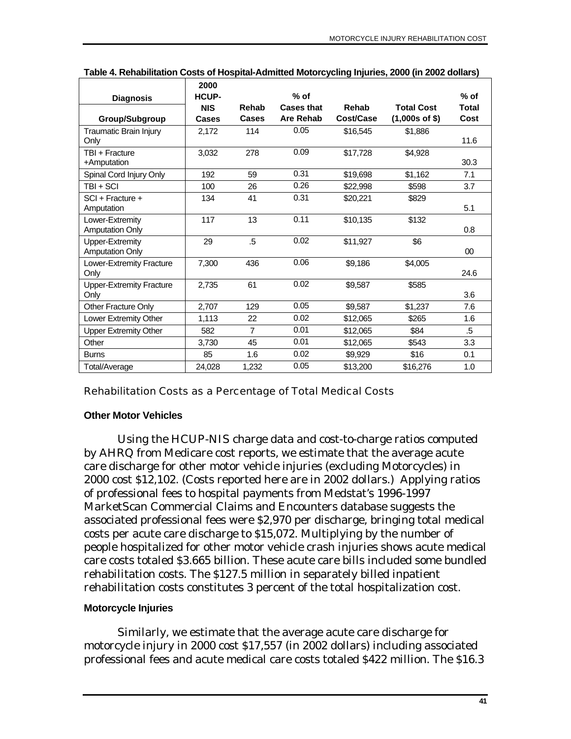**Table 4. Rehabilitation Costs of Hospital-Admitted Motorcycling Injuries, 2000 (in 2002 dollars)**

| Diagnosis Group/Subgroup | 2000 HCUP-NIS Cases | Rehab Cases | % of Cases that Are Rehab | Rehab Cost/Case | Total Cost (1,000s of $) | % of Total Cost |
|---|---|---|---|---|---|---|
| Traumatic Brain Injury Only | 2,172 | 114 | 0.05 | $16,545 | $1,886 | 11.6 |
| TBI + Fracture +Amputation | 3,032 | 278 | 0.09 | $17,728 | $4,928 | 30.3 |
| Spinal Cord Injury Only | 192 | 59 | 0.31 | $19,698 | $1,162 | 7.1 |
| TBI + SCI | 100 | 26 | 0.26 | $22,998 | $598 | 3.7 |
| SCI + Fracture + Amputation | 134 | 41 | 0.31 | $20,221 | $829 | 5.1 |
| Lower-Extremity Amputation Only | 117 | 13 | 0.11 | $10,135 | $132 | 0.8 |
| Upper-Extremity Amputation Only | 29 | .5 | 0.02 | $11,927 | $6 | 00 |
| Lower-Extremity Fracture Only | 7,300 | 436 | 0.06 | $9,186 | $4,005 | 24.6 |
| Upper-Extremity Fracture Only | 2,735 | 61 | 0.02 | $9,587 | $585 | 3.6 |
| Other Fracture Only | 2,707 | 129 | 0.05 | $9,587 | $1,237 | 7.6 |
| Lower Extremity Other | 1,113 | 22 | 0.02 | $12,065 | $265 | 1.6 |
| Upper Extremity Other | 582 | 7 | 0.01 | $12,065 | $84 | .5 |
| Other | 3,730 | 45 | 0.01 | $12,065 | $543 | 3.3 |
| Burns | 85 | 1.6 | 0.02 | $9,929 | $16 | 0.1 |
| Total/Average | 24,028 | 1,232 | 0.05 | $13,200 | $16,276 | 1.0 |

## Rehabilitation Costs as a Percentage of Total Medical Costs

### Other Motor Vehicles

Using the HCUP-NIS charge data and cost-to-charge ratios computed by AHRQ from Medicare cost reports, we estimate that the average acute care discharge for other motor vehicle injuries (excluding Motorcycles) in 2000 cost $12,102. (Costs reported here are in 2002 dollars.) Applying ratios of professional fees to hospital payments from Medstat's 1996-1997 MarketScan Commercial Claims and Encounters database suggests the associated professional fees were $2,970 per discharge, bringing total medical costs per acute care discharge to $15,072. Multiplying by the number of people hospitalized for other motor vehicle crash injuries shows acute medical care costs totaled $3.665 billion. These acute care bills included some bundled rehabilitation costs. The $127.5 million in separately billed inpatient rehabilitation costs constitutes 3 percent of the total hospitalization cost.

### Motorcycle Injuries

Similarly, we estimate that the average acute care discharge for motorcycle injury in 2000 cost $17,557 (in 2002 dollars) including associated professional fees and acute medical care costs totaled $422 million. The $16.3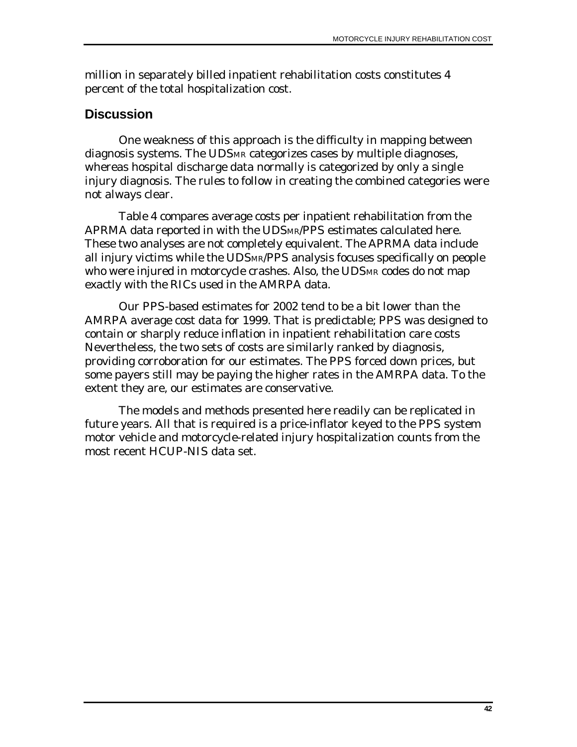million in separately billed inpatient rehabilitation costs constitutes 4 percent of the total hospitalization cost.

## Discussion

One weakness of this approach is the difficulty in mapping between diagnosis systems. The $UDS_{MR}$ categorizes cases by multiple diagnoses, whereas hospital discharge data normally is categorized by only a single injury diagnosis. The rules to follow in creating the combined categories were not always clear.

Table 4 compares average costs per inpatient rehabilitation from the APRMA data reported in with the $UDS_{MR}$/PPS estimates calculated here. These two analyses are not completely equivalent. The APRMA data include all injury victims while the $UDS_{MR}$/PPS analysis focuses specifically on people who were injured in motorcycle crashes. Also, the $UDS_{MR}$ codes do not map exactly with the RICs used in the AMRPA data.

Our PPS-based estimates for 2002 tend to be a bit lower than the AMRPA average cost data for 1999. That is predictable; PPS was designed to contain or sharply reduce inflation in inpatient rehabilitation care costs Nevertheless, the two sets of costs are similarly ranked by diagnosis, providing corroboration for our estimates. The PPS forced down prices, but some payers still may be paying the higher rates in the AMRPA data. To the extent they are, our estimates are conservative.

The models and methods presented here readily can be replicated in future years. All that is required is a price-inflator keyed to the PPS system motor vehicle and motorcycle-related injury hospitalization counts from the most recent HCUP-NIS data set.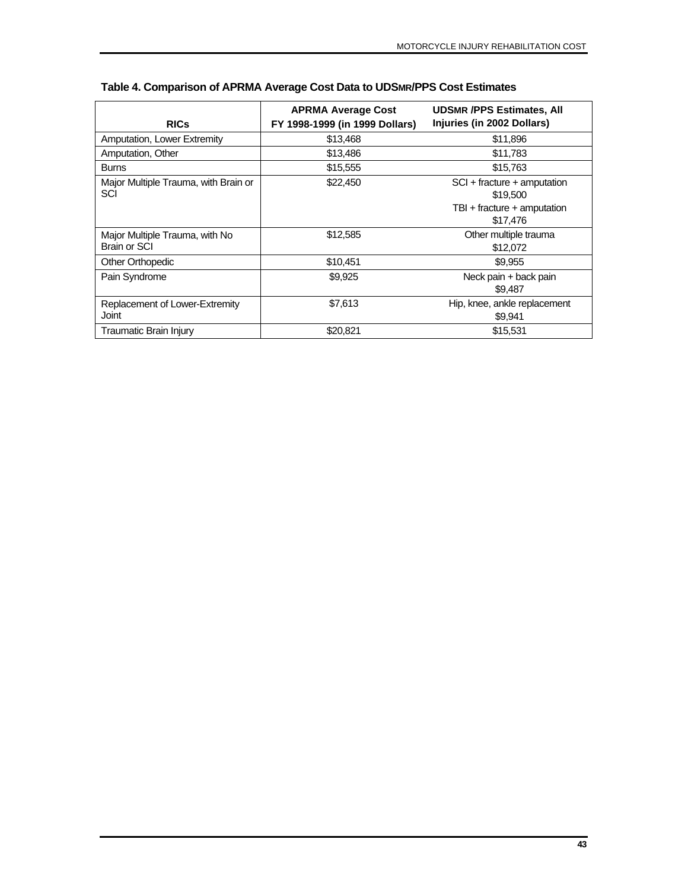**Table 4. Comparison of APRMA Average Cost Data to UDSMR/PPS Cost Estimates**

| RICs | APRMA Average Cost FY 1998-1999 (in 1999 Dollars) | UDSMR /PPS Estimates, All Injuries (in 2002 Dollars) |
|---|---|---|
| Amputation, Lower Extremity | $13,468 | $11,896 |
| Amputation, Other | $13,486 | $11,783 |
| Burns | $15,555 | $15,763 |
| Major Multiple Trauma, with Brain or SCI | $22,450 | SCI + fracture + amputation $19,500<br>TBI + fracture + amputation $17,476 |
| Major Multiple Trauma, with No Brain or SCI | $12,585 | Other multiple trauma $12,072 |
| Other Orthopedic | $10,451 | $9,955 |
| Pain Syndrome | $9,925 | Neck pain + back pain $9,487 |
| Replacement of Lower-Extremity Joint | $7,613 | Hip, knee, ankle replacement $9,941 |
| Traumatic Brain Injury | $20,821 | $15,531 |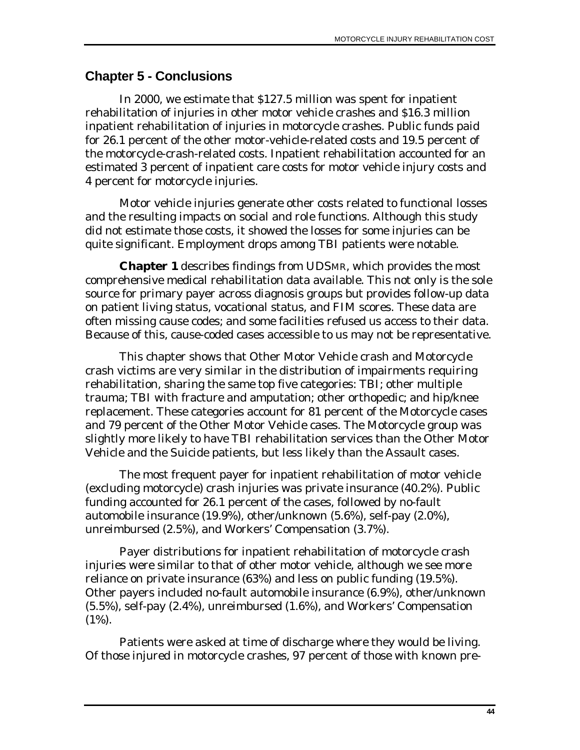## Chapter 5 - Conclusions

In 2000, we estimate that $127.5 million was spent for inpatient rehabilitation of injuries in other motor vehicle crashes and $16.3 million inpatient rehabilitation of injuries in motorcycle crashes. Public funds paid for 26.1 percent of the other motor-vehicle-related costs and 19.5 percent of the motorcycle-crash-related costs. Inpatient rehabilitation accounted for an estimated 3 percent of inpatient care costs for motor vehicle injury costs and 4 percent for motorcycle injuries.

Motor vehicle injuries generate other costs related to functional losses and the resulting impacts on social and role functions. Although this study did not estimate those costs, it showed the losses for some injuries can be quite significant. Employment drops among TBI patients were notable.

**Chapter 1** describes findings from UDSMR, which provides the most comprehensive medical rehabilitation data available. This not only is the sole source for primary payer across diagnosis groups but provides follow-up data on patient living status, vocational status, and FIM scores. These data are often missing cause codes; and some facilities refused us access to their data. Because of this, cause-coded cases accessible to us may not be representative.

This chapter shows that Other Motor Vehicle crash and Motorcycle crash victims are very similar in the distribution of impairments requiring rehabilitation, sharing the same top five categories: TBI; other multiple trauma; TBI with fracture and amputation; other orthopedic; and hip/knee replacement. These categories account for 81 percent of the Motorcycle cases and 79 percent of the Other Motor Vehicle cases. The Motorcycle group was slightly more likely to have TBI rehabilitation services than the Other Motor Vehicle and the Suicide patients, but less likely than the Assault cases.

The most frequent payer for inpatient rehabilitation of motor vehicle (excluding motorcycle) crash injuries was private insurance (40.2%). Public funding accounted for 26.1 percent of the cases, followed by no-fault automobile insurance (19.9%), other/unknown (5.6%), self-pay (2.0%), unreimbursed (2.5%), and Workers' Compensation (3.7%).

Payer distributions for inpatient rehabilitation of motorcycle crash injuries were similar to that of other motor vehicle, although we see more reliance on private insurance (63%) and less on public funding (19.5%). Other payers included no-fault automobile insurance (6.9%), other/unknown (5.5%), self-pay (2.4%), unreimbursed (1.6%), and Workers' Compensation (1%).

Patients were asked at time of discharge where they would be living. Of those injured in motorcycle crashes, 97 percent of those with known pre-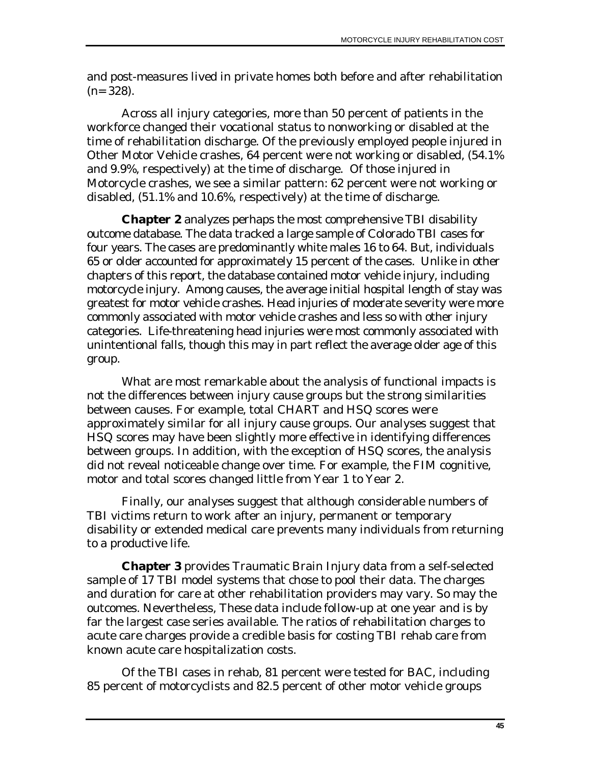and post-measures lived in private homes both before and after rehabilitation (n= 328).

Across all injury categories, more than 50 percent of patients in the workforce changed their vocational status to nonworking or disabled at the time of rehabilitation discharge. Of the previously employed people injured in Other Motor Vehicle crashes, 64 percent were not working or disabled, (54.1% and 9.9%, respectively) at the time of discharge. Of those injured in Motorcycle crashes, we see a similar pattern: 62 percent were not working or disabled, (51.1% and 10.6%, respectively) at the time of discharge.

**Chapter 2** analyzes perhaps the most comprehensive TBI disability outcome database. The data tracked a large sample of Colorado TBI cases for four years. The cases are predominantly white males 16 to 64. But, individuals 65 or older accounted for approximately 15 percent of the cases. Unlike in other chapters of this report, the database contained motor vehicle injury, including motorcycle injury. Among causes, the average initial hospital length of stay was greatest for motor vehicle crashes. Head injuries of moderate severity were more commonly associated with motor vehicle crashes and less so with other injury categories. Life-threatening head injuries were most commonly associated with unintentional falls, though this may in part reflect the average older age of this group.

What are most remarkable about the analysis of functional impacts is not the differences between injury cause groups but the strong similarities between causes. For example, total CHART and HSQ scores were approximately similar for all injury cause groups. Our analyses suggest that HSQ scores may have been slightly more effective in identifying differences between groups. In addition, with the exception of HSQ scores, the analysis did not reveal noticeable change over time. For example, the FIM cognitive, motor and total scores changed little from Year 1 to Year 2.

Finally, our analyses suggest that although considerable numbers of TBI victims return to work after an injury, permanent or temporary disability or extended medical care prevents many individuals from returning to a productive life.

**Chapter 3** provides Traumatic Brain Injury data from a self-selected sample of 17 TBI model systems that chose to pool their data. The charges and duration for care at other rehabilitation providers may vary. So may the outcomes. Nevertheless, These data include follow-up at one year and is by far the largest case series available. The ratios of rehabilitation charges to acute care charges provide a credible basis for costing TBI rehab care from known acute care hospitalization costs.

Of the TBI cases in rehab, 81 percent were tested for BAC, including 85 percent of motorcyclists and 82.5 percent of other motor vehicle groups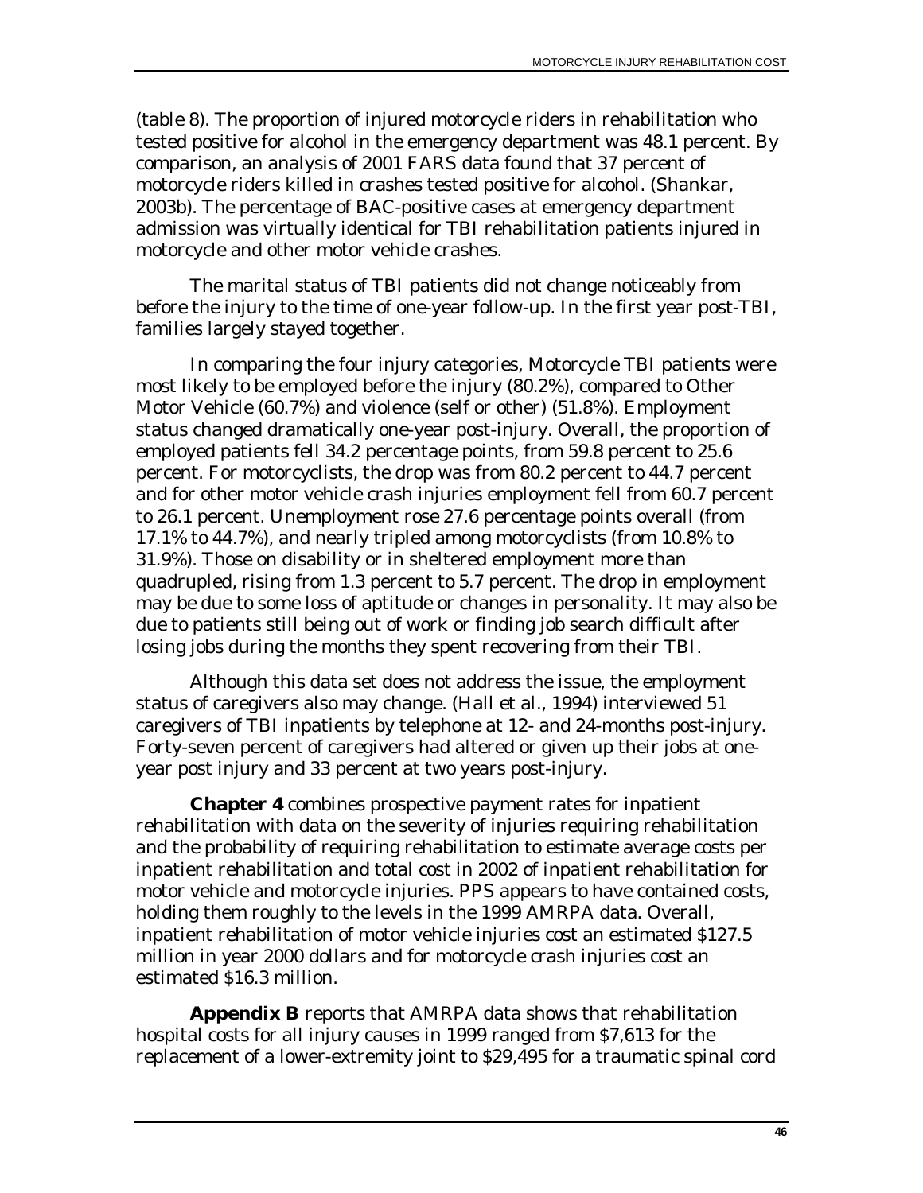(table 8). The proportion of injured motorcycle riders in rehabilitation who tested positive for alcohol in the emergency department was 48.1 percent. By comparison, an analysis of 2001 FARS data found that 37 percent of motorcycle riders killed in crashes tested positive for alcohol. (Shankar, 2003b). The percentage of BAC-positive cases at emergency department admission was virtually identical for TBI rehabilitation patients injured in motorcycle and other motor vehicle crashes.

The marital status of TBI patients did not change noticeably from before the injury to the time of one-year follow-up. In the first year post-TBI, families largely stayed together.

In comparing the four injury categories, Motorcycle TBI patients were most likely to be employed before the injury (80.2%), compared to Other Motor Vehicle (60.7%) and violence (self or other) (51.8%). Employment status changed dramatically one-year post-injury. Overall, the proportion of employed patients fell 34.2 percentage points, from 59.8 percent to 25.6 percent. For motorcyclists, the drop was from 80.2 percent to 44.7 percent and for other motor vehicle crash injuries employment fell from 60.7 percent to 26.1 percent. Unemployment rose 27.6 percentage points overall (from 17.1% to 44.7%), and nearly tripled among motorcyclists (from 10.8% to 31.9%). Those on disability or in sheltered employment more than quadrupled, rising from 1.3 percent to 5.7 percent. The drop in employment may be due to some loss of aptitude or changes in personality. It may also be due to patients still being out of work or finding job search difficult after losing jobs during the months they spent recovering from their TBI.

Although this data set does not address the issue, the employment status of caregivers also may change. (Hall et al., 1994) interviewed 51 caregivers of TBI inpatients by telephone at 12- and 24-months post-injury. Forty-seven percent of caregivers had altered or given up their jobs at one-year post injury and 33 percent at two years post-injury.

**Chapter 4** combines prospective payment rates for inpatient rehabilitation with data on the severity of injuries requiring rehabilitation and the probability of requiring rehabilitation to estimate average costs per inpatient rehabilitation and total cost in 2002 of inpatient rehabilitation for motor vehicle and motorcycle injuries. PPS appears to have contained costs, holding them roughly to the levels in the 1999 AMRPA data. Overall, inpatient rehabilitation of motor vehicle injuries cost an estimated $127.5 million in year 2000 dollars and for motorcycle crash injuries cost an estimated $16.3 million.

**Appendix B** reports that AMRPA data shows that rehabilitation hospital costs for all injury causes in 1999 ranged from $7,613 for the replacement of a lower-extremity joint to $29,495 for a traumatic spinal cord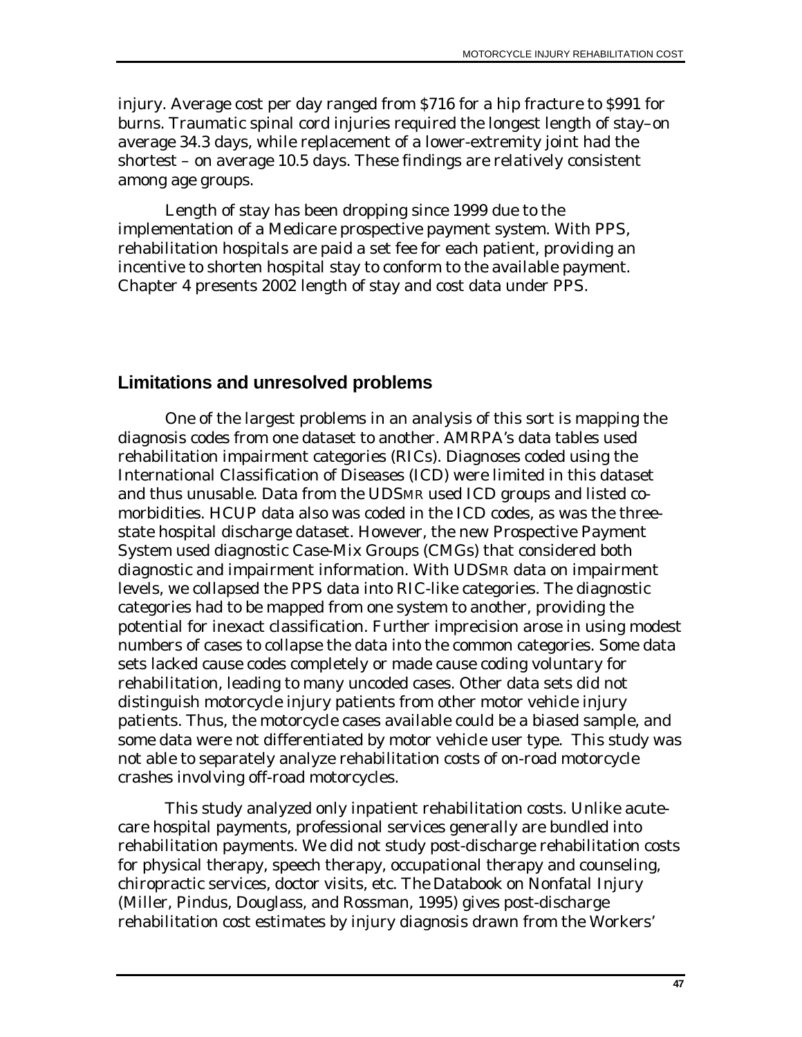injury. Average cost per day ranged from $716 for a hip fracture to $991 for burns. Traumatic spinal cord injuries required the longest length of stay–on average 34.3 days, while replacement of a lower-extremity joint had the shortest – on average 10.5 days. These findings are relatively consistent among age groups.

Length of stay has been dropping since 1999 due to the implementation of a Medicare prospective payment system. With PPS, rehabilitation hospitals are paid a set fee for each patient, providing an incentive to shorten hospital stay to conform to the available payment. Chapter 4 presents 2002 length of stay and cost data under PPS.

## Limitations and unresolved problems

One of the largest problems in an analysis of this sort is mapping the diagnosis codes from one dataset to another. AMRPA's data tables used rehabilitation impairment categories (RICs). Diagnoses coded using the International Classification of Diseases (ICD) were limited in this dataset and thus unusable. Data from the UDSMR used ICD groups and listed co-morbidities. HCUP data also was coded in the ICD codes, as was the three-state hospital discharge dataset. However, the new Prospective Payment System used diagnostic Case-Mix Groups (CMGs) that considered both diagnostic and impairment information. With UDSMR data on impairment levels, we collapsed the PPS data into RIC-like categories. The diagnostic categories had to be mapped from one system to another, providing the potential for inexact classification. Further imprecision arose in using modest numbers of cases to collapse the data into the common categories. Some data sets lacked cause codes completely or made cause coding voluntary for rehabilitation, leading to many uncoded cases. Other data sets did not distinguish motorcycle injury patients from other motor vehicle injury patients. Thus, the motorcycle cases available could be a biased sample, and some data were not differentiated by motor vehicle user type. This study was not able to separately analyze rehabilitation costs of on-road motorcycle crashes involving off-road motorcycles.

This study analyzed only inpatient rehabilitation costs. Unlike acute-care hospital payments, professional services generally are bundled into rehabilitation payments. We did not study post-discharge rehabilitation costs for physical therapy, speech therapy, occupational therapy and counseling, chiropractic services, doctor visits, etc. The *Databook on Nonfatal Injury* (Miller, Pindus, Douglass, and Rossman, 1995) gives post-discharge rehabilitation cost estimates by injury diagnosis drawn from the Workers'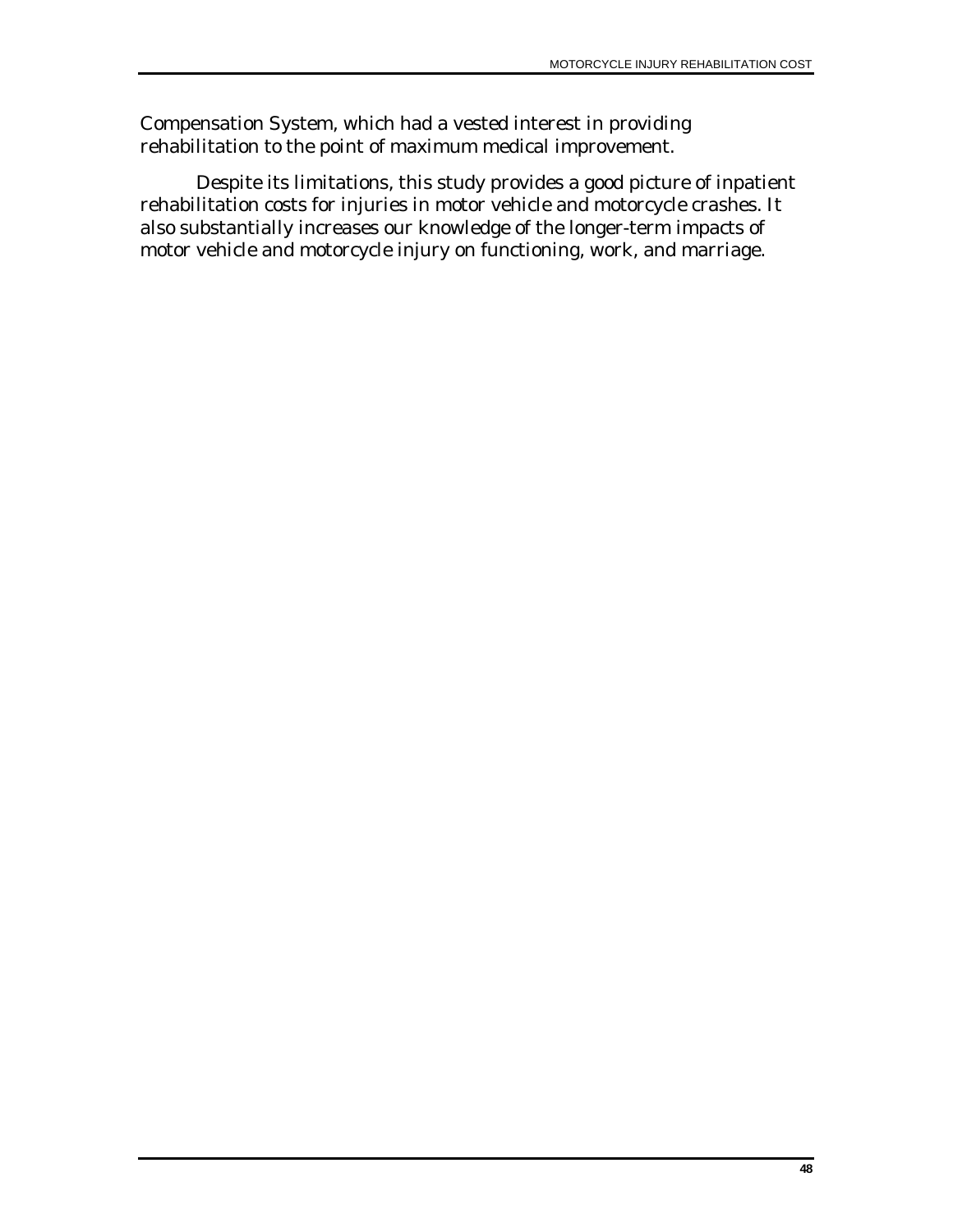Compensation System, which had a vested interest in providing rehabilitation to the point of maximum medical improvement.

Despite its limitations, this study provides a good picture of inpatient rehabilitation costs for injuries in motor vehicle and motorcycle crashes. It also substantially increases our knowledge of the longer-term impacts of motor vehicle and motorcycle injury on functioning, work, and marriage.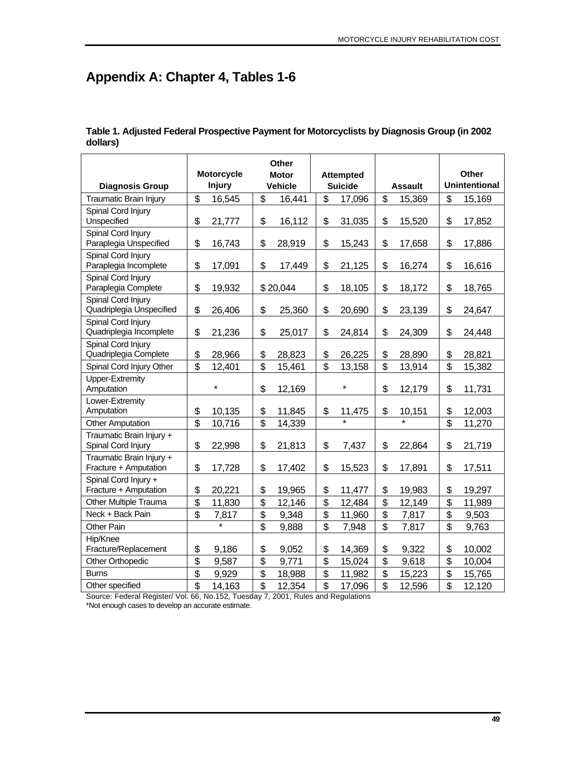# Appendix A: Chapter 4, Tables 1-6

**Table 1. Adjusted Federal Prospective Payment for Motorcyclists by Diagnosis Group (in 2002 dollars)**

| Diagnosis Group | Motorcycle Injury | Other Motor Vehicle | Attempted Suicide | Assault | Other Unintentional |
|---|---|---|---|---|---|
| Traumatic Brain Injury | $ 16,545 | $ 16,441 | $ 17,096 | $ 15,369 | $ 15,169 |
| Spinal Cord Injury Unspecified | $ 21,777 | $ 16,112 | $ 31,035 | $ 15,520 | $ 17,852 |
| Spinal Cord Injury Paraplegia Unspecified | $ 16,743 | $ 28,919 | $ 15,243 | $ 17,658 | $ 17,886 |
| Spinal Cord Injury Paraplegia Incomplete | $ 17,091 | $ 17,449 | $ 21,125 | $ 16,274 | $ 16,616 |
| Spinal Cord Injury Paraplegia Complete | $ 19,932 | $ 20,044 | $ 18,105 | $ 18,172 | $ 18,765 |
| Spinal Cord Injury Quadriplegia Unspecified | $ 26,406 | $ 25,360 | $ 20,690 | $ 23,139 | $ 24,647 |
| Spinal Cord Injury Quadriplegia Incomplete | $ 21,236 | $ 25,017 | $ 24,814 | $ 24,309 | $ 24,448 |
| Spinal Cord Injury Quadriplegia Complete | $ 28,966 | $ 28,823 | $ 26,225 | $ 28,890 | $ 28,821 |
| Spinal Cord Injury Other | $ 12,401 | $ 15,461 | $ 13,158 | $ 13,914 | $ 15,382 |
| Upper-Extremity Amputation | * | $ 12,169 | * | $ 12,179 | $ 11,731 |
| Lower-Extremity Amputation | $ 10,135 | $ 11,845 | $ 11,475 | $ 10,151 | $ 12,003 |
| Other Amputation | $ 10,716 | $ 14,339 | * | * | $ 11,270 |
| Traumatic Brain Injury + Spinal Cord Injury | $ 22,998 | $ 21,813 | $ 7,437 | $ 22,864 | $ 21,719 |
| Traumatic Brain Injury + Fracture + Amputation | $ 17,728 | $ 17,402 | $ 15,523 | $ 17,891 | $ 17,511 |
| Spinal Cord Injury + Fracture + Amputation | $ 20,221 | $ 19,965 | $ 11,477 | $ 19,983 | $ 19,297 |
| Other Multiple Trauma | $ 11,830 | $ 12,146 | $ 12,484 | $ 12,149 | $ 11,989 |
| Neck + Back Pain | $ 7,817 | $ 9,348 | $ 11,960 | $ 7,817 | $ 9,503 |
| Other Pain | * | $ 9,888 | $ 7,948 | $ 7,817 | $ 9,763 |
| Hip/Knee Fracture/Replacement | $ 9,186 | $ 9,052 | $ 14,369 | $ 9,322 | $ 10,002 |
| Other Orthopedic | $ 9,587 | $ 9,771 | $ 15,024 | $ 9,618 | $ 10,004 |
| Burns | $ 9,929 | $ 18,988 | $ 11,982 | $ 15,223 | $ 15,765 |
| Other specified | $ 14,163 | $ 12,354 | $ 17,096 | $ 12,596 | $ 12,120 |

Source: Federal Register/ Vol. 66, No.152, Tuesday 7, 2001, Rules and Regulations

*Not enough cases to develop an accurate estimate.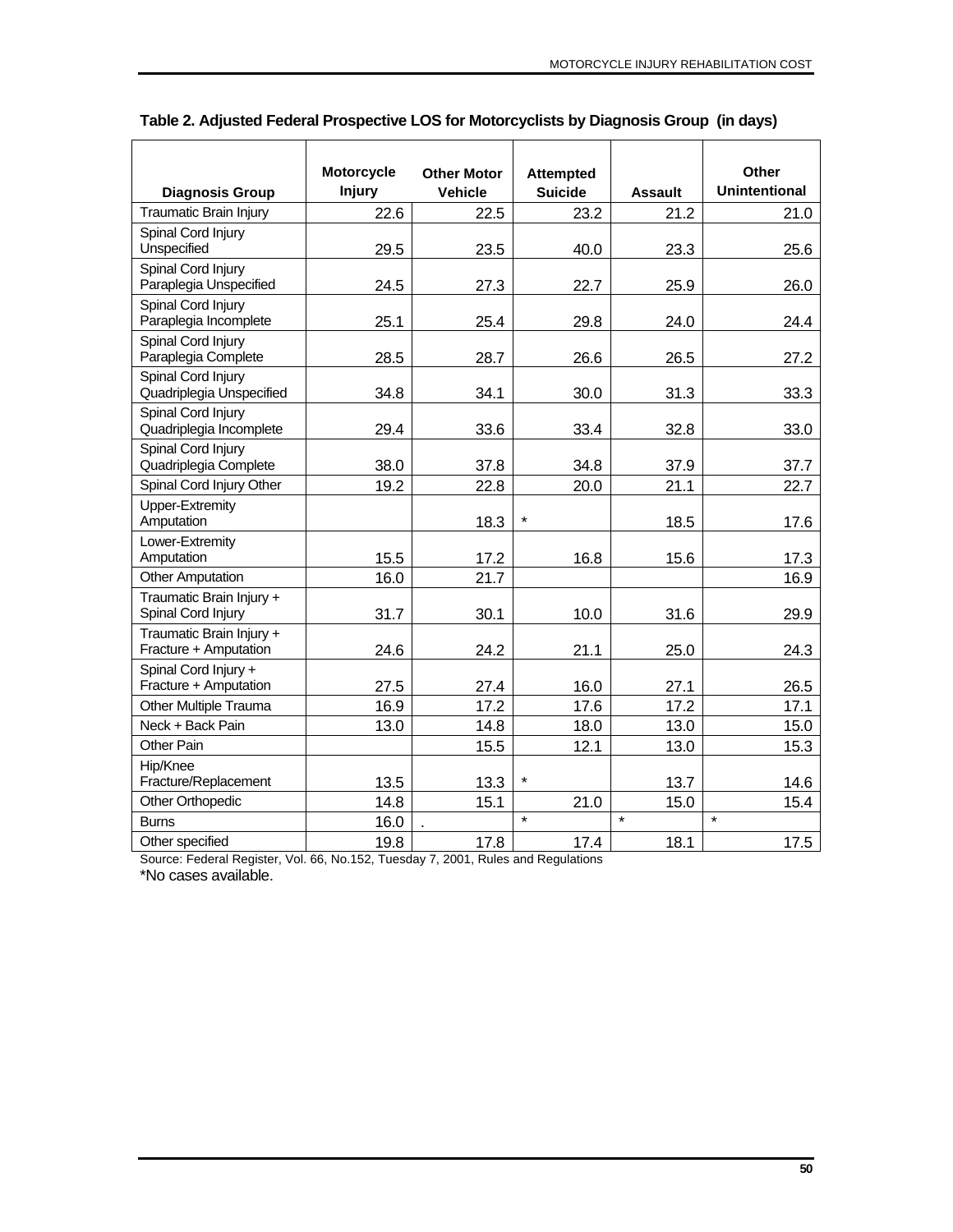**Table 2. Adjusted Federal Prospective LOS for Motorcyclists by Diagnosis Group (in days)**

| Diagnosis Group | Motorcycle Injury | Other Motor Vehicle | Attempted Suicide | Assault | Other Unintentional |
|---|---|---|---|---|---|
| Traumatic Brain Injury | 22.6 | 22.5 | 23.2 | 21.2 | 21.0 |
| Spinal Cord Injury Unspecified | 29.5 | 23.5 | 40.0 | 23.3 | 25.6 |
| Spinal Cord Injury Paraplegia Unspecified | 24.5 | 27.3 | 22.7 | 25.9 | 26.0 |
| Spinal Cord Injury Paraplegia Incomplete | 25.1 | 25.4 | 29.8 | 24.0 | 24.4 |
| Spinal Cord Injury Paraplegia Complete | 28.5 | 28.7 | 26.6 | 26.5 | 27.2 |
| Spinal Cord Injury Quadriplegia Unspecified | 34.8 | 34.1 | 30.0 | 31.3 | 33.3 |
| Spinal Cord Injury Quadriplegia Incomplete | 29.4 | 33.6 | 33.4 | 32.8 | 33.0 |
| Spinal Cord Injury Quadriplegia Complete | 38.0 | 37.8 | 34.8 | 37.9 | 37.7 |
| Spinal Cord Injury Other | 19.2 | 22.8 | 20.0 | 21.1 | 22.7 |
| Upper-Extremity Amputation | | 18.3 | * | 18.5 | 17.6 |
| Lower-Extremity Amputation | 15.5 | 17.2 | 16.8 | 15.6 | 17.3 |
| Other Amputation | 16.0 | 21.7 | | | 16.9 |
| Traumatic Brain Injury + Spinal Cord Injury | 31.7 | 30.1 | 10.0 | 31.6 | 29.9 |
| Traumatic Brain Injury + Fracture + Amputation | 24.6 | 24.2 | 21.1 | 25.0 | 24.3 |
| Spinal Cord Injury + Fracture + Amputation | 27.5 | 27.4 | 16.0 | 27.1 | 26.5 |
| Other Multiple Trauma | 16.9 | 17.2 | 17.6 | 17.2 | 17.1 |
| Neck + Back Pain | 13.0 | 14.8 | 18.0 | 13.0 | 15.0 |
| Other Pain | | 15.5 | 12.1 | 13.0 | 15.3 |
| Hip/Knee Fracture/Replacement | 13.5 | 13.3 | * | 13.7 | 14.6 |
| Other Orthopedic | 14.8 | 15.1 | 21.0 | 15.0 | 15.4 |
| Burns | 16.0 | . | * | * | * |
| Other specified | 19.8 | 17.8 | 17.4 | 18.1 | 17.5 |

Source: Federal Register, Vol. 66, No.152, Tuesday 7, 2001, Rules and Regulations

*No cases available.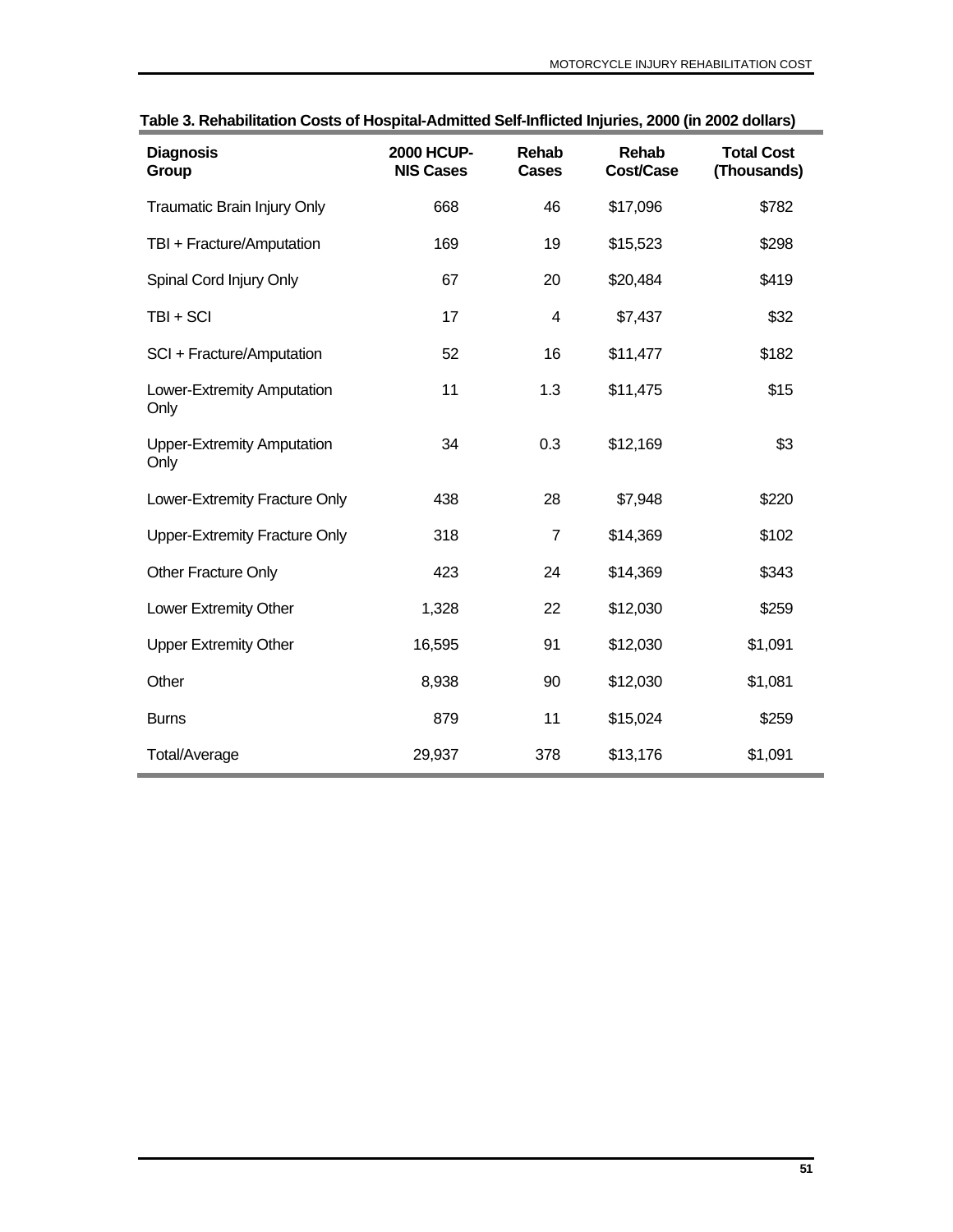**Table 3. Rehabilitation Costs of Hospital-Admitted Self-Inflicted Injuries, 2000 (in 2002 dollars)**

| Diagnosis Group | 2000 HCUP-NIS Cases | Rehab Cases | Rehab Cost/Case | Total Cost (Thousands) |
|---|---|---|---|---|
| Traumatic Brain Injury Only | 668 | 46 | $17,096 | $782 |
| TBI + Fracture/Amputation | 169 | 19 | $15,523 | $298 |
| Spinal Cord Injury Only | 67 | 20 | $20,484 | $419 |
| TBI + SCI | 17 | 4 | $7,437 | $32 |
| SCI + Fracture/Amputation | 52 | 16 | $11,477 | $182 |
| Lower-Extremity Amputation Only | 11 | 1.3 | $11,475 | $15 |
| Upper-Extremity Amputation Only | 34 | 0.3 | $12,169 | $3 |
| Lower-Extremity Fracture Only | 438 | 28 | $7,948 | $220 |
| Upper-Extremity Fracture Only | 318 | 7 | $14,369 | $102 |
| Other Fracture Only | 423 | 24 | $14,369 | $343 |
| Lower Extremity Other | 1,328 | 22 | $12,030 | $259 |
| Upper Extremity Other | 16,595 | 91 | $12,030 | $1,091 |
| Other | 8,938 | 90 | $12,030 | $1,081 |
| Burns | 879 | 11 | $15,024 | $259 |
| Total/Average | 29,937 | 378 | $13,176 | $1,091 |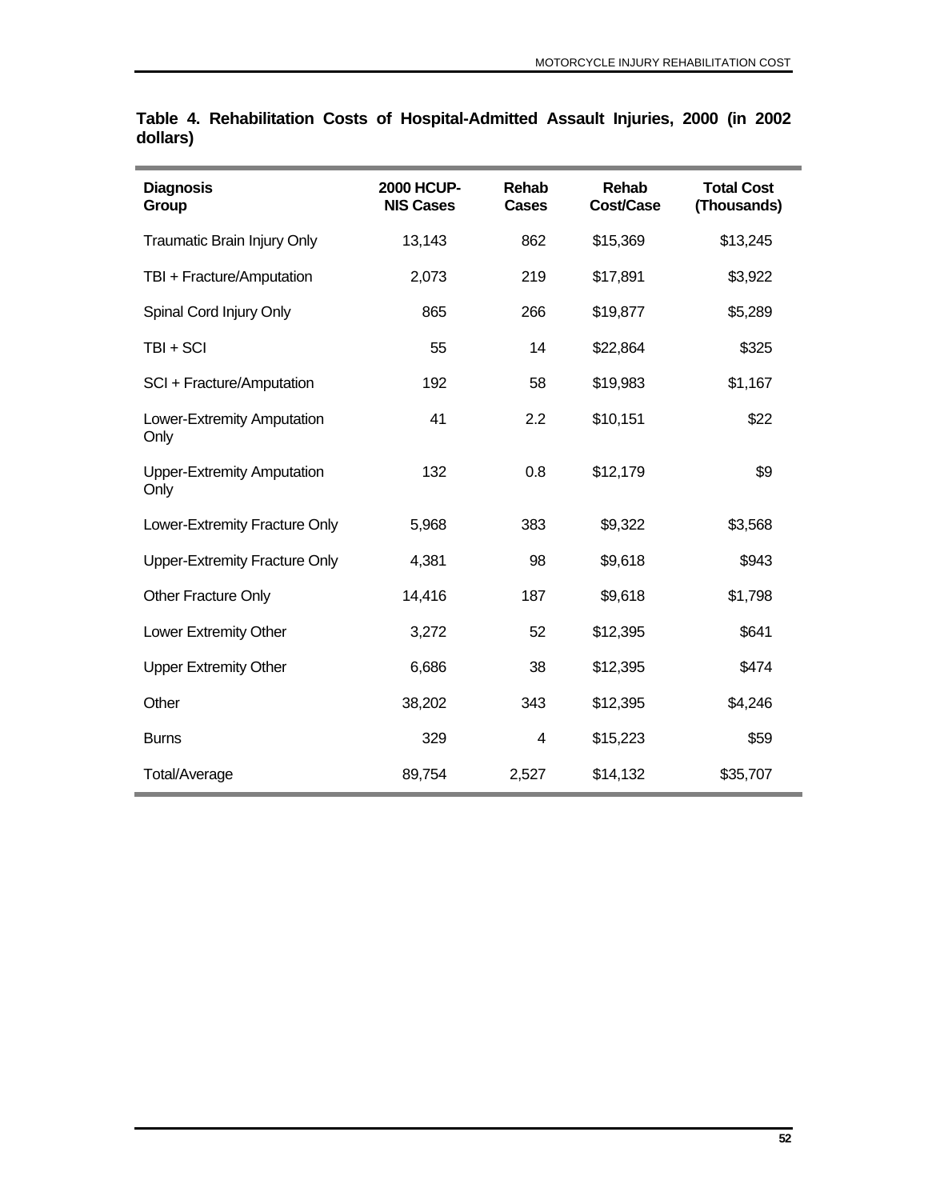**Table 4. Rehabilitation Costs of Hospital-Admitted Assault Injuries, 2000 (in 2002 dollars)**

| Diagnosis Group | 2000 HCUP-NIS Cases | Rehab Cases | Rehab Cost/Case | Total Cost (Thousands) |
|---|---|---|---|---|
| Traumatic Brain Injury Only | 13,143 | 862 | $15,369 | $13,245 |
| TBI + Fracture/Amputation | 2,073 | 219 | $17,891 | $3,922 |
| Spinal Cord Injury Only | 865 | 266 | $19,877 | $5,289 |
| TBI + SCI | 55 | 14 | $22,864 | $325 |
| SCI + Fracture/Amputation | 192 | 58 | $19,983 | $1,167 |
| Lower-Extremity Amputation Only | 41 | 2.2 | $10,151 | $22 |
| Upper-Extremity Amputation Only | 132 | 0.8 | $12,179 | $9 |
| Lower-Extremity Fracture Only | 5,968 | 383 | $9,322 | $3,568 |
| Upper-Extremity Fracture Only | 4,381 | 98 | $9,618 | $943 |
| Other Fracture Only | 14,416 | 187 | $9,618 | $1,798 |
| Lower Extremity Other | 3,272 | 52 | $12,395 | $641 |
| Upper Extremity Other | 6,686 | 38 | $12,395 | $474 |
| Other | 38,202 | 343 | $12,395 | $4,246 |
| Burns | 329 | 4 | $15,223 | $59 |
| Total/Average | 89,754 | 2,527 | $14,132 | $35,707 |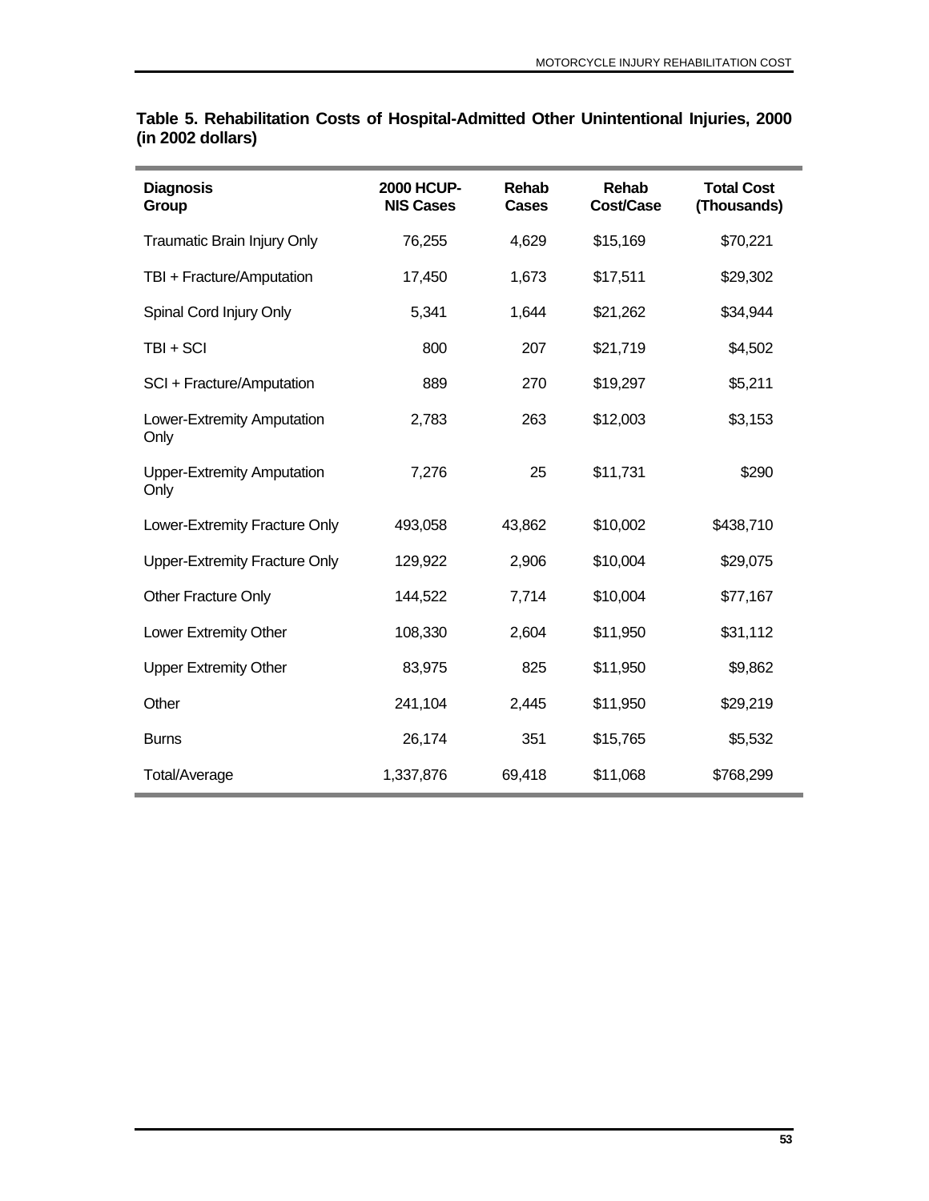**Table 5. Rehabilitation Costs of Hospital-Admitted Other Unintentional Injuries, 2000 (in 2002 dollars)**

| Diagnosis Group | 2000 HCUP-NIS Cases | Rehab Cases | Rehab Cost/Case | Total Cost (Thousands) |
|---|---|---|---|---|
| Traumatic Brain Injury Only | 76,255 | 4,629 | $15,169 | $70,221 |
| TBI + Fracture/Amputation | 17,450 | 1,673 | $17,511 | $29,302 |
| Spinal Cord Injury Only | 5,341 | 1,644 | $21,262 | $34,944 |
| TBI + SCI | 800 | 207 | $21,719 | $4,502 |
| SCI + Fracture/Amputation | 889 | 270 | $19,297 | $5,211 |
| Lower-Extremity Amputation Only | 2,783 | 263 | $12,003 | $3,153 |
| Upper-Extremity Amputation Only | 7,276 | 25 | $11,731 | $290 |
| Lower-Extremity Fracture Only | 493,058 | 43,862 | $10,002 | $438,710 |
| Upper-Extremity Fracture Only | 129,922 | 2,906 | $10,004 | $29,075 |
| Other Fracture Only | 144,522 | 7,714 | $10,004 | $77,167 |
| Lower Extremity Other | 108,330 | 2,604 | $11,950 | $31,112 |
| Upper Extremity Other | 83,975 | 825 | $11,950 | $9,862 |
| Other | 241,104 | 2,445 | $11,950 | $29,219 |
| Burns | 26,174 | 351 | $15,765 | $5,532 |
| Total/Average | 1,337,876 | 69,418 | $11,068 | $768,299 |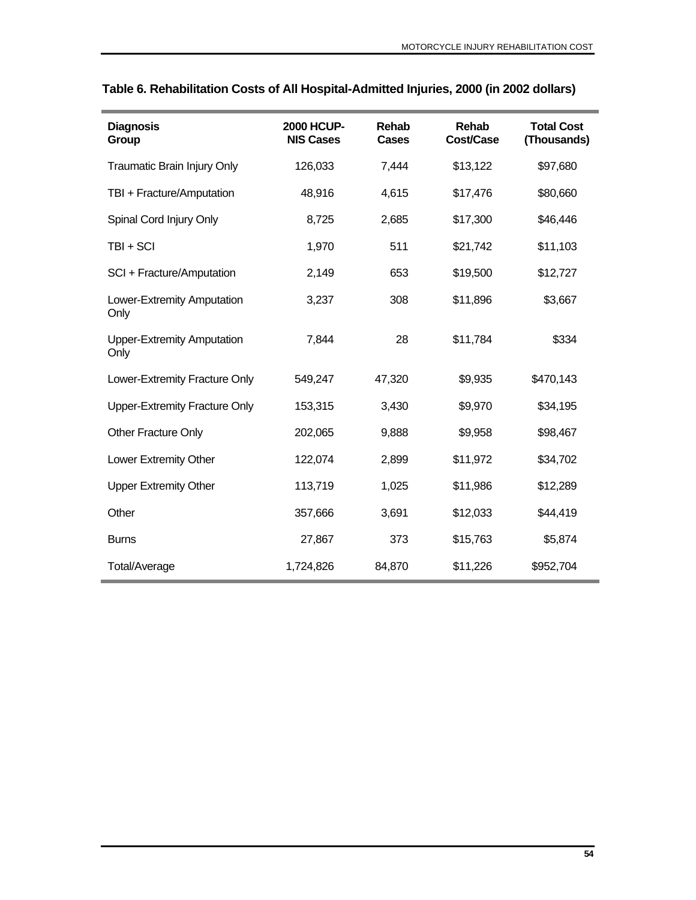## Table 6. Rehabilitation Costs of All Hospital-Admitted Injuries, 2000 (in 2002 dollars)

| Diagnosis Group | 2000 HCUP-NIS Cases | Rehab Cases | Rehab Cost/Case | Total Cost (Thousands) |
|---|---|---|---|---|
| Traumatic Brain Injury Only | 126,033 | 7,444 | $13,122 | $97,680 |
| TBI + Fracture/Amputation | 48,916 | 4,615 | $17,476 | $80,660 |
| Spinal Cord Injury Only | 8,725 | 2,685 | $17,300 | $46,446 |
| TBI + SCI | 1,970 | 511 | $21,742 | $11,103 |
| SCI + Fracture/Amputation | 2,149 | 653 | $19,500 | $12,727 |
| Lower-Extremity Amputation Only | 3,237 | 308 | $11,896 | $3,667 |
| Upper-Extremity Amputation Only | 7,844 | 28 | $11,784 | $334 |
| Lower-Extremity Fracture Only | 549,247 | 47,320 | $9,935 | $470,143 |
| Upper-Extremity Fracture Only | 153,315 | 3,430 | $9,970 | $34,195 |
| Other Fracture Only | 202,065 | 9,888 | $9,958 | $98,467 |
| Lower Extremity Other | 122,074 | 2,899 | $11,972 | $34,702 |
| Upper Extremity Other | 113,719 | 1,025 | $11,986 | $12,289 |
| Other | 357,666 | 3,691 | $12,033 | $44,419 |
| Burns | 27,867 | 373 | $15,763 | $5,874 |
| Total/Average | 1,724,826 | 84,870 | $11,226 | $952,704 |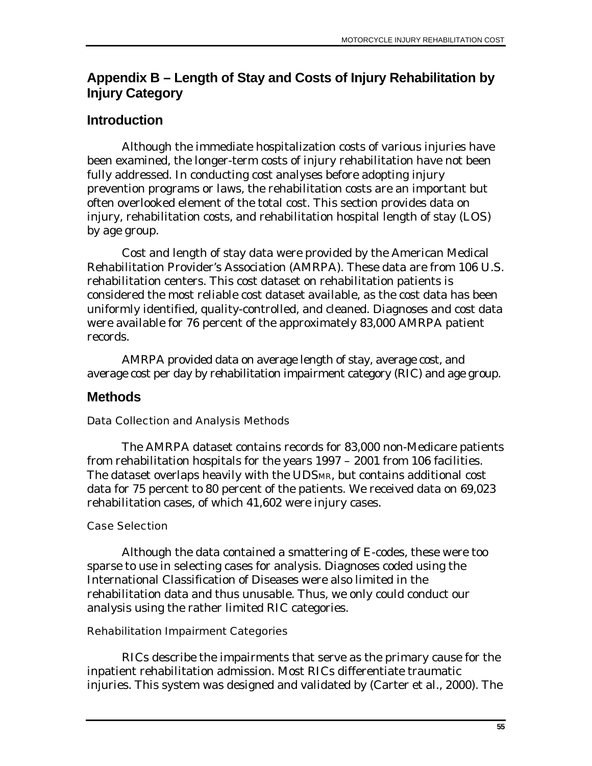## Appendix B – Length of Stay and Costs of Injury Rehabilitation by Injury Category

## Introduction

Although the immediate hospitalization costs of various injuries have been examined, the longer-term costs of injury rehabilitation have not been fully addressed. In conducting cost analyses before adopting injury prevention programs or laws, the rehabilitation costs are an important but often overlooked element of the total cost. This section provides data on injury, rehabilitation costs, and rehabilitation hospital length of stay (LOS) by age group.

Cost and length of stay data were provided by the American Medical Rehabilitation Provider's Association (AMRPA). These data are from 106 U.S. rehabilitation centers. This cost dataset on rehabilitation patients is considered the most reliable cost dataset available, as the cost data has been uniformly identified, quality-controlled, and cleaned. Diagnoses and cost data were available for 76 percent of the approximately 83,000 AMRPA patient records.

AMRPA provided data on average length of stay, average cost, and average cost per day by rehabilitation impairment category (RIC) and age group.

## Methods

### Data Collection and Analysis Methods

The AMRPA dataset contains records for 83,000 non-Medicare patients from rehabilitation hospitals for the years 1997 – 2001 from 106 facilities. The dataset overlaps heavily with the $UDS_{MR}$, but contains additional cost data for 75 percent to 80 percent of the patients. We received data on 69,023 rehabilitation cases, of which 41,602 were injury cases.

### Case Selection

Although the data contained a smattering of E-codes, these were too sparse to use in selecting cases for analysis. Diagnoses coded using the International Classification of Diseases were also limited in the rehabilitation data and thus unusable. Thus, we only could conduct our analysis using the rather limited RIC categories.

### Rehabilitation Impairment Categories

RICs describe the impairments that serve as the primary cause for the inpatient rehabilitation admission. Most RICs differentiate traumatic injuries. This system was designed and validated by (Carter et al., 2000). The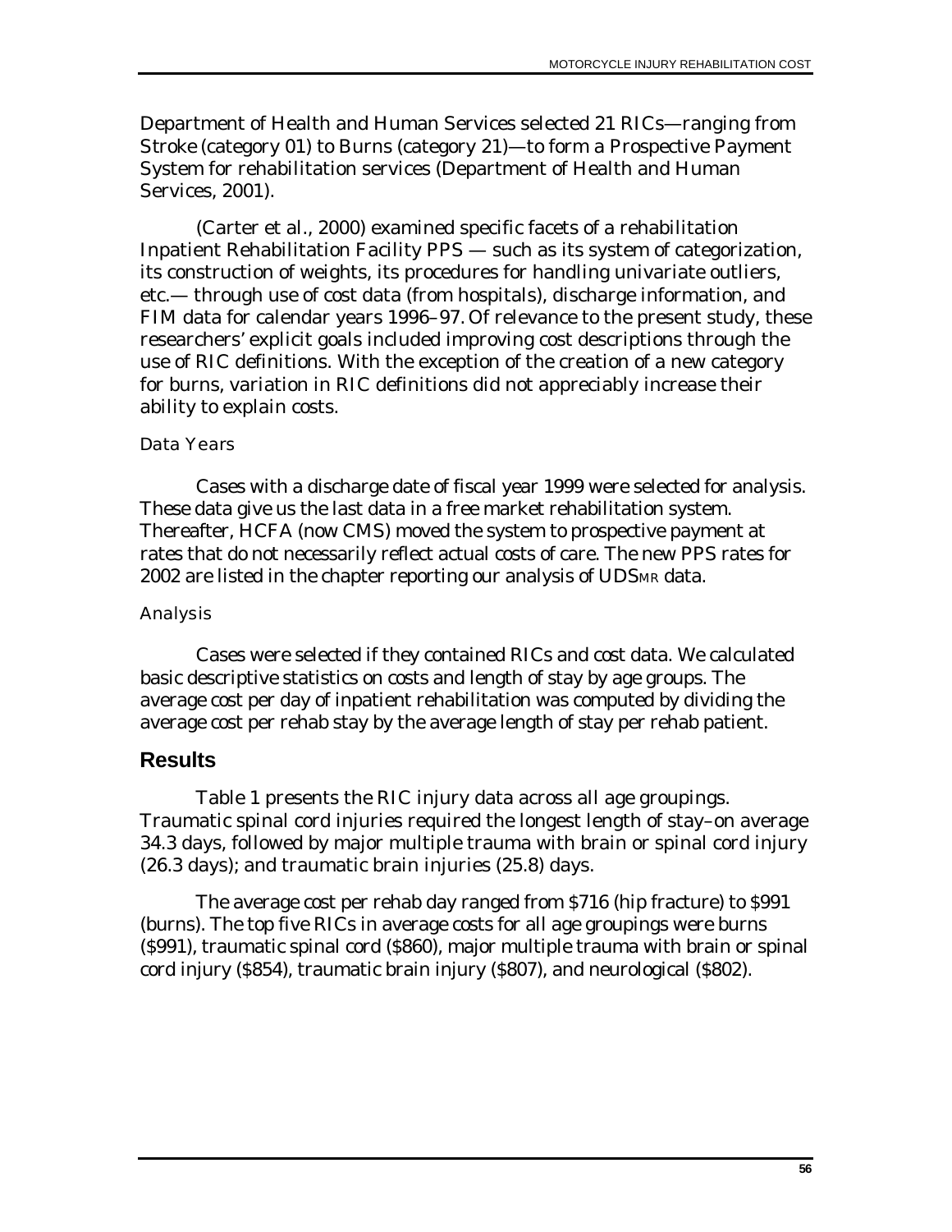Department of Health and Human Services selected 21 RICs—ranging from Stroke (category 01) to Burns (category 21)—to form a Prospective Payment System for rehabilitation services (Department of Health and Human Services, 2001).

(Carter et al., 2000) examined specific facets of a rehabilitation Inpatient Rehabilitation Facility PPS — such as its system of categorization, its construction of weights, its procedures for handling univariate outliers, etc.— through use of cost data (from hospitals), discharge information, and FIM data for calendar years 1996–97. Of relevance to the present study, these researchers' explicit goals included improving cost descriptions through the use of RIC definitions. With the exception of the creation of a new category for burns, variation in RIC definitions did not appreciably increase their ability to explain costs.

### Data Years

Cases with a discharge date of fiscal year 1999 were selected for analysis. These data give us the last data in a free market rehabilitation system. Thereafter, HCFA (now CMS) moved the system to prospective payment at rates that do not necessarily reflect actual costs of care. The new PPS rates for 2002 are listed in the chapter reporting our analysis of UDSMR data.

### Analysis

Cases were selected if they contained RICs and cost data. We calculated basic descriptive statistics on costs and length of stay by age groups. The average cost per day of inpatient rehabilitation was computed by dividing the average cost per rehab stay by the average length of stay per rehab patient.

## Results

Table 1 presents the RIC injury data across all age groupings. Traumatic spinal cord injuries required the longest length of stay–on average 34.3 days, followed by major multiple trauma with brain or spinal cord injury (26.3 days); and traumatic brain injuries (25.8) days.

The average cost per rehab day ranged from $716 (hip fracture) to $991 (burns). The top five RICs in average costs for all age groupings were burns ($991), traumatic spinal cord ($860), major multiple trauma with brain or spinal cord injury ($854), traumatic brain injury ($807), and neurological ($802).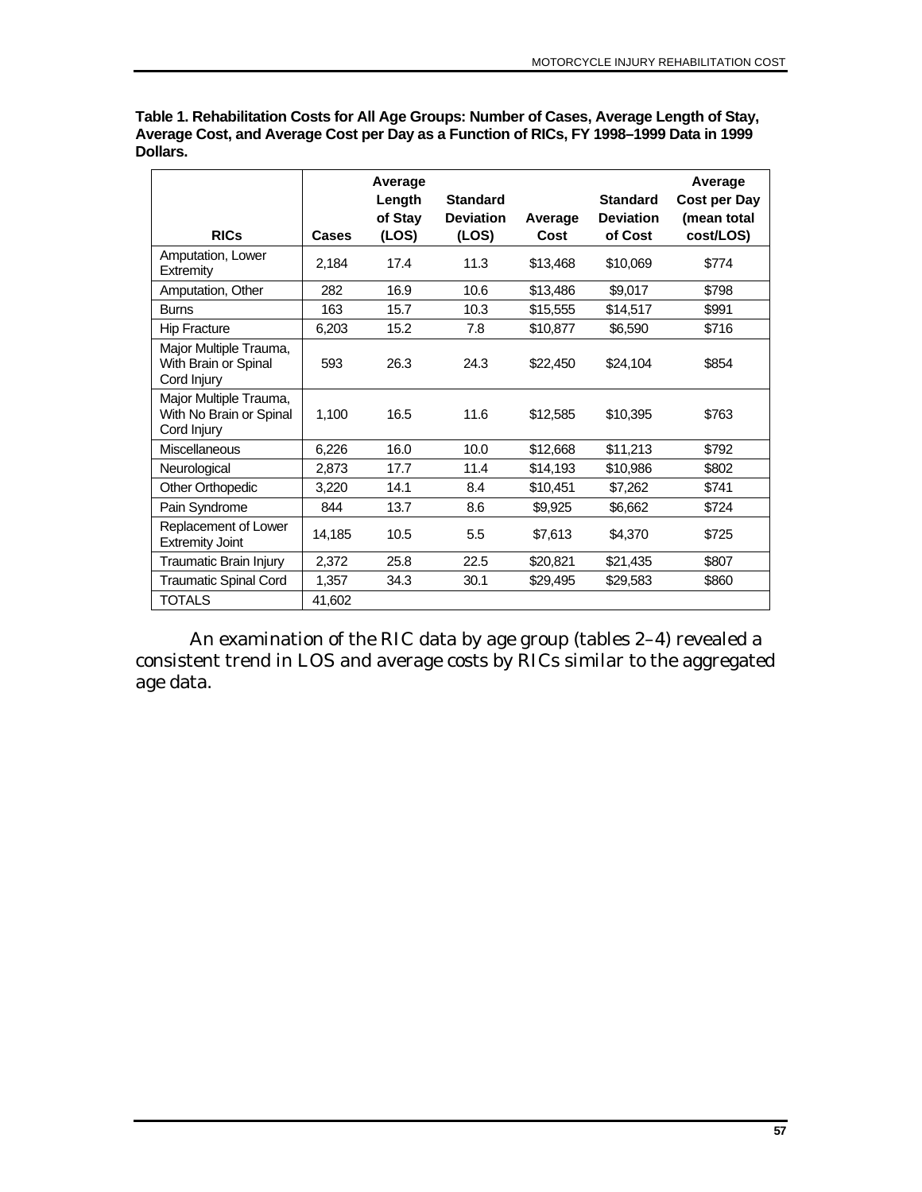**Table 1. Rehabilitation Costs for All Age Groups: Number of Cases, Average Length of Stay, Average Cost, and Average Cost per Day as a Function of RICs, FY 1998–1999 Data in 1999 Dollars.**

| RICs | Cases | Average Length of Stay (LOS) | Standard Deviation (LOS) | Average Cost | Standard Deviation of Cost | Average Cost per Day (mean total cost/LOS) |
|---|---|---|---|---|---|---|
| Amputation, Lower Extremity | 2,184 | 17.4 | 11.3 | $13,468 | $10,069 | $774 |
| Amputation, Other | 282 | 16.9 | 10.6 | $13,486 | $9,017 | $798 |
| Burns | 163 | 15.7 | 10.3 | $15,555 | $14,517 | $991 |
| Hip Fracture | 6,203 | 15.2 | 7.8 | $10,877 | $6,590 | $716 |
| Major Multiple Trauma, With Brain or Spinal Cord Injury | 593 | 26.3 | 24.3 | $22,450 | $24,104 | $854 |
| Major Multiple Trauma, With No Brain or Spinal Cord Injury | 1,100 | 16.5 | 11.6 | $12,585 | $10,395 | $763 |
| Miscellaneous | 6,226 | 16.0 | 10.0 | $12,668 | $11,213 | $792 |
| Neurological | 2,873 | 17.7 | 11.4 | $14,193 | $10,986 | $802 |
| Other Orthopedic | 3,220 | 14.1 | 8.4 | $10,451 | $7,262 | $741 |
| Pain Syndrome | 844 | 13.7 | 8.6 | $9,925 | $6,662 | $724 |
| Replacement of Lower Extremity Joint | 14,185 | 10.5 | 5.5 | $7,613 | $4,370 | $725 |
| Traumatic Brain Injury | 2,372 | 25.8 | 22.5 | $20,821 | $21,435 | $807 |
| Traumatic Spinal Cord | 1,357 | 34.3 | 30.1 | $29,495 | $29,583 | $860 |
| TOTALS | 41,602 | | | | | |

An examination of the RIC data by age group (tables 2–4) revealed a consistent trend in LOS and average costs by RICs similar to the aggregated age data.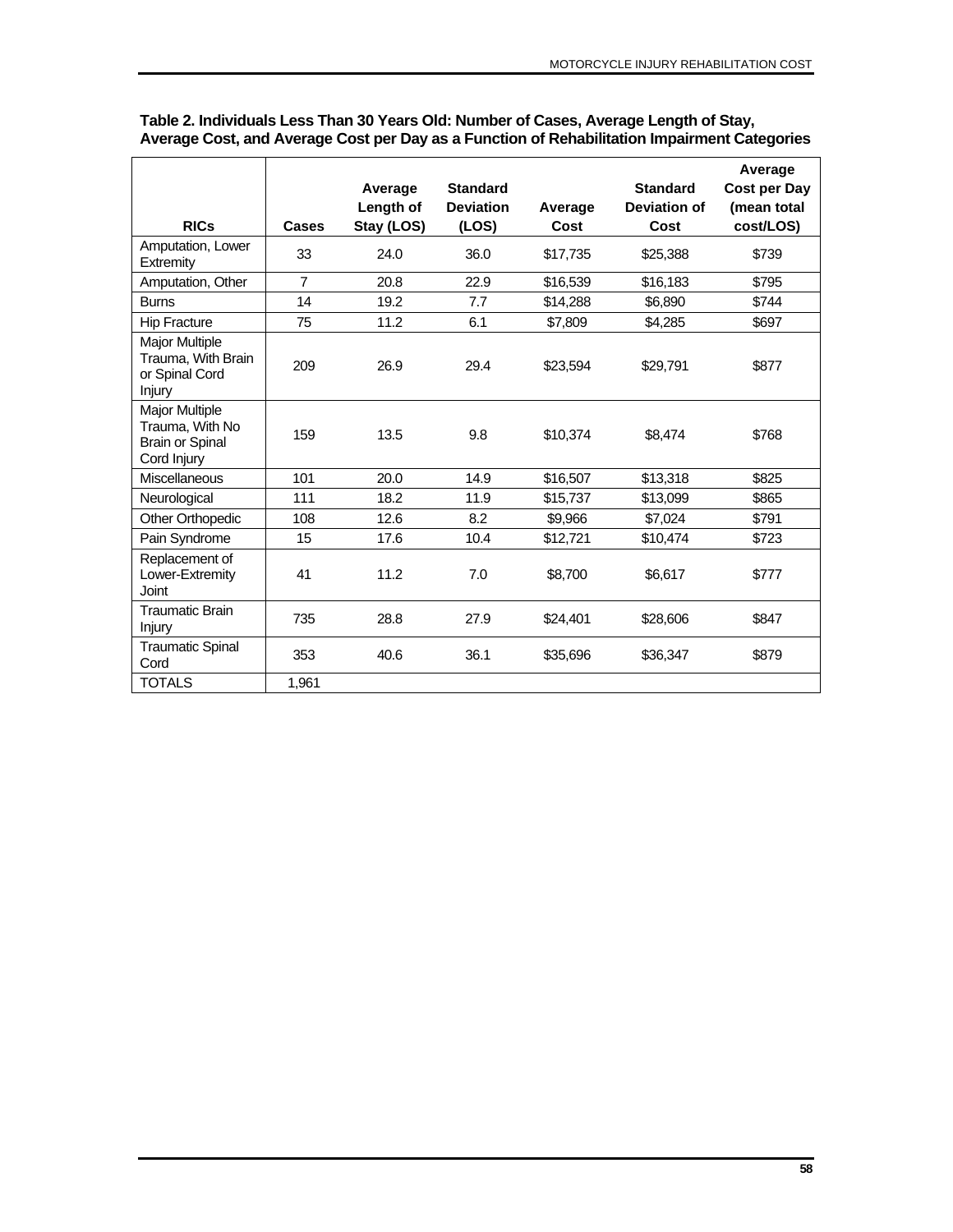**Table 2. Individuals Less Than 30 Years Old: Number of Cases, Average Length of Stay, Average Cost, and Average Cost per Day as a Function of Rehabilitation Impairment Categories**

| RICs | Cases | Average Length of Stay (LOS) | Standard Deviation (LOS) | Average Cost | Standard Deviation of Cost | Average Cost per Day (mean total cost/LOS) |
|---|---|---|---|---|---|---|
| Amputation, Lower Extremity | 33 | 24.0 | 36.0 | $17,735 | $25,388 | $739 |
| Amputation, Other | 7 | 20.8 | 22.9 | $16,539 | $16,183 | $795 |
| Burns | 14 | 19.2 | 7.7 | $14,288 | $6,890 | $744 |
| Hip Fracture | 75 | 11.2 | 6.1 | $7,809 | $4,285 | $697 |
| Major Multiple Trauma, With Brain or Spinal Cord Injury | 209 | 26.9 | 29.4 | $23,594 | $29,791 | $877 |
| Major Multiple Trauma, With No Brain or Spinal Cord Injury | 159 | 13.5 | 9.8 | $10,374 | $8,474 | $768 |
| Miscellaneous | 101 | 20.0 | 14.9 | $16,507 | $13,318 | $825 |
| Neurological | 111 | 18.2 | 11.9 | $15,737 | $13,099 | $865 |
| Other Orthopedic | 108 | 12.6 | 8.2 | $9,966 | $7,024 | $791 |
| Pain Syndrome | 15 | 17.6 | 10.4 | $12,721 | $10,474 | $723 |
| Replacement of Lower-Extremity Joint | 41 | 11.2 | 7.0 | $8,700 | $6,617 | $777 |
| Traumatic Brain Injury | 735 | 28.8 | 27.9 | $24,401 | $28,606 | $847 |
| Traumatic Spinal Cord | 353 | 40.6 | 36.1 | $35,696 | $36,347 | $879 |
| TOTALS | 1,961 | | | | | |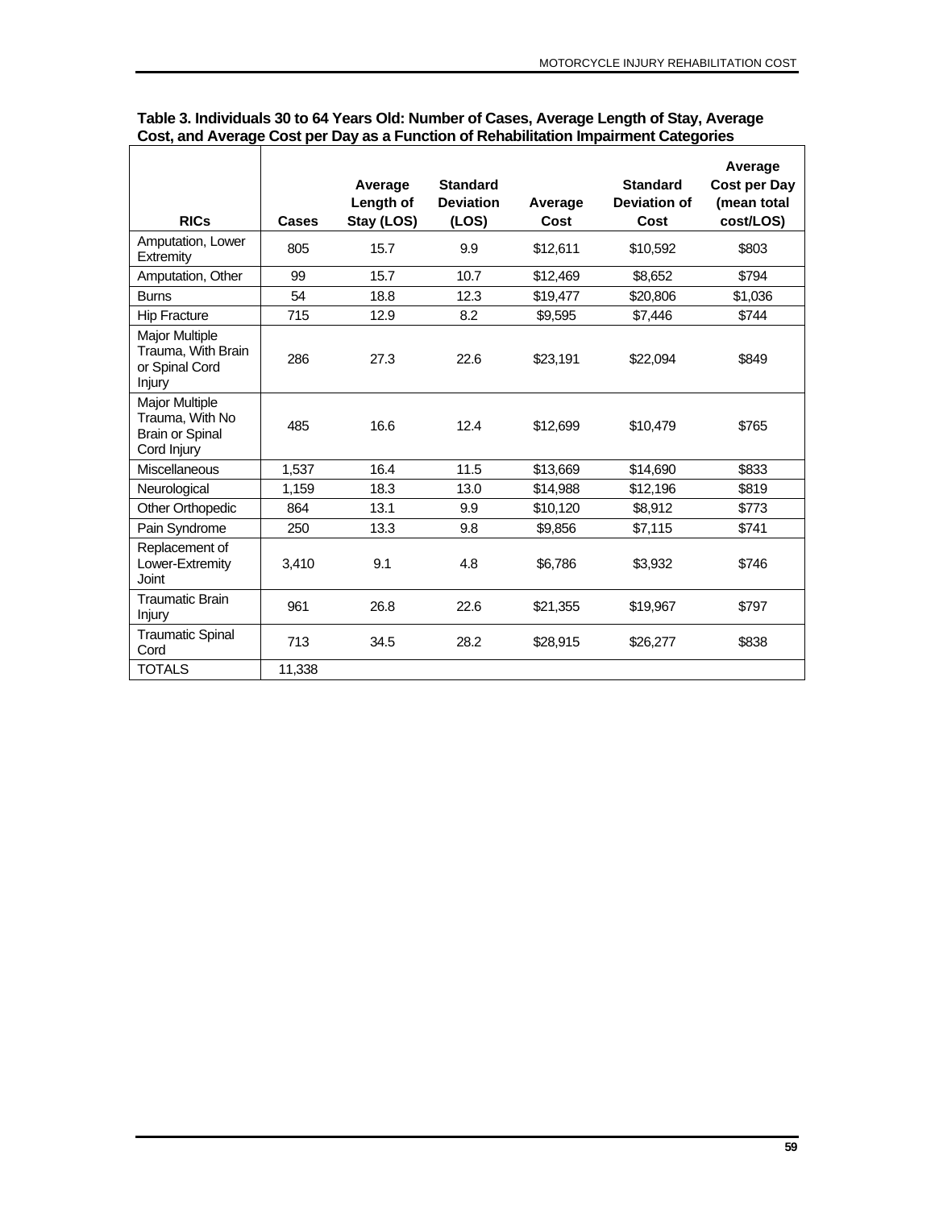**Table 3. Individuals 30 to 64 Years Old: Number of Cases, Average Length of Stay, Average Cost, and Average Cost per Day as a Function of Rehabilitation Impairment Categories**

| RICs | Cases | Average Length of Stay (LOS) | Standard Deviation (LOS) | Average Cost | Standard Deviation of Cost | Average Cost per Day (mean total cost/LOS) |
|---|---|---|---|---|---|---|
| Amputation, Lower Extremity | 805 | 15.7 | 9.9 | $12,611 | $10,592 | $803 |
| Amputation, Other | 99 | 15.7 | 10.7 | $12,469 | $8,652 | $794 |
| Burns | 54 | 18.8 | 12.3 | $19,477 | $20,806 | $1,036 |
| Hip Fracture | 715 | 12.9 | 8.2 | $9,595 | $7,446 | $744 |
| Major Multiple Trauma, With Brain or Spinal Cord Injury | 286 | 27.3 | 22.6 | $23,191 | $22,094 | $849 |
| Major Multiple Trauma, With No Brain or Spinal Cord Injury | 485 | 16.6 | 12.4 | $12,699 | $10,479 | $765 |
| Miscellaneous | 1,537 | 16.4 | 11.5 | $13,669 | $14,690 | $833 |
| Neurological | 1,159 | 18.3 | 13.0 | $14,988 | $12,196 | $819 |
| Other Orthopedic | 864 | 13.1 | 9.9 | $10,120 | $8,912 | $773 |
| Pain Syndrome | 250 | 13.3 | 9.8 | $9,856 | $7,115 | $741 |
| Replacement of Lower-Extremity Joint | 3,410 | 9.1 | 4.8 | $6,786 | $3,932 | $746 |
| Traumatic Brain Injury | 961 | 26.8 | 22.6 | $21,355 | $19,967 | $797 |
| Traumatic Spinal Cord | 713 | 34.5 | 28.2 | $28,915 | $26,277 | $838 |
| TOTALS | 11,338 | | | | | |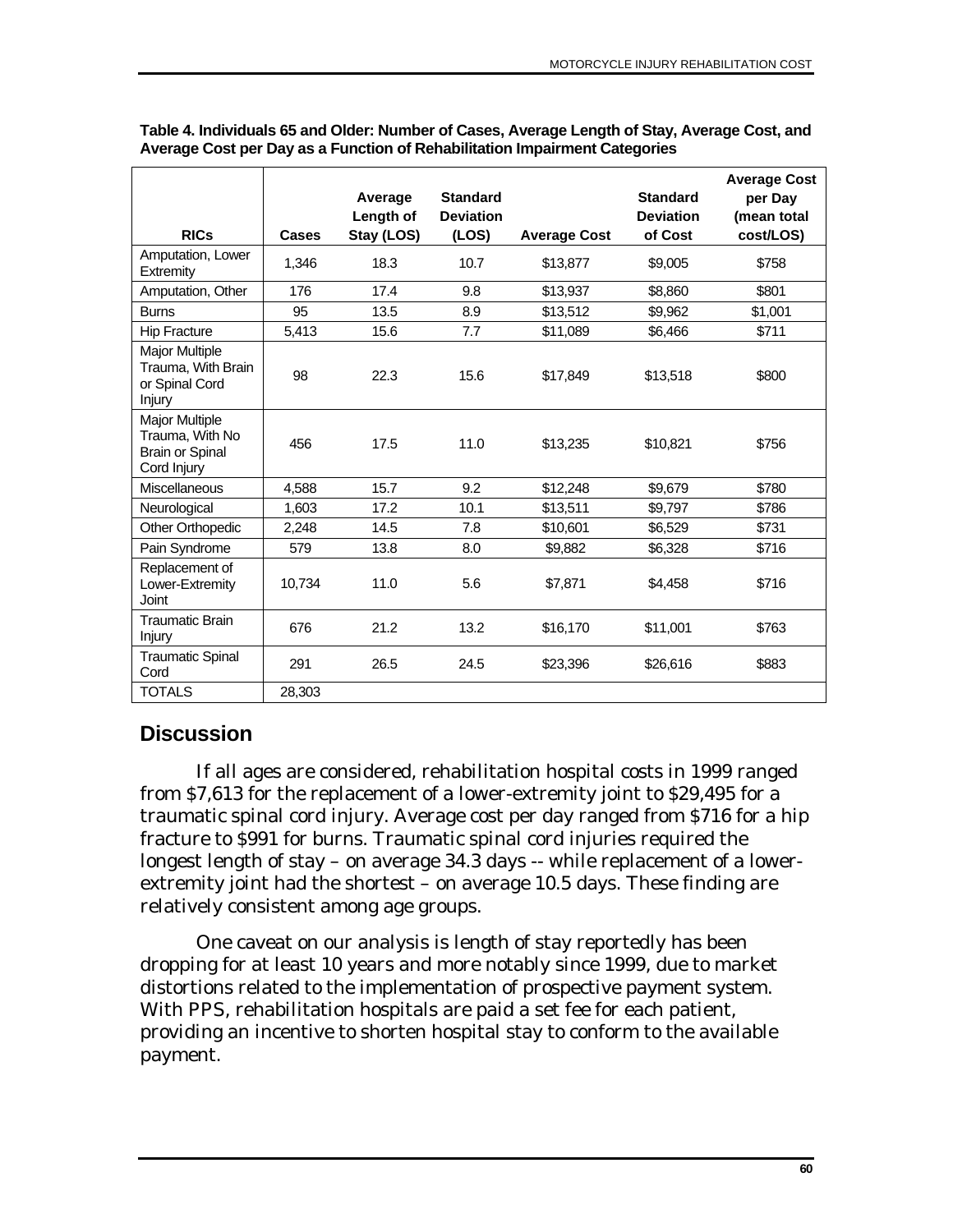**Table 4. Individuals 65 and Older: Number of Cases, Average Length of Stay, Average Cost, and Average Cost per Day as a Function of Rehabilitation Impairment Categories**

| RICs | Cases | Average Length of Stay (LOS) | Standard Deviation (LOS) | Average Cost | Standard Deviation of Cost | Average Cost per Day (mean total cost/LOS) |
|---|---|---|---|---|---|---|
| Amputation, Lower Extremity | 1,346 | 18.3 | 10.7 | $13,877 | $9,005 | $758 |
| Amputation, Other | 176 | 17.4 | 9.8 | $13,937 | $8,860 | $801 |
| Burns | 95 | 13.5 | 8.9 | $13,512 | $9,962 | $1,001 |
| Hip Fracture | 5,413 | 15.6 | 7.7 | $11,089 | $6,466 | $711 |
| Major Multiple Trauma, With Brain or Spinal Cord Injury | 98 | 22.3 | 15.6 | $17,849 | $13,518 | $800 |
| Major Multiple Trauma, With No Brain or Spinal Cord Injury | 456 | 17.5 | 11.0 | $13,235 | $10,821 | $756 |
| Miscellaneous | 4,588 | 15.7 | 9.2 | $12,248 | $9,679 | $780 |
| Neurological | 1,603 | 17.2 | 10.1 | $13,511 | $9,797 | $786 |
| Other Orthopedic | 2,248 | 14.5 | 7.8 | $10,601 | $6,529 | $731 |
| Pain Syndrome | 579 | 13.8 | 8.0 | $9,882 | $6,328 | $716 |
| Replacement of Lower-Extremity Joint | 10,734 | 11.0 | 5.6 | $7,871 | $4,458 | $716 |
| Traumatic Brain Injury | 676 | 21.2 | 13.2 | $16,170 | $11,001 | $763 |
| Traumatic Spinal Cord | 291 | 26.5 | 24.5 | $23,396 | $26,616 | $883 |
| TOTALS | 28,303 | | | | | |

## Discussion

If all ages are considered, rehabilitation hospital costs in 1999 ranged from $7,613 for the replacement of a lower-extremity joint to $29,495 for a traumatic spinal cord injury. Average cost per day ranged from $716 for a hip fracture to $991 for burns. Traumatic spinal cord injuries required the longest length of stay – on average 34.3 days -- while replacement of a lower-extremity joint had the shortest – on average 10.5 days. These finding are relatively consistent among age groups.

One caveat on our analysis is length of stay reportedly has been dropping for at least 10 years and more notably since 1999, due to market distortions related to the implementation of prospective payment system. With PPS, rehabilitation hospitals are paid a set fee for each patient, providing an incentive to shorten hospital stay to conform to the available payment.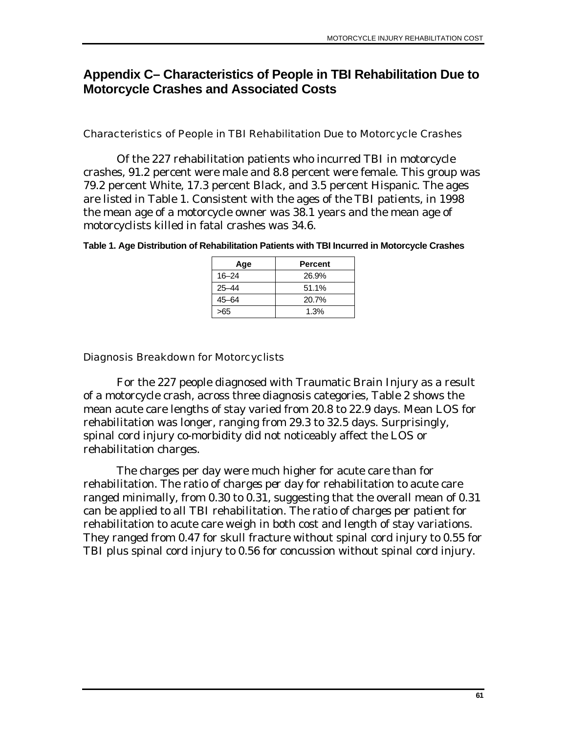# Appendix C– Characteristics of People in TBI Rehabilitation Due to Motorcycle Crashes and Associated Costs

## Characteristics of People in TBI Rehabilitation Due to Motorcycle Crashes

Of the 227 rehabilitation patients who incurred TBI in motorcycle crashes, 91.2 percent were male and 8.8 percent were female. This group was 79.2 percent White, 17.3 percent Black, and 3.5 percent Hispanic. The ages are listed in Table 1. Consistent with the ages of the TBI patients, in 1998 the mean age of a motorcycle owner was 38.1 years and the mean age of motorcyclists killed in fatal crashes was 34.6.

**Table 1. Age Distribution of Rehabilitation Patients with TBI Incurred in Motorcycle Crashes**

| Age | Percent |
|---|---|
| 16–24 | 26.9% |
| 25–44 | 51.1% |
| 45–64 | 20.7% |
| >65 | 1.3% |

## Diagnosis Breakdown for Motorcyclists

For the 227 people diagnosed with Traumatic Brain Injury as a result of a motorcycle crash, across three diagnosis categories, Table 2 shows the mean acute care lengths of stay varied from 20.8 to 22.9 days. Mean LOS for rehabilitation was longer, ranging from 29.3 to 32.5 days. Surprisingly, spinal cord injury co-morbidity did not noticeably affect the LOS or rehabilitation charges.

The charges per day were much higher for acute care than for rehabilitation. The ratio of charges *per day* for rehabilitation to acute care ranged minimally, from 0.30 to 0.31, suggesting that the overall mean of 0.31 can be applied to all TBI rehabilitation. The ratio of charges *per patient* for rehabilitation to acute care weigh in both cost and length of stay variations. They ranged from 0.47 for skull fracture without spinal cord injury to 0.55 for TBI plus spinal cord injury to 0.56 for concussion without spinal cord injury.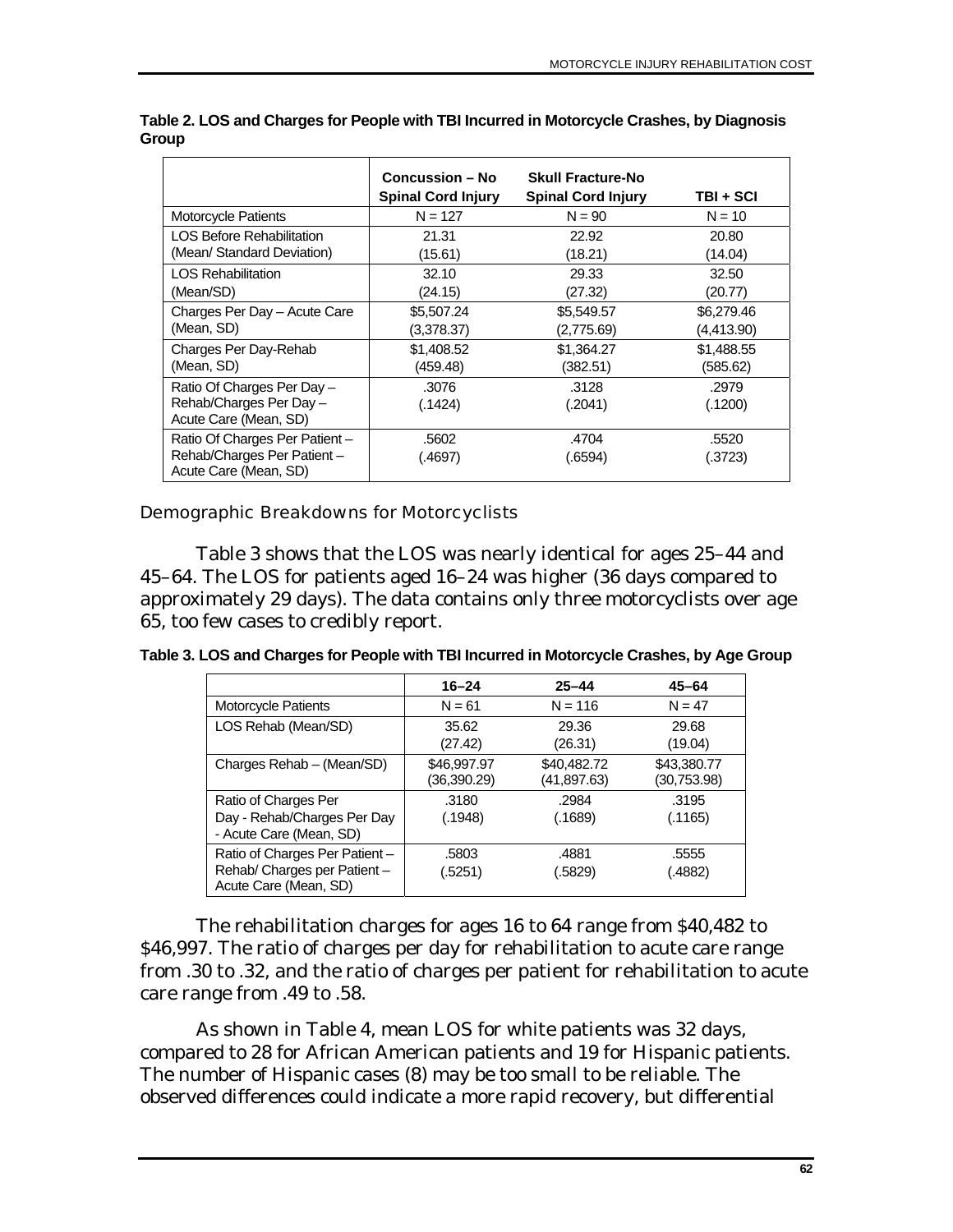**Table 2. LOS and Charges for People with TBI Incurred in Motorcycle Crashes, by Diagnosis Group**

| | Concussion – No Spinal Cord Injury | Skull Fracture-No Spinal Cord Injury | TBI + SCI |
|---|---|---|---|
| Motorcycle Patients | N = 127 | N = 90 | N = 10 |
| LOS Before Rehabilitation (Mean/ Standard Deviation) | 21.31 (15.61) | 22.92 (18.21) | 20.80 (14.04) |
| LOS Rehabilitation (Mean/SD) | 32.10 (24.15) | 29.33 (27.32) | 32.50 (20.77) |
| Charges Per Day – Acute Care (Mean, SD) | $5,507.24 (3,378.37) | $5,549.57 (2,775.69) | $6,279.46 (4,413.90) |
| Charges Per Day-Rehab (Mean, SD) | $1,408.52 (459.48) | $1,364.27 (382.51) | $1,488.55 (585.62) |
| Ratio Of Charges Per Day – Rehab/Charges Per Day – Acute Care (Mean, SD) | .3076 (.1424) | .3128 (.2041) | .2979 (.1200) |
| Ratio Of Charges Per Patient – Rehab/Charges Per Patient – Acute Care (Mean, SD) | .5602 (.4697) | .4704 (.6594) | .5520 (.3723) |

## Demographic Breakdowns for Motorcyclists

Table 3 shows that the LOS was nearly identical for ages 25–44 and 45–64. The LOS for patients aged 16–24 was higher (36 days compared to approximately 29 days). The data contains only three motorcyclists over age 65, too few cases to credibly report.

**Table 3. LOS and Charges for People with TBI Incurred in Motorcycle Crashes, by Age Group**

| | 16–24 | 25–44 | 45–64 |
|---|---|---|---|
| Motorcycle Patients | N = 61 | N = 116 | N = 47 |
| LOS Rehab (Mean/SD) | 35.62 (27.42) | 29.36 (26.31) | 29.68 (19.04) |
| Charges Rehab – (Mean/SD) | $46,997.97 (36,390.29) | $40,482.72 (41,897.63) | $43,380.77 (30,753.98) |
| Ratio of Charges Per Day - Rehab/Charges Per Day - Acute Care (Mean, SD) | .3180 (.1948) | .2984 (.1689) | .3195 (.1165) |
| Ratio of Charges Per Patient – Rehab/ Charges per Patient – Acute Care (Mean, SD) | .5803 (.5251) | .4881 (.5829) | .5555 (.4882) |

The rehabilitation charges for ages 16 to 64 range from $40,482 to $46,997. The ratio of charges per day for rehabilitation to acute care range from .30 to .32, and the ratio of charges per patient for rehabilitation to acute care range from .49 to .58.

As shown in Table 4, mean LOS for white patients was 32 days, compared to 28 for African American patients and 19 for Hispanic patients. The number of Hispanic cases (8) may be too small to be reliable. The observed differences could indicate a more rapid recovery, but differential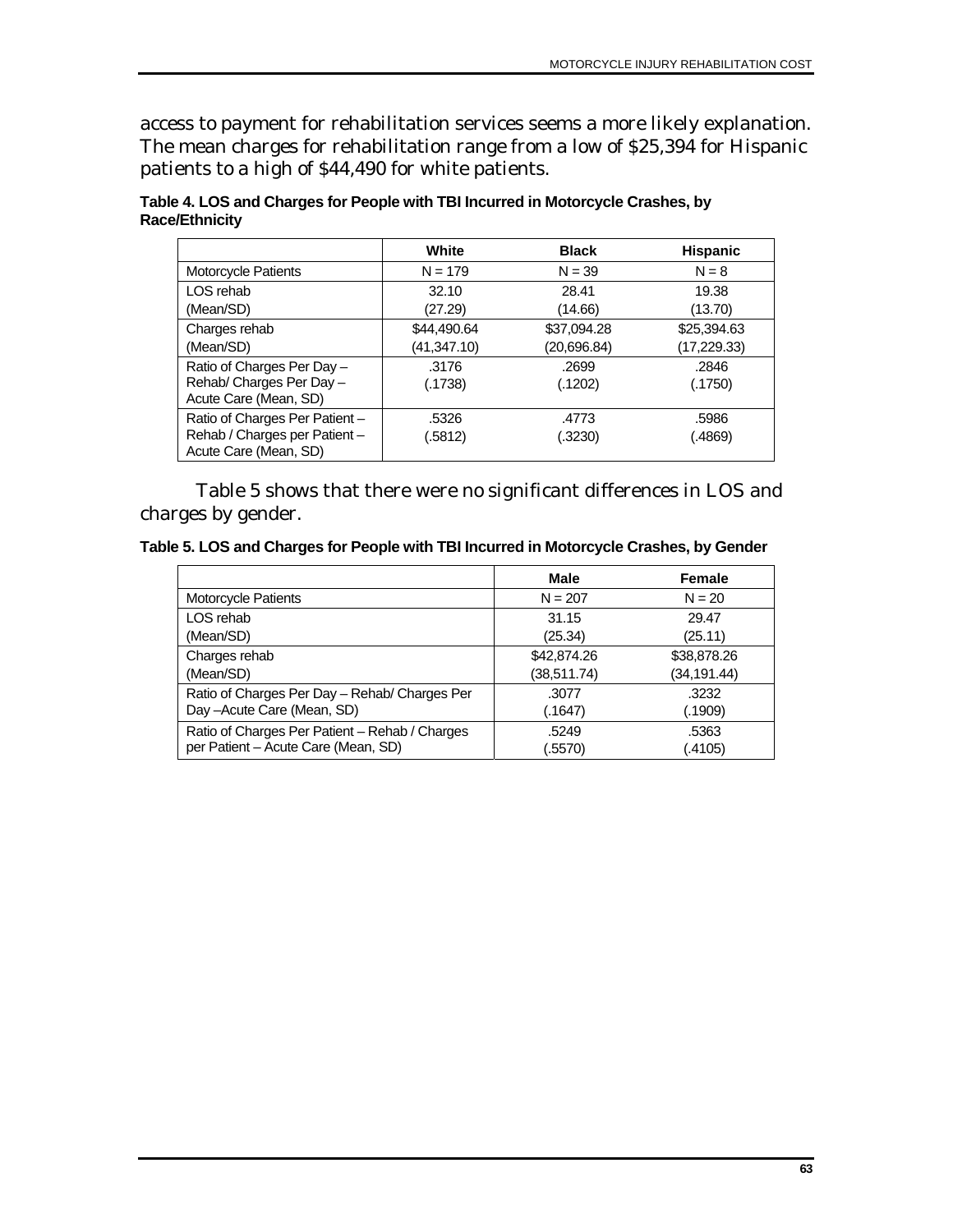access to payment for rehabilitation services seems a more likely explanation. The mean charges for rehabilitation range from a low of $25,394 for Hispanic patients to a high of $44,490 for white patients.

**Table 4. LOS and Charges for People with TBI Incurred in Motorcycle Crashes, by Race/Ethnicity**

| | White | Black | Hispanic |
|---|---|---|---|
| Motorcycle Patients | N = 179 | N = 39 | N = 8 |
| LOS rehab (Mean/SD) | 32.10 (27.29) | 28.41 (14.66) | 19.38 (13.70) |
| Charges rehab (Mean/SD) | $44,490.64 (41,347.10) | $37,094.28 (20,696.84) | $25,394.63 (17,229.33) |
| Ratio of Charges Per Day – Rehab/ Charges Per Day – Acute Care (Mean, SD) | .3176 (.1738) | .2699 (.1202) | .2846 (.1750) |
| Ratio of Charges Per Patient – Rehab / Charges per Patient – Acute Care (Mean, SD) | .5326 (.5812) | .4773 (.3230) | .5986 (.4869) |

Table 5 shows that there were no significant differences in LOS and charges by gender.

**Table 5. LOS and Charges for People with TBI Incurred in Motorcycle Crashes, by Gender**

| | Male | Female |
|---|---|---|
| Motorcycle Patients | N = 207 | N = 20 |
| LOS rehab (Mean/SD) | 31.15 (25.34) | 29.47 (25.11) |
| Charges rehab (Mean/SD) | $42,874.26 (38,511.74) | $38,878.26 (34,191.44) |
| Ratio of Charges Per Day – Rehab/ Charges Per Day –Acute Care (Mean, SD) | .3077 (.1647) | .3232 (.1909) |
| Ratio of Charges Per Patient – Rehab / Charges per Patient – Acute Care (Mean, SD) | .5249 (.5570) | .5363 (.4105) |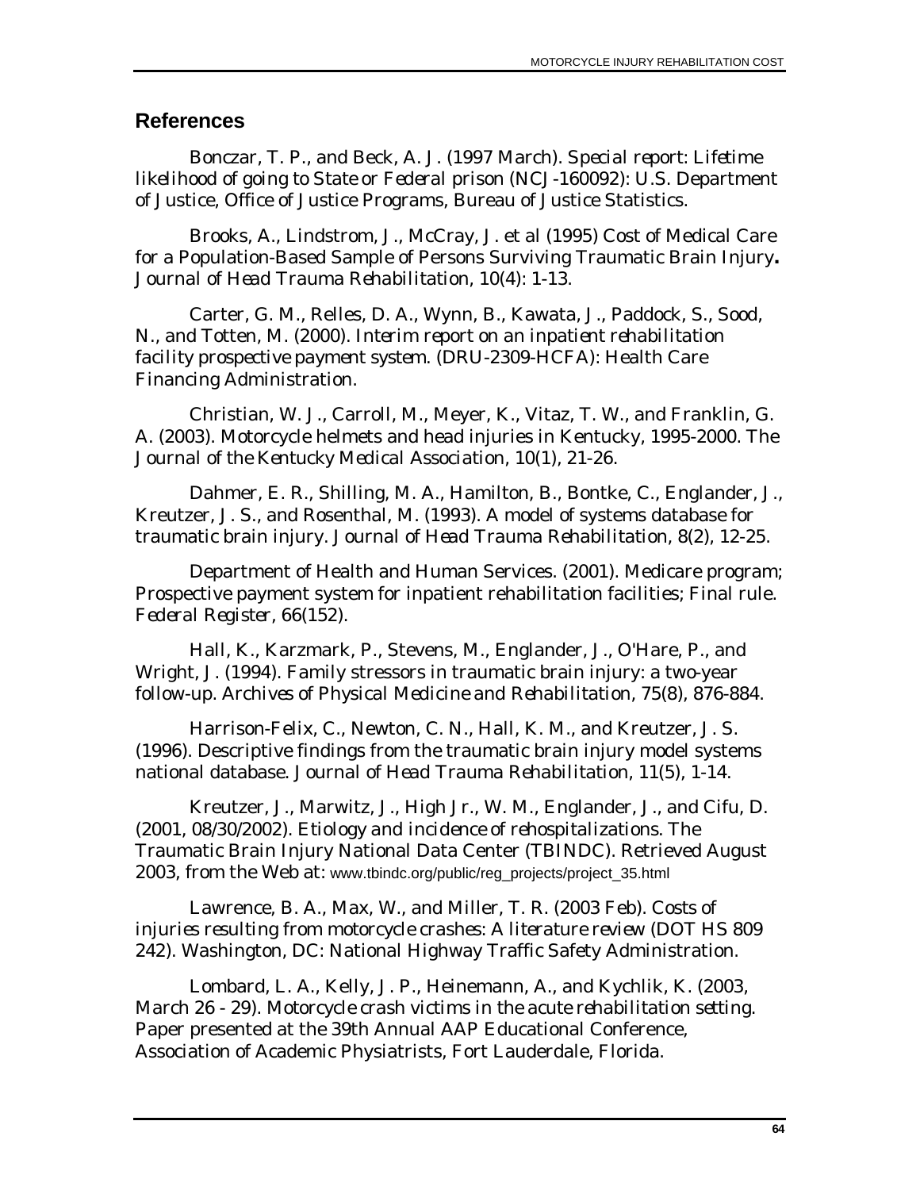## References

Bonczar, T. P., and Beck, A. J. (1997 March). *Special report: Lifetime likelihood of going to State or Federal prison* (NCJ-160092): U.S. Department of Justice, Office of Justice Programs, Bureau of Justice Statistics.

Brooks, A., Lindstrom, J., McCray, J. et al (1995) Cost of Medical Care for a Population-Based Sample of Persons Surviving Traumatic Brain Injury**.** *Journal of Head Trauma Rehabilitation*, 10(4): 1-13.

Carter, G. M., Relles, D. A., Wynn, B., Kawata, J., Paddock, S., Sood, N., and Totten, M. (2000). *Interim report on an inpatient rehabilitation facility prospective payment system*. (DRU-2309-HCFA): Health Care Financing Administration.

Christian, W. J., Carroll, M., Meyer, K., Vitaz, T. W., and Franklin, G. A. (2003). Motorcycle helmets and head injuries in Kentucky, 1995-2000. *The Journal of the Kentucky Medical Association*, 10(1), 21-26.

Dahmer, E. R., Shilling, M. A., Hamilton, B., Bontke, C., Englander, J., Kreutzer, J. S., and Rosenthal, M. (1993). A model of systems database for traumatic brain injury. *Journal of Head Trauma Rehabilitation*, 8(2), 12-25.

Department of Health and Human Services. (2001). Medicare program; Prospective payment system for inpatient rehabilitation facilities; Final rule. *Federal Register*, 66(152).

Hall, K., Karzmark, P., Stevens, M., Englander, J., O'Hare, P., and Wright, J. (1994). Family stressors in traumatic brain injury: a two-year follow-up. *Archives of Physical Medicine and Rehabilitation*, 75(8), 876-884.

Harrison-Felix, C., Newton, C. N., Hall, K. M., and Kreutzer, J. S. (1996). Descriptive findings from the traumatic brain injury model systems national database. *Journal of Head Trauma Rehabilitation*, 11(5), 1-14.

Kreutzer, J., Marwitz, J., High Jr., W. M., Englander, J., and Cifu, D. (2001, 08/30/2002). *Etiology and incidence of rehospitalizations*. The Traumatic Brain Injury National Data Center (TBINDC). Retrieved August 2003, from the Web at: www.tbindc.org/public/reg_projects/project_35.html

Lawrence, B. A., Max, W., and Miller, T. R. (2003 Feb). *Costs of injuries resulting from motorcycle crashes: A literature review* (DOT HS 809 242). Washington, DC: National Highway Traffic Safety Administration.

Lombard, L. A., Kelly, J. P., Heinemann, A., and Kychlik, K. (2003, March 26 - 29). *Motorcycle crash victims in the acute rehabilitation setting*. Paper presented at the 39th Annual AAP Educational Conference, Association of Academic Physiatrists, Fort Lauderdale, Florida.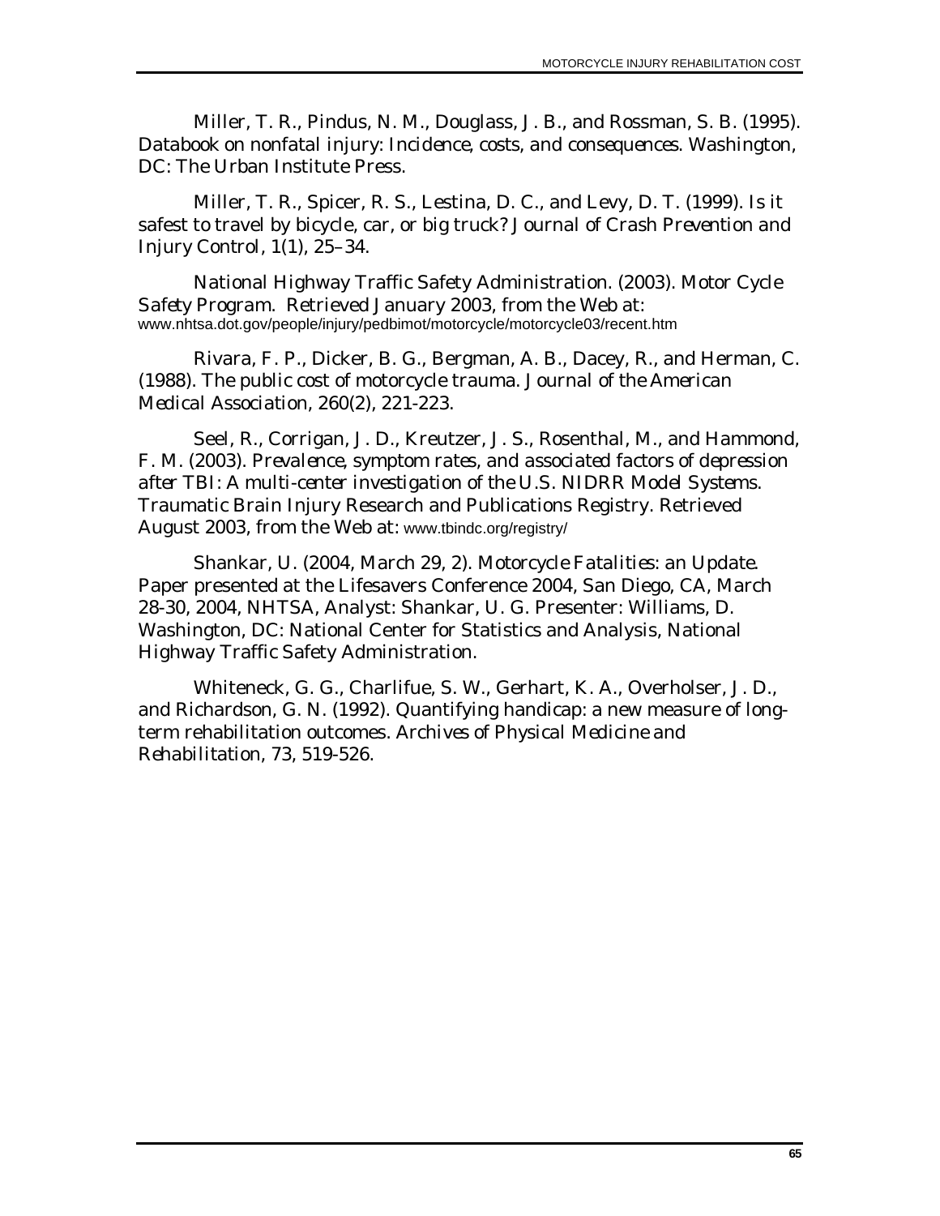Miller, T. R., Pindus, N. M., Douglass, J. B., and Rossman, S. B. (1995). *Databook on nonfatal injury: Incidence, costs, and consequences*. Washington, DC: The Urban Institute Press.

Miller, T. R., Spicer, R. S., Lestina, D. C., and Levy, D. T. (1999). Is it safest to travel by bicycle, car, or big truck? *Journal of Crash Prevention and Injury Control*, 1(1), 25–34.

National Highway Traffic Safety Administration. (2003). *Motor Cycle Safety Program*. Retrieved January 2003, from the Web at: www.nhtsa.dot.gov/people/injury/pedbimot/motorcycle/motorcycle03/recent.htm

Rivara, F. P., Dicker, B. G., Bergman, A. B., Dacey, R., and Herman, C. (1988). The public cost of motorcycle trauma. *Journal of the American Medical Association*, 260(2), 221-223.

Seel, R., Corrigan, J. D., Kreutzer, J. S., Rosenthal, M., and Hammond, F. M. (2003). *Prevalence, symptom rates, and associated factors of depression after TBI: A multi-center investigation of the U.S. NIDRR Model Systems*. Traumatic Brain Injury Research and Publications Registry. Retrieved August 2003, from the Web at: www.tbindc.org/registry/

Shankar, U. (2004, March 29, 2). *Motorcycle Fatalities: an Update*. Paper presented at the Lifesavers Conference 2004, San Diego, CA, March 28-30, 2004, NHTSA, Analyst: Shankar, U. G. Presenter: Williams, D. Washington, DC: National Center for Statistics and Analysis, National Highway Traffic Safety Administration.

Whiteneck, G. G., Charlifue, S. W., Gerhart, K. A., Overholser, J. D., and Richardson, G. N. (1992). Quantifying handicap: a new measure of long-term rehabilitation outcomes. *Archives of Physical Medicine and Rehabilitation*, 73, 519-526.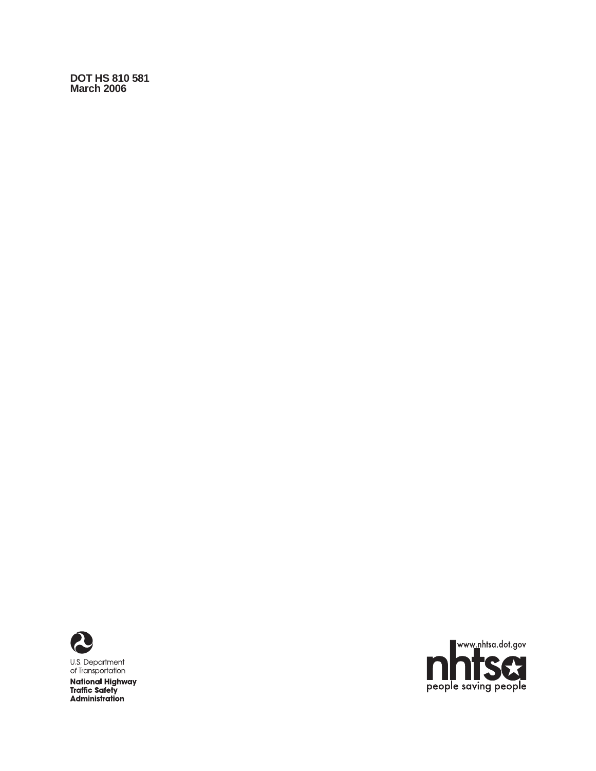**DOT HS 810 581**
**March 2006**

U.S. Department
of Transportation

**National Highway**
**Traffic Safety**
**Administration**

www.nhtsa.dot.gov

nhtsa

people saving people